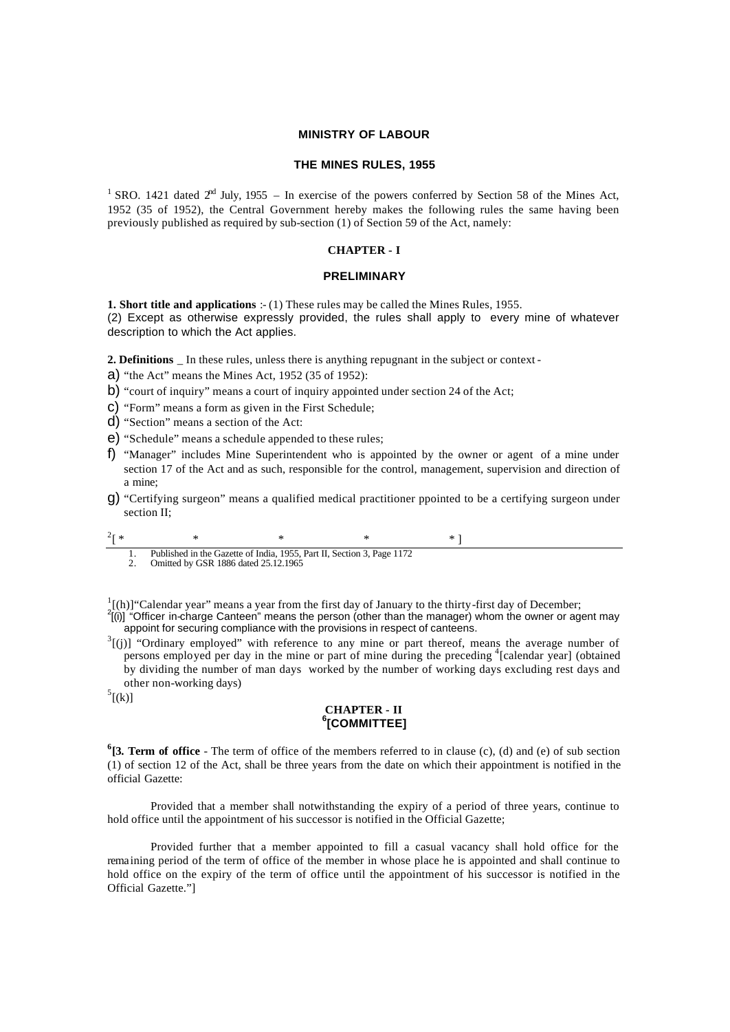# MINISTRY OF LABOUR

## THE MINES RULES, 1955

[1] SRO. 1421 dated 2[nd] July, 1955 – In exercise of the powers conferred by Section 58 of the Mines Act, 1952 (35 of 1952), the Central Government hereby makes the following rules the same having been previously published as required by sub-section (1) of Section 59 of the Act, namely:

## CHAPTER - I

## PRELIMINARY

**1. Short title and applications** :- (1) These rules may be called the Mines Rules, 1955.
(2) Except as otherwise expressly provided, the rules shall apply to every mine of whatever description to which the Act applies.

**2. Definitions** _ In these rules, unless there is anything repugnant in the subject or context -

a) "the Act" means the Mines Act, 1952 (35 of 1952):
b) "court of inquiry" means a court of inquiry appointed under section 24 of the Act;
c) "Form" means a form as given in the First Schedule;
d) "Section" means a section of the Act:
e) "Schedule" means a schedule appended to these rules;
f) "Manager" includes Mine Superintendent who is appointed by the owner or agent of a mine under section 17 of the Act and as such, responsible for the control, management, supervision and direction of a mine;
g) "Certifying surgeon" means a qualified medical practitioner ppointed to be a certifying surgeon under section II;

[2][ * * * * * ]

1. Published in the Gazette of India, 1955, Part II, Section 3, Page 1172
2. Omitted by GSR 1886 dated 25.12.1965

[1][(h)]"Calendar year" means a year from the first day of January to the thirty-first day of December;
[2][(i)] "Officer in-charge Canteen" means the person (other than the manager) whom the owner or agent may appoint for securing compliance with the provisions in respect of canteens.
[3][(j)] "Ordinary employed" with reference to any mine or part thereof, means the average number of persons employed per day in the mine or part of mine during the preceding [4][calendar year] (obtained by dividing the number of man days worked by the number of working days excluding rest days and other non-working days)
[5][(k)]

## CHAPTER - II
## [6][COMMITTEE]

**[6][3. Term of office** - The term of office of the members referred to in clause (c), (d) and (e) of sub section (1) of section 12 of the Act, shall be three years from the date on which their appointment is notified in the official Gazette:

Provided that a member shall notwithstanding the expiry of a period of three years, continue to hold office until the appointment of his successor is notified in the Official Gazette;

Provided further that a member appointed to fill a casual vacancy shall hold office for the remaining period of the term of office of the member in whose place he is appointed and shall continue to hold office on the expiry of the term of office until the appointment of his successor is notified in the Official Gazette."]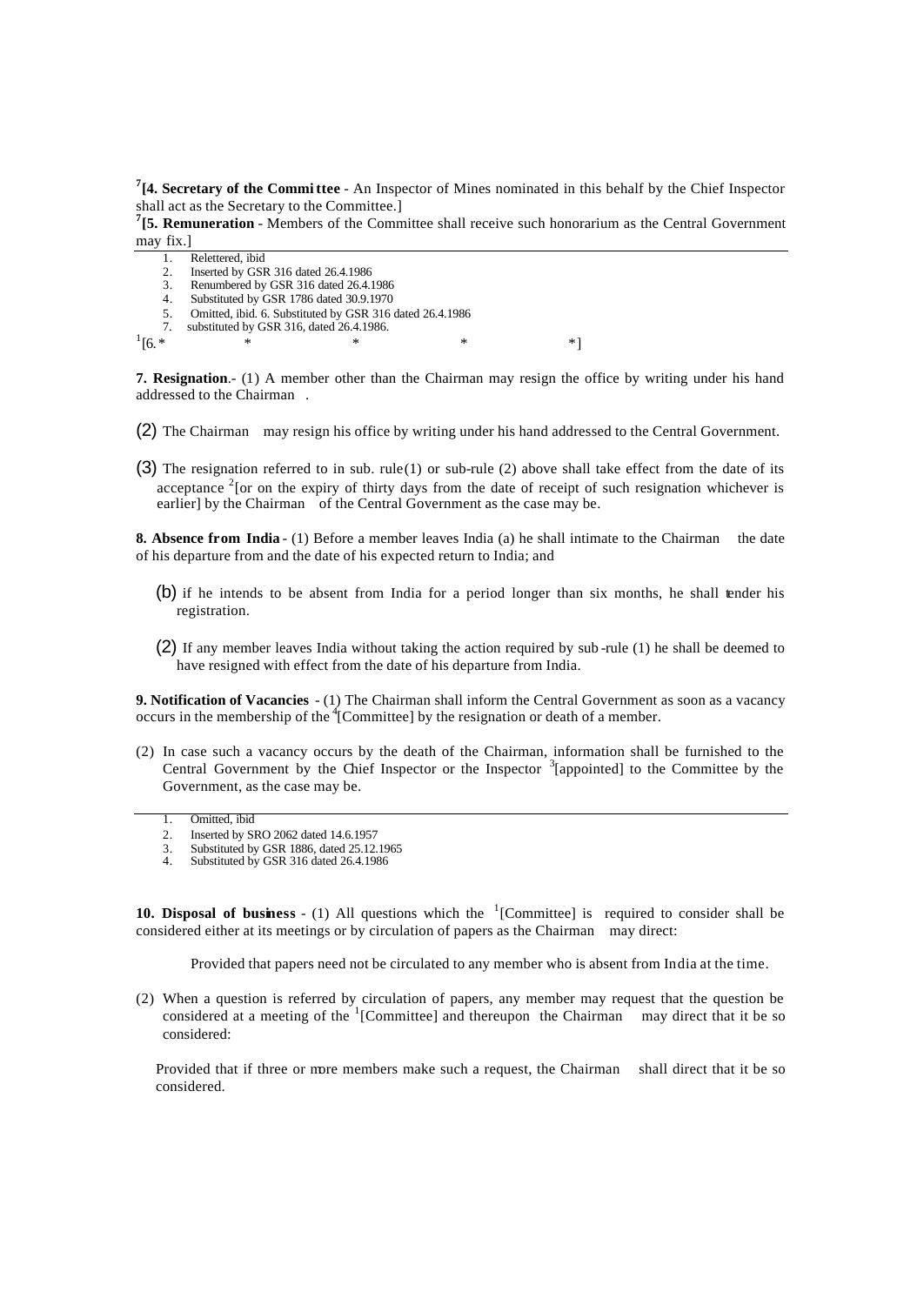[7][**4. Secretary of the Committee** - An Inspector of Mines nominated in this behalf by the Chief Inspector shall act as the Secretary to the Committee.]

[7][**5. Remuneration** - Members of the Committee shall receive such honorarium as the Central Government may fix.]

1. Relettered, ibid
2. Inserted by GSR 316 dated 26.4.1986
3. Renumbered by GSR 316 dated 26.4.1986
4. Substituted by GSR 1786 dated 30.9.1970
5. Omitted, ibid. 6. Substituted by GSR 316 dated 26.4.1986
7. substituted by GSR 316, dated 26.4.1986.

[1][6. * * * * *]

**7. Resignation**.- (1) A member other than the Chairman may resign the office by writing under his hand addressed to the Chairman .

(2) The Chairman may resign his office by writing under his hand addressed to the Central Government.

(3) The resignation referred to in sub. rule(1) or sub-rule (2) above shall take effect from the date of its acceptance [2][or on the expiry of thirty days from the date of receipt of such resignation whichever is earlier] by the Chairman of the Central Government as the case may be.

**8. Absence from India** - (1) Before a member leaves India (a) he shall intimate to the Chairman the date of his departure from and the date of his expected return to India; and

(b) if he intends to be absent from India for a period longer than six months, he shall tender his registration.

(2) If any member leaves India without taking the action required by sub-rule (1) he shall be deemed to have resigned with effect from the date of his departure from India.

**9. Notification of Vacancies** - (1) The Chairman shall inform the Central Government as soon as a vacancy occurs in the membership of the [4][Committee] by the resignation or death of a member.

(2) In case such a vacancy occurs by the death of the Chairman, information shall be furnished to the Central Government by the Chief Inspector or the Inspector [3][appointed] to the Committee by the Government, as the case may be.

1. Omitted, ibid
2. Inserted by SRO 2062 dated 14.6.1957
3. Substituted by GSR 1886, dated 25.12.1965
4. Substituted by GSR 316 dated 26.4.1986

**10. Disposal of business** - (1) All questions which the [1][Committee] is required to consider shall be considered either at its meetings or by circulation of papers as the Chairman may direct:

Provided that papers need not be circulated to any member who is absent from India at the time.

(2) When a question is referred by circulation of papers, any member may request that the question be considered at a meeting of the [1][Committee] and thereupon the Chairman may direct that it be so considered:

Provided that if three or more members make such a request, the Chairman shall direct that it be so considered.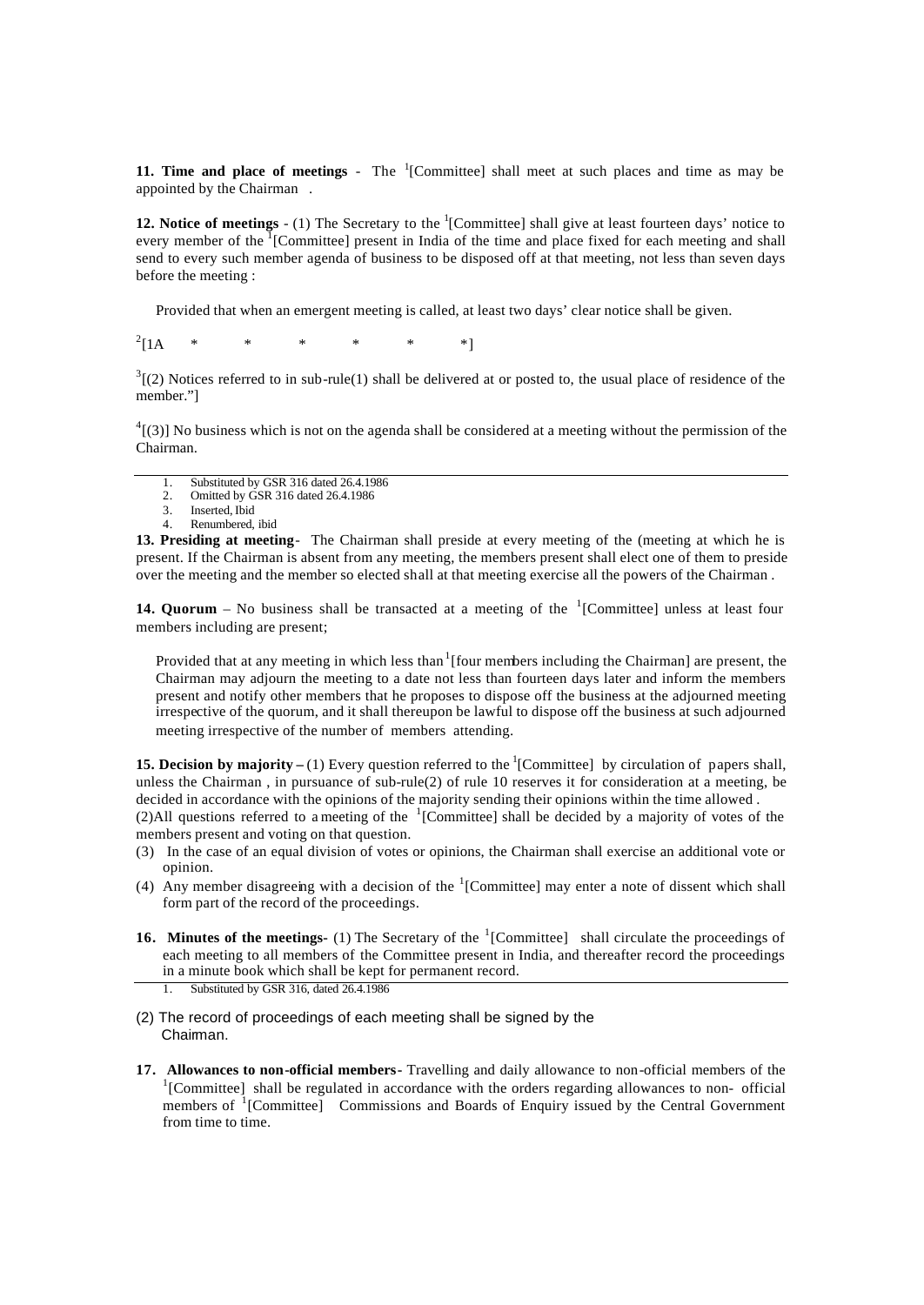**11. Time and place of meetings** - The [1][Committee] shall meet at such places and time as may be appointed by the Chairman .

**12. Notice of meetings** - (1) The Secretary to the [1][Committee] shall give at least fourteen days' notice to every member of the [1][Committee] present in India of the time and place fixed for each meeting and shall send to every such member agenda of business to be disposed off at that meeting, not less than seven days before the meeting :

Provided that when an emergent meeting is called, at least two days' clear notice shall be given.

[2][1A * * * * * *]

[3][(2) Notices referred to in sub-rule(1) shall be delivered at or posted to, the usual place of residence of the member."]

[4][(3)] No business which is not on the agenda shall be considered at a meeting without the permission of the Chairman.

1. Substituted by GSR 316 dated 26.4.1986
2. Omitted by GSR 316 dated 26.4.1986
3. Inserted, Ibid
4. Renumbered, ibid

**13. Presiding at meeting**- The Chairman shall preside at every meeting of the (meeting at which he is present. If the Chairman is absent from any meeting, the members present shall elect one of them to preside over the meeting and the member so elected shall at that meeting exercise all the powers of the Chairman .

**14. Quorum** – No business shall be transacted at a meeting of the [1][Committee] unless at least four members including are present;

Provided that at any meeting in which less than [1][four members including the Chairman] are present, the Chairman may adjourn the meeting to a date not less than fourteen days later and inform the members present and notify other members that he proposes to dispose off the business at the adjourned meeting irrespective of the quorum, and it shall thereupon be lawful to dispose off the business at such adjourned meeting irrespective of the number of members attending.

**15. Decision by majority** – (1) Every question referred to the [1][Committee] by circulation of papers shall, unless the Chairman , in pursuance of sub-rule(2) of rule 10 reserves it for consideration at a meeting, be decided in accordance with the opinions of the majority sending their opinions within the time allowed .
(2)All questions referred to a meeting of the [1][Committee] shall be decided by a majority of votes of the members present and voting on that question.
(3) In the case of an equal division of votes or opinions, the Chairman shall exercise an additional vote or opinion.
(4) Any member disagreeing with a decision of the [1][Committee] may enter a note of dissent which shall form part of the record of the proceedings.

**16. Minutes of the meetings**- (1) The Secretary of the [1][Committee] shall circulate the proceedings of each meeting to all members of the Committee present in India, and thereafter record the proceedings in a minute book which shall be kept for permanent record.

1. Substituted by GSR 316, dated 26.4.1986

(2) The record of proceedings of each meeting shall be signed by the Chairman.

**17. Allowances to non-official members**- Travelling and daily allowance to non-official members of the [1][Committee] shall be regulated in accordance with the orders regarding allowances to non- official members of [1][Committee] Commissions and Boards of Enquiry issued by the Central Government from time to time.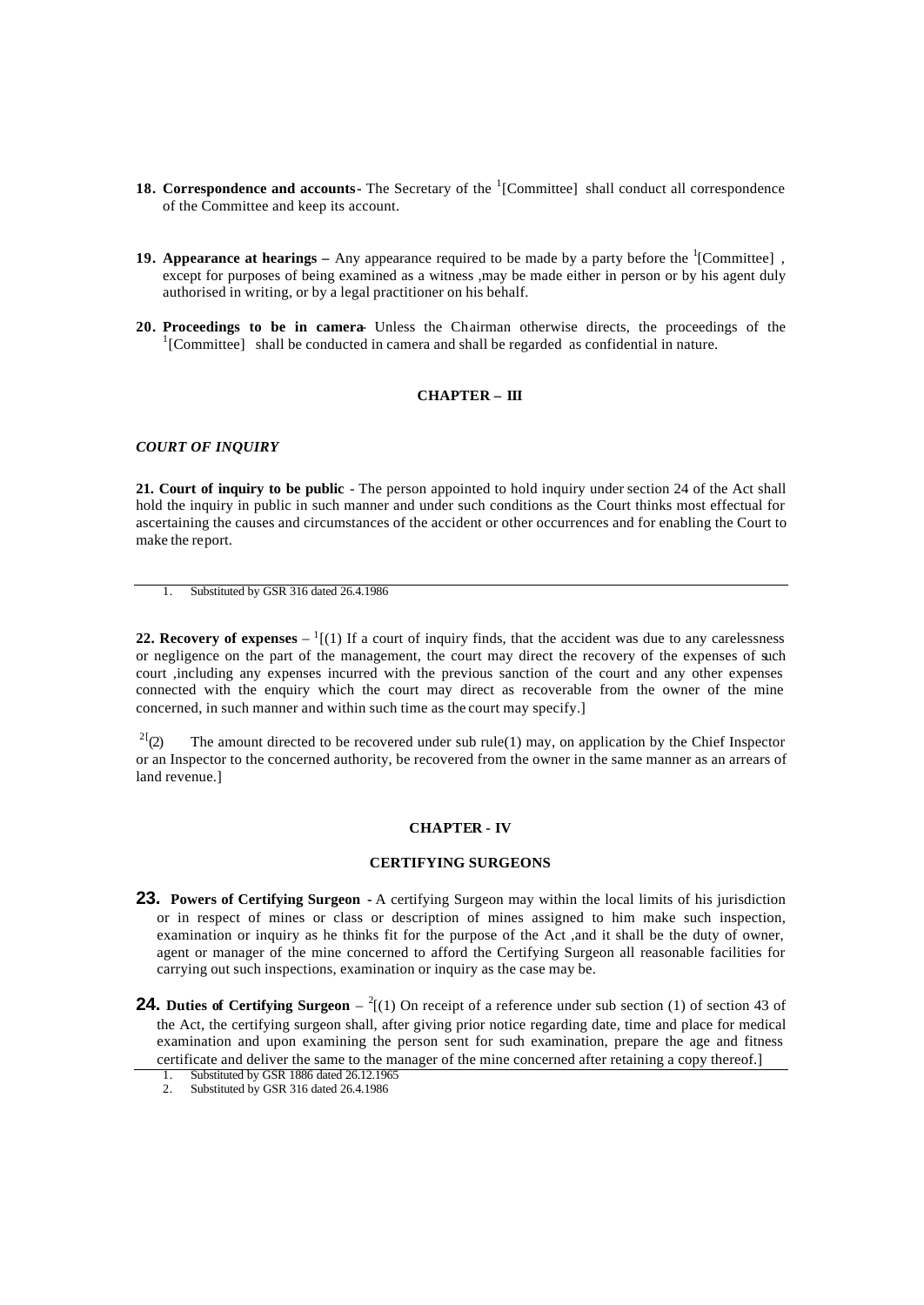**18. Correspondence and accounts-** The Secretary of the [1][Committee] shall conduct all correspondence of the Committee and keep its account.

**19. Appearance at hearings –** Any appearance required to be made by a party before the [1][Committee] , except for purposes of being examined as a witness ,may be made either in person or by his agent duly authorised in writing, or by a legal practitioner on his behalf.

**20. Proceedings to be in camera-** Unless the Chairman otherwise directs, the proceedings of the [1][Committee] shall be conducted in camera and shall be regarded as confidential in nature.

## CHAPTER – III

***COURT OF INQUIRY***

**21. Court of inquiry to be public** - The person appointed to hold inquiry under section 24 of the Act shall hold the inquiry in public in such manner and under such conditions as the Court thinks most effectual for ascertaining the causes and circumstances of the accident or other occurrences and for enabling the Court to make the report.

1. Substituted by GSR 316 dated 26.4.1986

**22. Recovery of expenses** – [1][(1) If a court of inquiry finds, that the accident was due to any carelessness or negligence on the part of the management, the court may direct the recovery of the expenses of such court ,including any expenses incurred with the previous sanction of the court and any other expenses connected with the enquiry which the court may direct as recoverable from the owner of the mine concerned, in such manner and within such time as the court may specify.]

[2][(2) The amount directed to be recovered under sub rule(1) may, on application by the Chief Inspector or an Inspector to the concerned authority, be recovered from the owner in the same manner as an arrears of land revenue.]

## CHAPTER - IV

## CERTIFYING SURGEONS

**23. Powers of Certifying Surgeon** - A certifying Surgeon may within the local limits of his jurisdiction or in respect of mines or class or description of mines assigned to him make such inspection, examination or inquiry as he thinks fit for the purpose of the Act ,and it shall be the duty of owner, agent or manager of the mine concerned to afford the Certifying Surgeon all reasonable facilities for carrying out such inspections, examination or inquiry as the case may be.

**24. Duties of Certifying Surgeon** – [2][(1) On receipt of a reference under sub section (1) of section 43 of the Act, the certifying surgeon shall, after giving prior notice regarding date, time and place for medical examination and upon examining the person sent for such examination, prepare the age and fitness certificate and deliver the same to the manager of the mine concerned after retaining a copy thereof.]

1. Substituted by GSR 1886 dated 26.12.1965
2. Substituted by GSR 316 dated 26.4.1986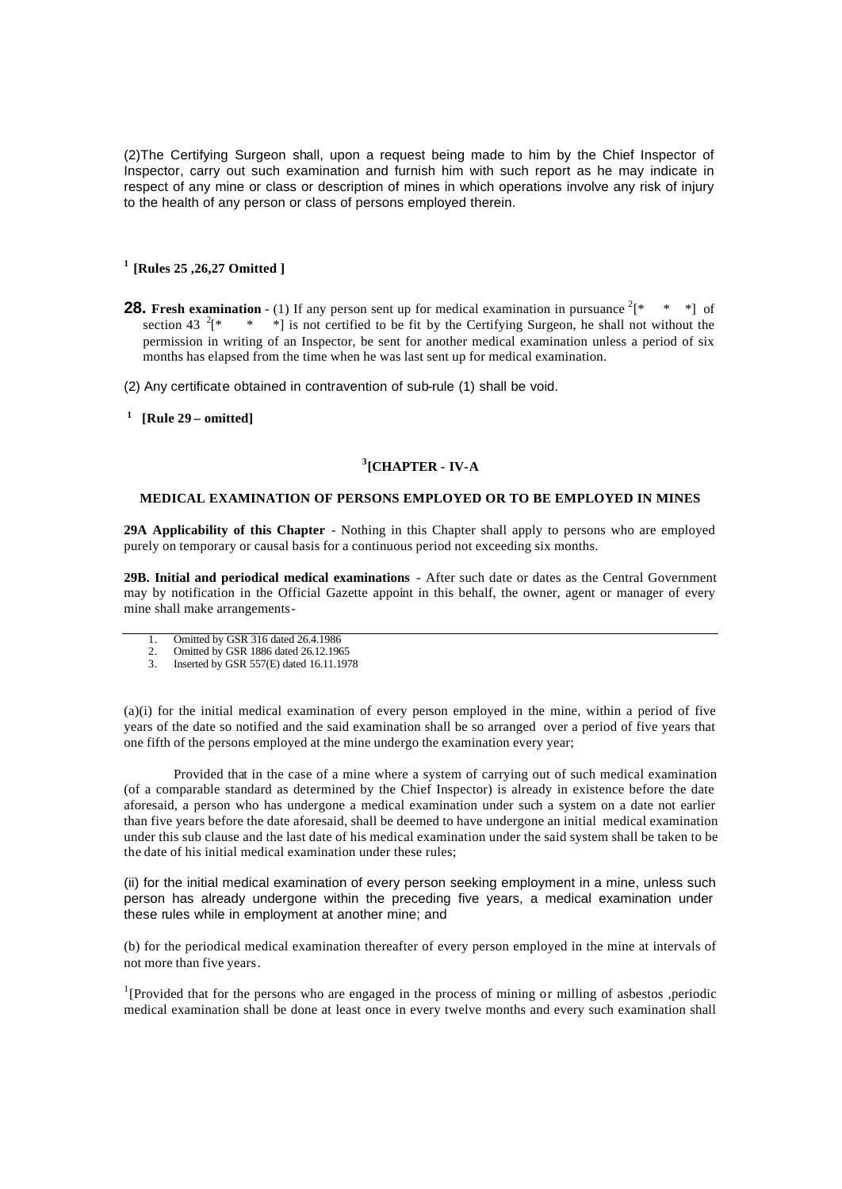(2)The Certifying Surgeon shall, upon a request being made to him by the Chief Inspector of Inspector, carry out such examination and furnish him with such report as he may indicate in respect of any mine or class or description of mines in which operations involve any risk of injury to the health of any person or class of persons employed therein.

[1] **[Rules 25 ,26,27 Omitted ]**

**28. Fresh examination** - (1) If any person sent up for medical examination in pursuance [2][* * *] of section 43 [2][* * *] is not certified to be fit by the Certifying Surgeon, he shall not without the permission in writing of an Inspector, be sent for another medical examination unless a period of six months has elapsed from the time when he was last sent up for medical examination.

(2) Any certificate obtained in contravention of sub-rule (1) shall be void.

[1] **[Rule 29 – omitted]**

## [3][CHAPTER - IV-A

### MEDICAL EXAMINATION OF PERSONS EMPLOYED OR TO BE EMPLOYED IN MINES

**29A Applicability of this Chapter** - Nothing in this Chapter shall apply to persons who are employed purely on temporary or causal basis for a continuous period not exceeding six months.

**29B. Initial and periodical medical examinations** - After such date or dates as the Central Government may by notification in the Official Gazette appoint in this behalf, the owner, agent or manager of every mine shall make arrangements-

1. Omitted by GSR 316 dated 26.4.1986
2. Omitted by GSR 1886 dated 26.12.1965
3. Inserted by GSR 557(E) dated 16.11.1978

(a)(i) for the initial medical examination of every person employed in the mine, within a period of five years of the date so notified and the said examination shall be so arranged over a period of five years that one fifth of the persons employed at the mine undergo the examination every year;

Provided that in the case of a mine where a system of carrying out of such medical examination (of a comparable standard as determined by the Chief Inspector) is already in existence before the date aforesaid, a person who has undergone a medical examination under such a system on a date not earlier than five years before the date aforesaid, shall be deemed to have undergone an initial medical examination under this sub clause and the last date of his medical examination under the said system shall be taken to be the date of his initial medical examination under these rules;

(ii) for the initial medical examination of every person seeking employment in a mine, unless such person has already undergone within the preceding five years, a medical examination under these rules while in employment at another mine; and

(b) for the periodical medical examination thereafter of every person employed in the mine at intervals of not more than five years.

[1][Provided that for the persons who are engaged in the process of mining or milling of asbestos ,periodic medical examination shall be done at least once in every twelve months and every such examination shall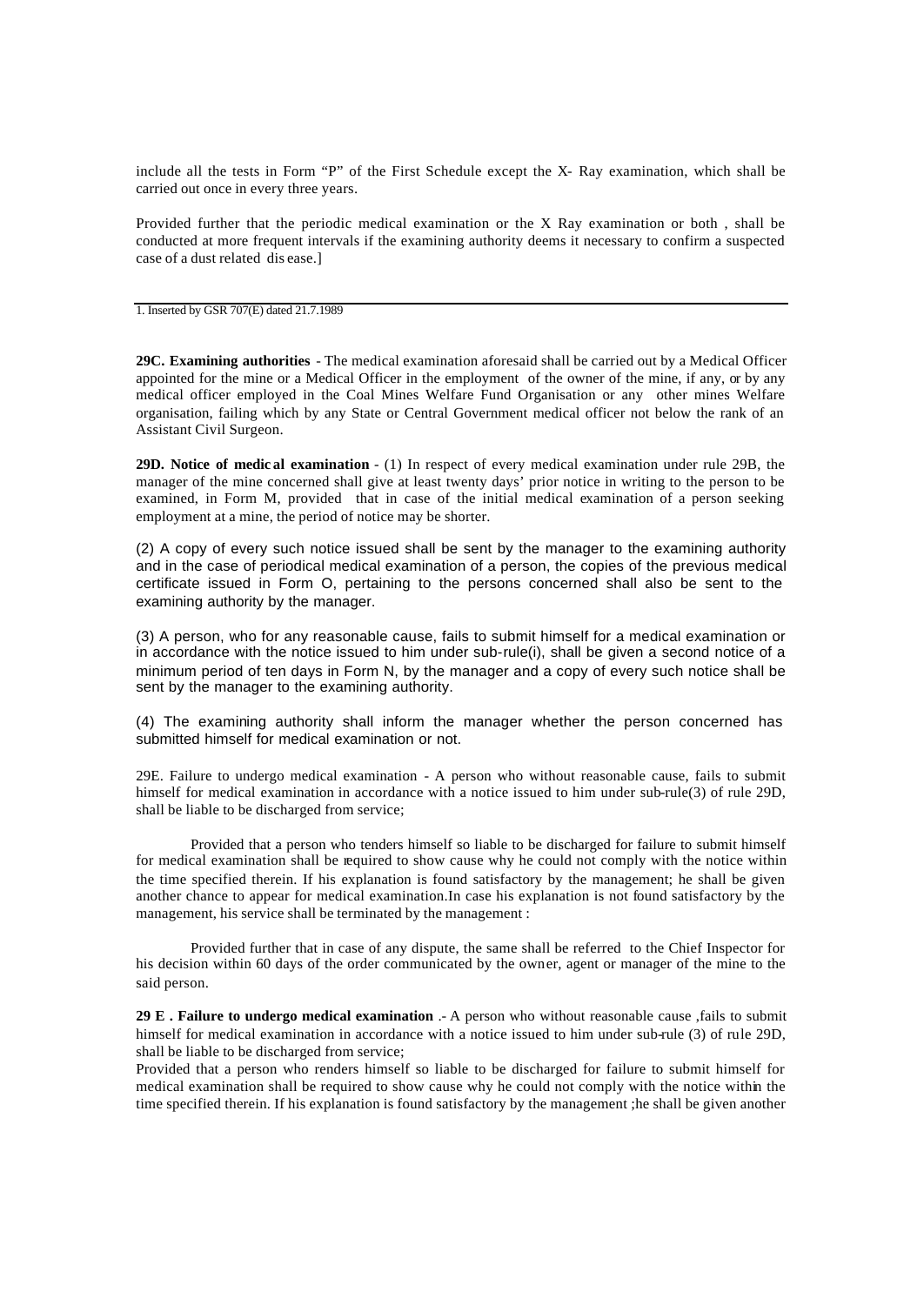include all the tests in Form "P" of the First Schedule except the X- Ray examination, which shall be carried out once in every three years.

Provided further that the periodic medical examination or the X Ray examination or both , shall be conducted at more frequent intervals if the examining authority deems it necessary to confirm a suspected case of a dust related dis ease.]

---

1. Inserted by GSR 707(E) dated 21.7.1989

**29C. Examining authorities** - The medical examination aforesaid shall be carried out by a Medical Officer appointed for the mine or a Medical Officer in the employment of the owner of the mine, if any, or by any medical officer employed in the Coal Mines Welfare Fund Organisation or any other mines Welfare organisation, failing which by any State or Central Government medical officer not below the rank of an Assistant Civil Surgeon.

**29D. Notice of medic al examination** - (1) In respect of every medical examination under rule 29B, the manager of the mine concerned shall give at least twenty days' prior notice in writing to the person to be examined, in Form M, provided that in case of the initial medical examination of a person seeking employment at a mine, the period of notice may be shorter.

(2) A copy of every such notice issued shall be sent by the manager to the examining authority and in the case of periodical medical examination of a person, the copies of the previous medical certificate issued in Form O, pertaining to the persons concerned shall also be sent to the examining authority by the manager.

(3) A person, who for any reasonable cause, fails to submit himself for a medical examination or in accordance with the notice issued to him under sub-rule(i), shall be given a second notice of a minimum period of ten days in Form N, by the manager and a copy of every such notice shall be sent by the manager to the examining authority.

(4) The examining authority shall inform the manager whether the person concerned has submitted himself for medical examination or not.

29E. Failure to undergo medical examination - A person who without reasonable cause, fails to submit himself for medical examination in accordance with a notice issued to him under sub-rule(3) of rule 29D, shall be liable to be discharged from service;

Provided that a person who tenders himself so liable to be discharged for failure to submit himself for medical examination shall be required to show cause why he could not comply with the notice within the time specified therein. If his explanation is found satisfactory by the management; he shall be given another chance to appear for medical examination.In case his explanation is not found satisfactory by the management, his service shall be terminated by the management :

Provided further that in case of any dispute, the same shall be referred to the Chief Inspector for his decision within 60 days of the order communicated by the owner, agent or manager of the mine to the said person.

**29 E . Failure to undergo medical examination** .- A person who without reasonable cause ,fails to submit himself for medical examination in accordance with a notice issued to him under sub-rule (3) of rule 29D, shall be liable to be discharged from service;

Provided that a person who renders himself so liable to be discharged for failure to submit himself for medical examination shall be required to show cause why he could not comply with the notice within the time specified therein. If his explanation is found satisfactory by the management ;he shall be given another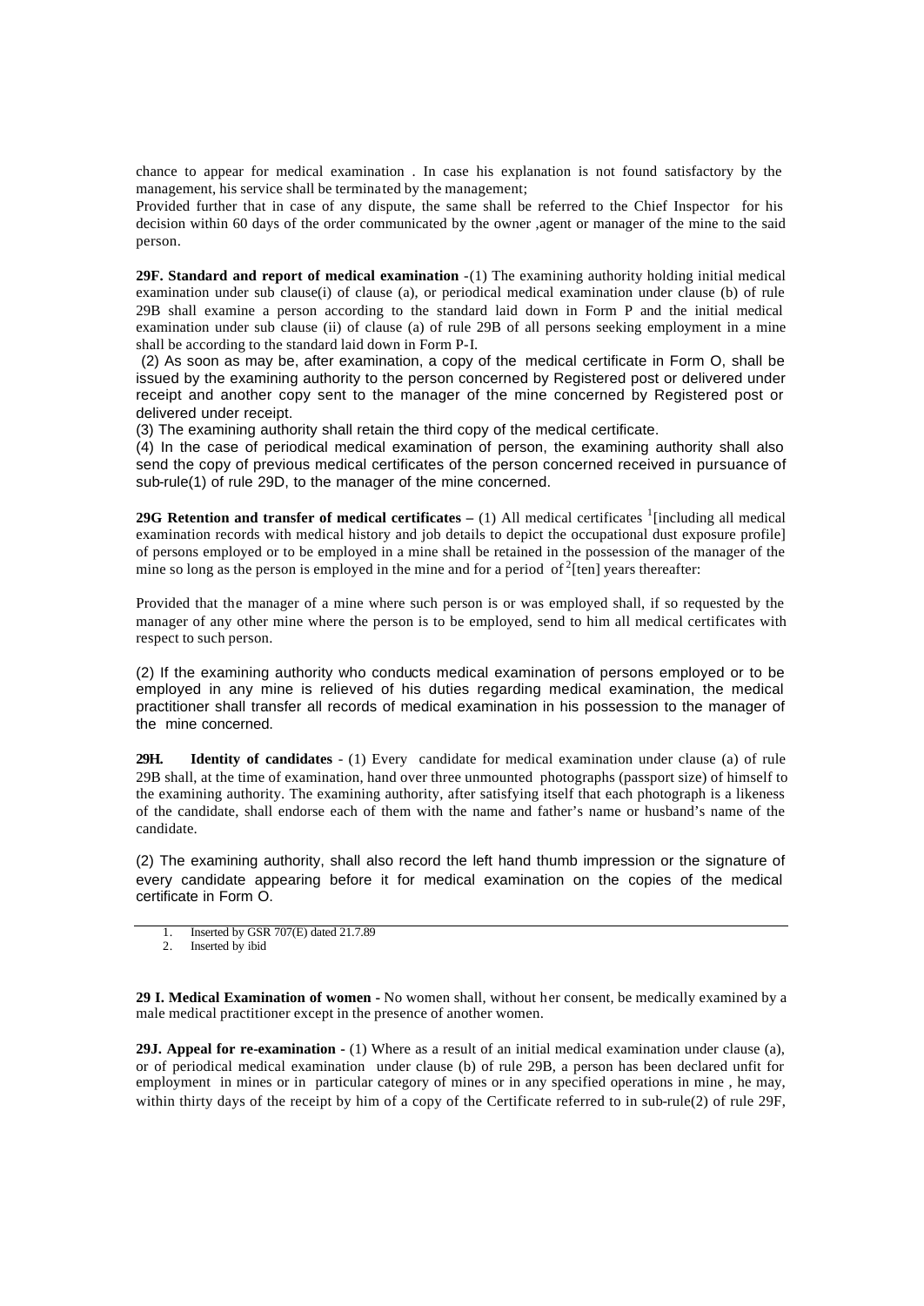chance to appear for medical examination . In case his explanation is not found satisfactory by the management, his service shall be terminated by the management;

Provided further that in case of any dispute, the same shall be referred to the Chief Inspector for his decision within 60 days of the order communicated by the owner ,agent or manager of the mine to the said person.

**29F. Standard and report of medical examination** -(1) The examining authority holding initial medical examination under sub clause(i) of clause (a), or periodical medical examination under clause (b) of rule 29B shall examine a person according to the standard laid down in Form P and the initial medical examination under sub clause (ii) of clause (a) of rule 29B of all persons seeking employment in a mine shall be according to the standard laid down in Form P-I.

(2) As soon as may be, after examination, a copy of the medical certificate in Form O, shall be issued by the examining authority to the person concerned by Registered post or delivered under receipt and another copy sent to the manager of the mine concerned by Registered post or delivered under receipt.

(3) The examining authority shall retain the third copy of the medical certificate.

(4) In the case of periodical medical examination of person, the examining authority shall also send the copy of previous medical certificates of the person concerned received in pursuance of sub-rule(1) of rule 29D, to the manager of the mine concerned.

**29G Retention and transfer of medical certificates –** (1) All medical certificates [1][including all medical examination records with medical history and job details to depict the occupational dust exposure profile] of persons employed or to be employed in a mine shall be retained in the possession of the manager of the mine so long as the person is employed in the mine and for a period of [2][ten] years thereafter:

Provided that the manager of a mine where such person is or was employed shall, if so requested by the manager of any other mine where the person is to be employed, send to him all medical certificates with respect to such person.

(2) If the examining authority who conducts medical examination of persons employed or to be employed in any mine is relieved of his duties regarding medical examination, the medical practitioner shall transfer all records of medical examination in his possession to the manager of the mine concerned.

**29H. Identity of candidates** - (1) Every candidate for medical examination under clause (a) of rule 29B shall, at the time of examination, hand over three unmounted photographs (passport size) of himself to the examining authority. The examining authority, after satisfying itself that each photograph is a likeness of the candidate, shall endorse each of them with the name and father's name or husband's name of the candidate.

(2) The examining authority, shall also record the left hand thumb impression or the signature of every candidate appearing before it for medical examination on the copies of the medical certificate in Form O.

1. Inserted by GSR 707(E) dated 21.7.89
2. Inserted by ibid

**29 I. Medical Examination of women** - No women shall, without her consent, be medically examined by a male medical practitioner except in the presence of another women.

**29J. Appeal for re-examination** - (1) Where as a result of an initial medical examination under clause (a), or of periodical medical examination under clause (b) of rule 29B, a person has been declared unfit for employment in mines or in particular category of mines or in any specified operations in mine , he may, within thirty days of the receipt by him of a copy of the Certificate referred to in sub-rule(2) of rule 29F,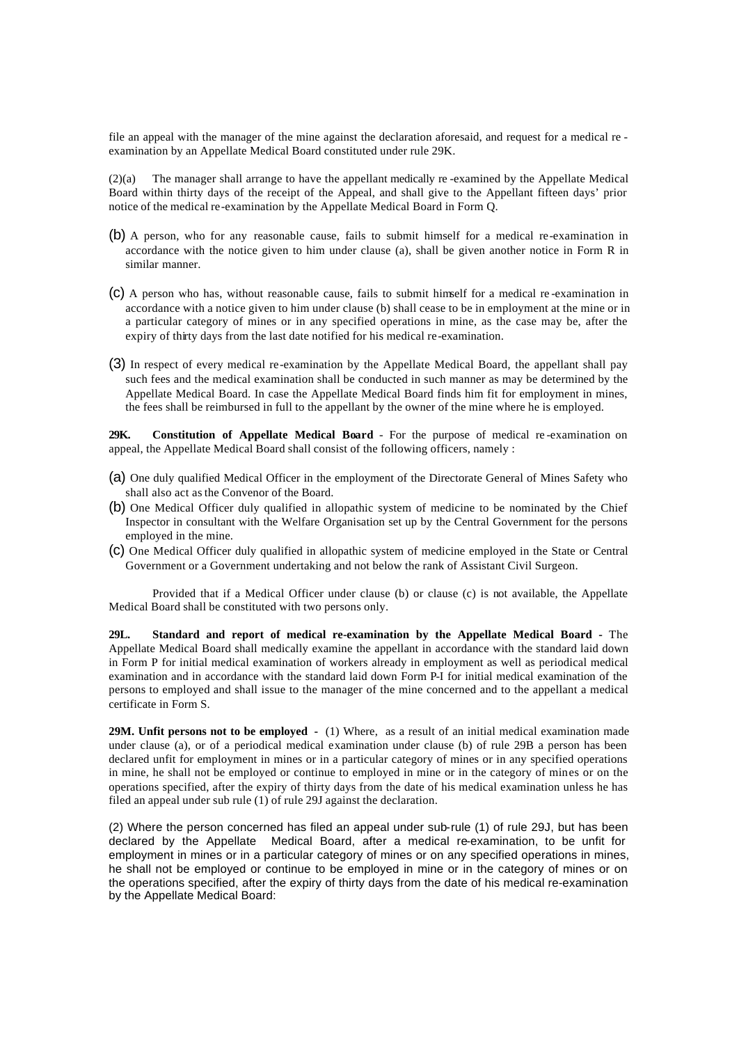file an appeal with the manager of the mine against the declaration aforesaid, and request for a medical re-examination by an Appellate Medical Board constituted under rule 29K.

(2)(a) The manager shall arrange to have the appellant medically re-examined by the Appellate Medical Board within thirty days of the receipt of the Appeal, and shall give to the Appellant fifteen days' prior notice of the medical re-examination by the Appellate Medical Board in Form Q.

(b) A person, who for any reasonable cause, fails to submit himself for a medical re-examination in accordance with the notice given to him under clause (a), shall be given another notice in Form R in similar manner.

(c) A person who has, without reasonable cause, fails to submit himself for a medical re-examination in accordance with a notice given to him under clause (b) shall cease to be in employment at the mine or in a particular category of mines or in any specified operations in mine, as the case may be, after the expiry of thirty days from the last date notified for his medical re-examination.

(3) In respect of every medical re-examination by the Appellate Medical Board, the appellant shall pay such fees and the medical examination shall be conducted in such manner as may be determined by the Appellate Medical Board. In case the Appellate Medical Board finds him fit for employment in mines, the fees shall be reimbursed in full to the appellant by the owner of the mine where he is employed.

**29K. Constitution of Appellate Medical Board** - For the purpose of medical re-examination on appeal, the Appellate Medical Board shall consist of the following officers, namely :

(a) One duly qualified Medical Officer in the employment of the Directorate General of Mines Safety who shall also act as the Convenor of the Board.

(b) One Medical Officer duly qualified in allopathic system of medicine to be nominated by the Chief Inspector in consultant with the Welfare Organisation set up by the Central Government for the persons employed in the mine.

(c) One Medical Officer duly qualified in allopathic system of medicine employed in the State or Central Government or a Government undertaking and not below the rank of Assistant Civil Surgeon.

Provided that if a Medical Officer under clause (b) or clause (c) is not available, the Appellate Medical Board shall be constituted with two persons only.

**29L. Standard and report of medical re-examination by the Appellate Medical Board** - The Appellate Medical Board shall medically examine the appellant in accordance with the standard laid down in Form P for initial medical examination of workers already in employment as well as periodical medical examination and in accordance with the standard laid down Form P-I for initial medical examination of the persons to employed and shall issue to the manager of the mine concerned and to the appellant a medical certificate in Form S.

**29M. Unfit persons not to be employed** - (1) Where, as a result of an initial medical examination made under clause (a), or of a periodical medical examination under clause (b) of rule 29B a person has been declared unfit for employment in mines or in a particular category of mines or in any specified operations in mine, he shall not be employed or continue to employed in mine or in the category of mines or on the operations specified, after the expiry of thirty days from the date of his medical examination unless he has filed an appeal under sub rule (1) of rule 29J against the declaration.

(2) Where the person concerned has filed an appeal under sub-rule (1) of rule 29J, but has been declared by the Appellate Medical Board, after a medical re-examination, to be unfit for employment in mines or in a particular category of mines or on any specified operations in mines, he shall not be employed or continue to be employed in mine or in the category of mines or on the operations specified, after the expiry of thirty days from the date of his medical re-examination by the Appellate Medical Board: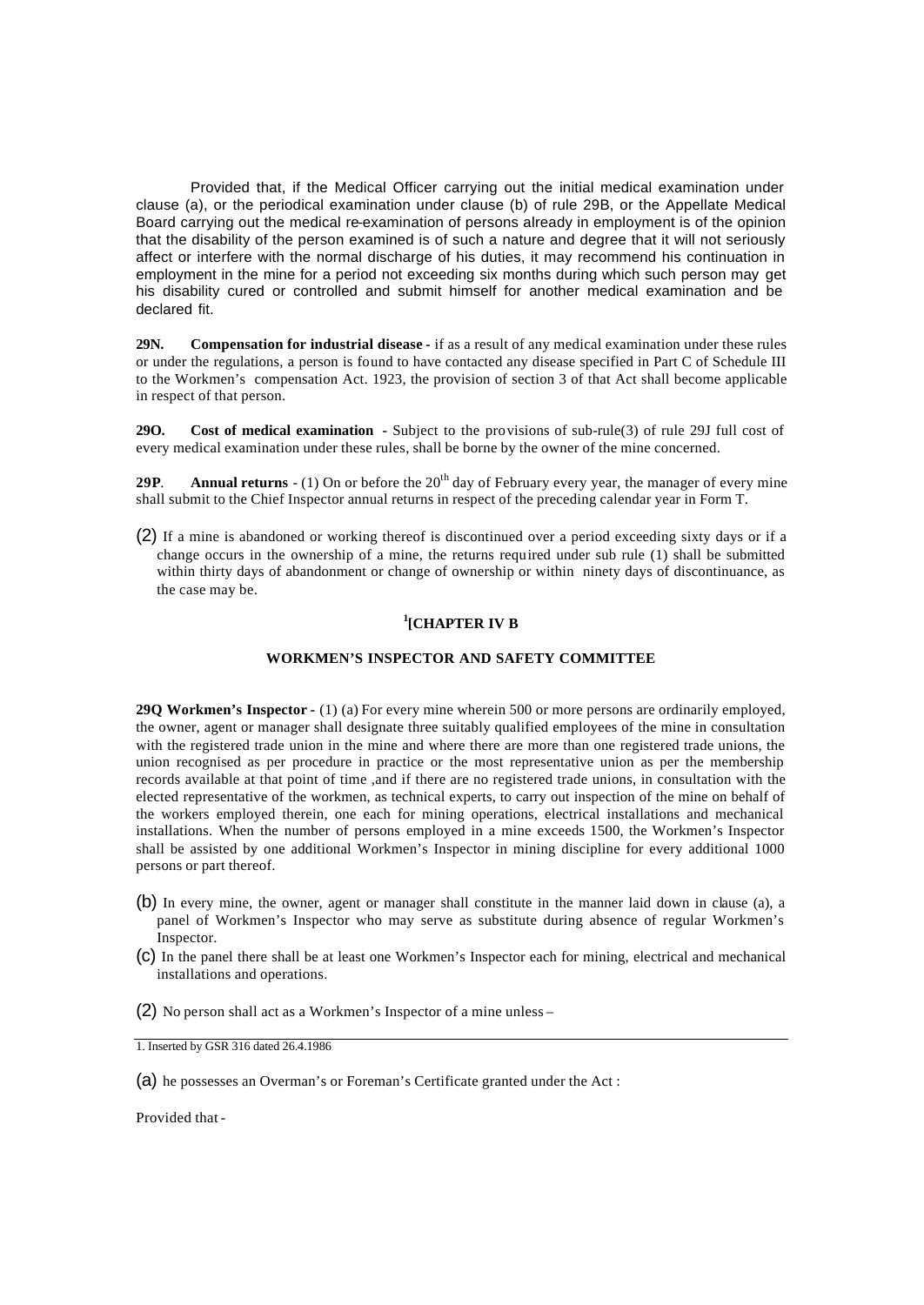Provided that, if the Medical Officer carrying out the initial medical examination under clause (a), or the periodical examination under clause (b) of rule 29B, or the Appellate Medical Board carrying out the medical re-examination of persons already in employment is of the opinion that the disability of the person examined is of such a nature and degree that it will not seriously affect or interfere with the normal discharge of his duties, it may recommend his continuation in employment in the mine for a period not exceeding six months during which such person may get his disability cured or controlled and submit himself for another medical examination and be declared fit.

**29N. Compensation for industrial disease -** if as a result of any medical examination under these rules or under the regulations, a person is found to have contacted any disease specified in Part C of Schedule III to the Workmen's compensation Act. 1923, the provision of section 3 of that Act shall become applicable in respect of that person.

**29O. Cost of medical examination** - Subject to the provisions of sub-rule(3) of rule 29J full cost of every medical examination under these rules, shall be borne by the owner of the mine concerned.

**29P. Annual returns** - (1) On or before the 20th day of February every year, the manager of every mine shall submit to the Chief Inspector annual returns in respect of the preceding calendar year in Form T.

(2) If a mine is abandoned or working thereof is discontinued over a period exceeding sixty days or if a change occurs in the ownership of a mine, the returns required under sub rule (1) shall be submitted within thirty days of abandonment or change of ownership or within ninety days of discontinuance, as the case may be.

## [1][CHAPTER IV B

### WORKMEN'S INSPECTOR AND SAFETY COMMITTEE

**29Q Workmen's Inspector -** (1) (a) For every mine wherein 500 or more persons are ordinarily employed, the owner, agent or manager shall designate three suitably qualified employees of the mine in consultation with the registered trade union in the mine and where there are more than one registered trade unions, the union recognised as per procedure in practice or the most representative union as per the membership records available at that point of time ,and if there are no registered trade unions, in consultation with the elected representative of the workmen, as technical experts, to carry out inspection of the mine on behalf of the workers employed therein, one each for mining operations, electrical installations and mechanical installations. When the number of persons employed in a mine exceeds 1500, the Workmen's Inspector shall be assisted by one additional Workmen's Inspector in mining discipline for every additional 1000 persons or part thereof.

(b) In every mine, the owner, agent or manager shall constitute in the manner laid down in clause (a), a panel of Workmen's Inspector who may serve as substitute during absence of regular Workmen's Inspector.

(c) In the panel there shall be at least one Workmen's Inspector each for mining, electrical and mechanical installations and operations.

(2) No person shall act as a Workmen's Inspector of a mine unless –

1. Inserted by GSR 316 dated 26.4.1986

(a) he possesses an Overman's or Foreman's Certificate granted under the Act :

Provided that -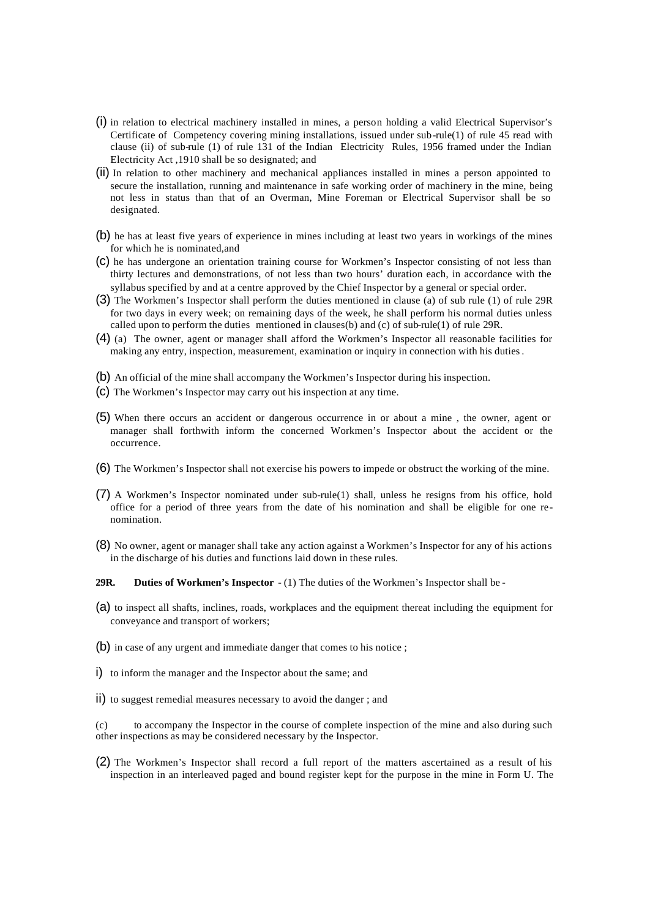(i) in relation to electrical machinery installed in mines, a person holding a valid Electrical Supervisor's Certificate of Competency covering mining installations, issued under sub-rule(1) of rule 45 read with clause (ii) of sub-rule (1) of rule 131 of the Indian Electricity Rules, 1956 framed under the Indian Electricity Act ,1910 shall be so designated; and

(ii) In relation to other machinery and mechanical appliances installed in mines a person appointed to secure the installation, running and maintenance in safe working order of machinery in the mine, being not less in status than that of an Overman, Mine Foreman or Electrical Supervisor shall be so designated.

(b) he has at least five years of experience in mines including at least two years in workings of the mines for which he is nominated,and

(c) he has undergone an orientation training course for Workmen's Inspector consisting of not less than thirty lectures and demonstrations, of not less than two hours' duration each, in accordance with the syllabus specified by and at a centre approved by the Chief Inspector by a general or special order.

(3) The Workmen's Inspector shall perform the duties mentioned in clause (a) of sub rule (1) of rule 29R for two days in every week; on remaining days of the week, he shall perform his normal duties unless called upon to perform the duties mentioned in clauses(b) and (c) of sub-rule(1) of rule 29R.

(4) (a) The owner, agent or manager shall afford the Workmen's Inspector all reasonable facilities for making any entry, inspection, measurement, examination or inquiry in connection with his duties.

(b) An official of the mine shall accompany the Workmen's Inspector during his inspection.

(c) The Workmen's Inspector may carry out his inspection at any time.

(5) When there occurs an accident or dangerous occurrence in or about a mine , the owner, agent or manager shall forthwith inform the concerned Workmen's Inspector about the accident or the occurrence.

(6) The Workmen's Inspector shall not exercise his powers to impede or obstruct the working of the mine.

(7) A Workmen's Inspector nominated under sub-rule(1) shall, unless he resigns from his office, hold office for a period of three years from the date of his nomination and shall be eligible for one re-nomination.

(8) No owner, agent or manager shall take any action against a Workmen's Inspector for any of his actions in the discharge of his duties and functions laid down in these rules.

**29R. Duties of Workmen's Inspector** - (1) The duties of the Workmen's Inspector shall be -

(a) to inspect all shafts, inclines, roads, workplaces and the equipment thereat including the equipment for conveyance and transport of workers;

(b) in case of any urgent and immediate danger that comes to his notice ;

i) to inform the manager and the Inspector about the same; and

ii) to suggest remedial measures necessary to avoid the danger ; and

(c) to accompany the Inspector in the course of complete inspection of the mine and also during such other inspections as may be considered necessary by the Inspector.

(2) The Workmen's Inspector shall record a full report of the matters ascertained as a result of his inspection in an interleaved paged and bound register kept for the purpose in the mine in Form U. The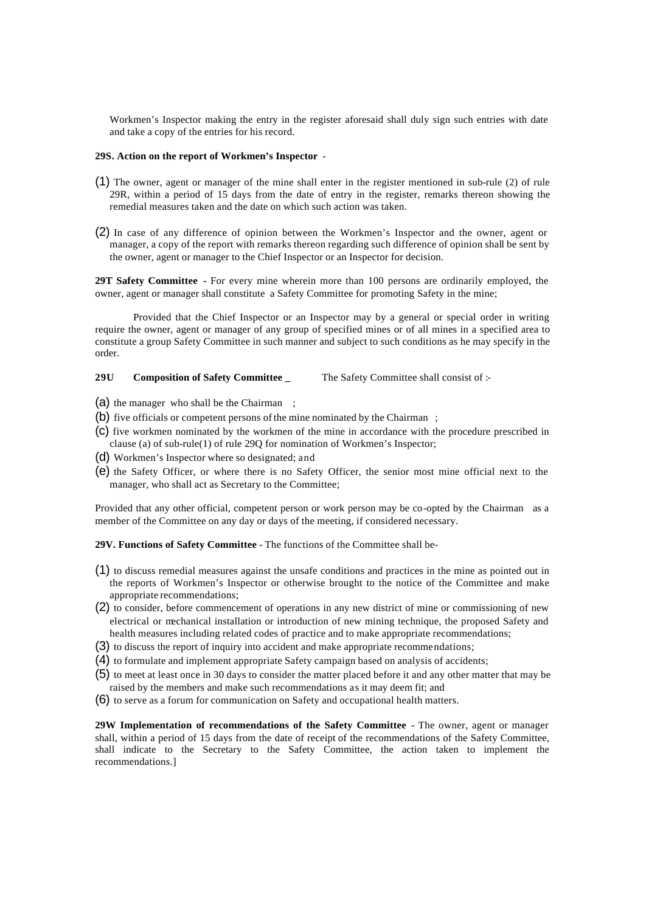Workmen's Inspector making the entry in the register aforesaid shall duly sign such entries with date and take a copy of the entries for his record.

**29S. Action on the report of Workmen's Inspector** -

(1) The owner, agent or manager of the mine shall enter in the register mentioned in sub-rule (2) of rule 29R, within a period of 15 days from the date of entry in the register, remarks thereon showing the remedial measures taken and the date on which such action was taken.

(2) In case of any difference of opinion between the Workmen's Inspector and the owner, agent or manager, a copy of the report with remarks thereon regarding such difference of opinion shall be sent by the owner, agent or manager to the Chief Inspector or an Inspector for decision.

**29T Safety Committee -** For every mine wherein more than 100 persons are ordinarily employed, the owner, agent or manager shall constitute a Safety Committee for promoting Safety in the mine;

Provided that the Chief Inspector or an Inspector may by a general or special order in writing require the owner, agent or manager of any group of specified mines or of all mines in a specified area to constitute a group Safety Committee in such manner and subject to such conditions as he may specify in the order.

**29U Composition of Safety Committee _** The Safety Committee shall consist of :-

(a) the manager who shall be the Chairman ;
(b) five officials or competent persons of the mine nominated by the Chairman ;
(c) five workmen nominated by the workmen of the mine in accordance with the procedure prescribed in clause (a) of sub-rule(1) of rule 29Q for nomination of Workmen's Inspector;
(d) Workmen's Inspector where so designated; and
(e) the Safety Officer, or where there is no Safety Officer, the senior most mine official next to the manager, who shall act as Secretary to the Committee;

Provided that any other official, competent person or work person may be co-opted by the Chairman as a member of the Committee on any day or days of the meeting, if considered necessary.

**29V. Functions of Safety Committee** - The functions of the Committee shall be-

(1) to discuss remedial measures against the unsafe conditions and practices in the mine as pointed out in the reports of Workmen's Inspector or otherwise brought to the notice of the Committee and make appropriate recommendations;
(2) to consider, before commencement of operations in any new district of mine or commissioning of new electrical or mechanical installation or introduction of new mining technique, the proposed Safety and health measures including related codes of practice and to make appropriate recommendations;
(3) to discuss the report of inquiry into accident and make appropriate recommendations;
(4) to formulate and implement appropriate Safety campaign based on analysis of accidents;
(5) to meet at least once in 30 days to consider the matter placed before it and any other matter that may be raised by the members and make such recommendations as it may deem fit; and
(6) to serve as a forum for communication on Safety and occupational health matters.

**29W Implementation of recommendations of the Safety Committee** - The owner, agent or manager shall, within a period of 15 days from the date of receipt of the recommendations of the Safety Committee, shall indicate to the Secretary to the Safety Committee, the action taken to implement the recommendations.]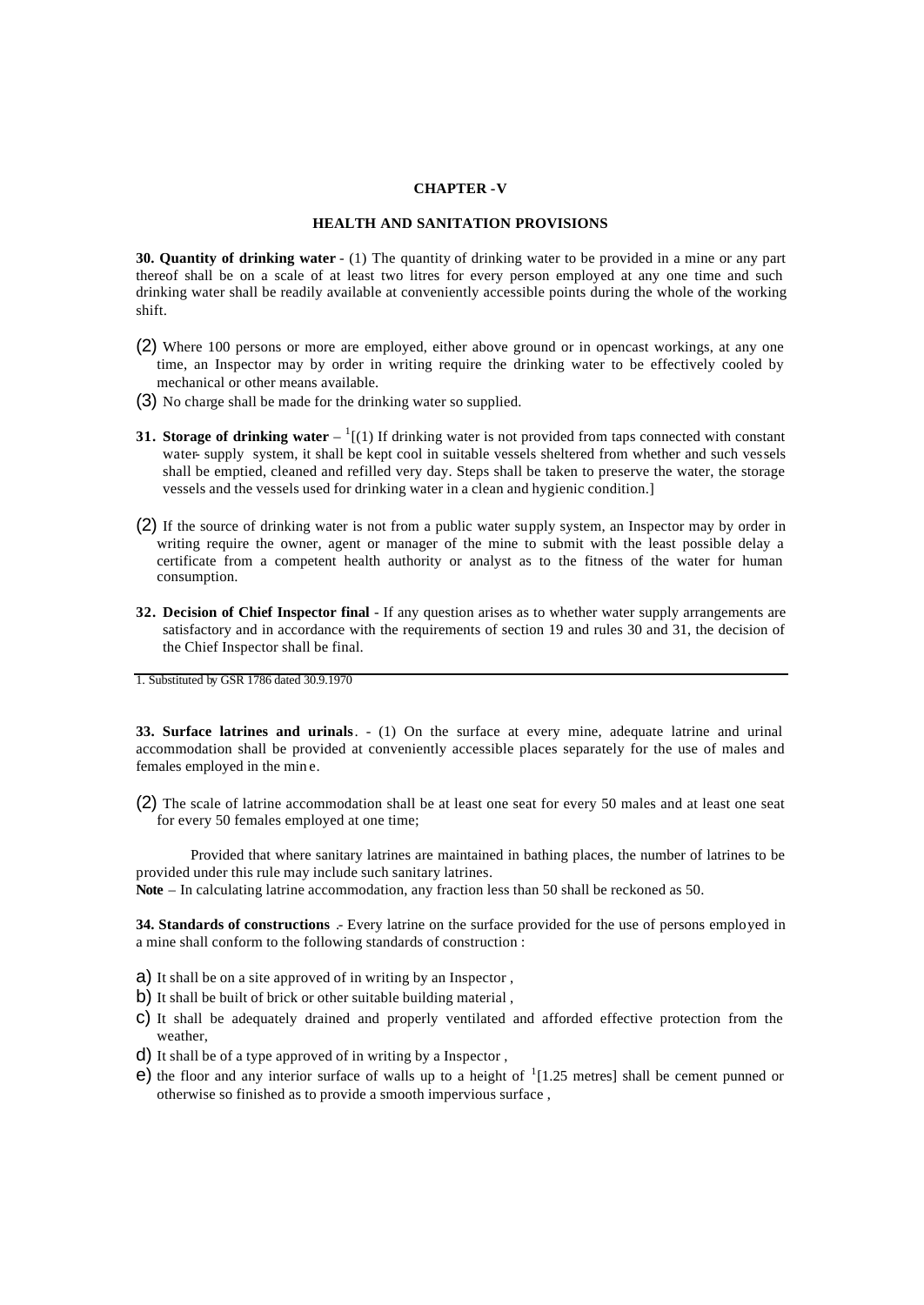## CHAPTER -V

### HEALTH AND SANITATION PROVISIONS

**30. Quantity of drinking water** - (1) The quantity of drinking water to be provided in a mine or any part thereof shall be on a scale of at least two litres for every person employed at any one time and such drinking water shall be readily available at conveniently accessible points during the whole of the working shift.

(2) Where 100 persons or more are employed, either above ground or in opencast workings, at any one time, an Inspector may by order in writing require the drinking water to be effectively cooled by mechanical or other means available.

(3) No charge shall be made for the drinking water so supplied.

**31. Storage of drinking water** – [1][(1) If drinking water is not provided from taps connected with constant water- supply system, it shall be kept cool in suitable vessels sheltered from whether and such vessels shall be emptied, cleaned and refilled very day. Steps shall be taken to preserve the water, the storage vessels and the vessels used for drinking water in a clean and hygienic condition.]

(2) If the source of drinking water is not from a public water supply system, an Inspector may by order in writing require the owner, agent or manager of the mine to submit with the least possible delay a certificate from a competent health authority or analyst as to the fitness of the water for human consumption.

**32. Decision of Chief Inspector final** - If any question arises as to whether water supply arrangements are satisfactory and in accordance with the requirements of section 19 and rules 30 and 31, the decision of the Chief Inspector shall be final.

1. Substituted by GSR 1786 dated 30.9.1970

**33. Surface latrines and urinals**. - (1) On the surface at every mine, adequate latrine and urinal accommodation shall be provided at conveniently accessible places separately for the use of males and females employed in the mine.

(2) The scale of latrine accommodation shall be at least one seat for every 50 males and at least one seat for every 50 females employed at one time;

Provided that where sanitary latrines are maintained in bathing places, the number of latrines to be provided under this rule may include such sanitary latrines.

**Note** – In calculating latrine accommodation, any fraction less than 50 shall be reckoned as 50.

**34. Standards of constructions** .- Every latrine on the surface provided for the use of persons employed in a mine shall conform to the following standards of construction :

a) It shall be on a site approved of in writing by an Inspector ,
b) It shall be built of brick or other suitable building material ,
c) It shall be adequately drained and properly ventilated and afforded effective protection from the weather,
d) It shall be of a type approved of in writing by a Inspector ,
e) the floor and any interior surface of walls up to a height of [1][1.25 metres] shall be cement punned or otherwise so finished as to provide a smooth impervious surface ,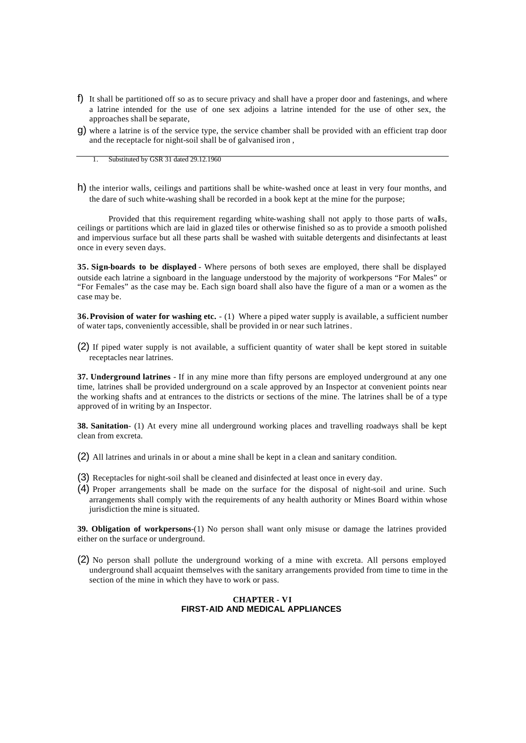f) It shall be partitioned off so as to secure privacy and shall have a proper door and fastenings, and where a latrine intended for the use of one sex adjoins a latrine intended for the use of other sex, the approaches shall be separate,

g) where a latrine is of the service type, the service chamber shall be provided with an efficient trap door and the receptacle for night-soil shall be of galvanised iron ,

1. Substituted by GSR 31 dated 29.12.1960

h) the interior walls, ceilings and partitions shall be white-washed once at least in very four months, and the dare of such white-washing shall be recorded in a book kept at the mine for the purpose;

Provided that this requirement regarding white-washing shall not apply to those parts of walls, ceilings or partitions which are laid in glazed tiles or otherwise finished so as to provide a smooth polished and impervious surface but all these parts shall be washed with suitable detergents and disinfectants at least once in every seven days.

**35. Sign-boards to be displayed** - Where persons of both sexes are employed, there shall be displayed outside each latrine a signboard in the language understood by the majority of workpersons "For Males" or "For Females" as the case may be. Each sign board shall also have the figure of a man or a women as the case may be.

**36. Provision of water for washing etc.** - (1) Where a piped water supply is available, a sufficient number of water taps, conveniently accessible, shall be provided in or near such latrines.

(2) If piped water supply is not available, a sufficient quantity of water shall be kept stored in suitable receptacles near latrines.

**37. Underground latrines** - If in any mine more than fifty persons are employed underground at any one time, latrines shall be provided underground on a scale approved by an Inspector at convenient points near the working shafts and at entrances to the districts or sections of the mine. The latrines shall be of a type approved of in writing by an Inspector.

**38. Sanitation**- (1) At every mine all underground working places and travelling roadways shall be kept clean from excreta.

(2) All latrines and urinals in or about a mine shall be kept in a clean and sanitary condition.

(3) Receptacles for night-soil shall be cleaned and disinfected at least once in every day.

(4) Proper arrangements shall be made on the surface for the disposal of night-soil and urine. Such arrangements shall comply with the requirements of any health authority or Mines Board within whose jurisdiction the mine is situated.

**39. Obligation of workpersons**-(1) No person shall want only misuse or damage the latrines provided either on the surface or underground.

(2) No person shall pollute the underground working of a mine with excreta. All persons employed underground shall acquaint themselves with the sanitary arrangements provided from time to time in the section of the mine in which they have to work or pass.

## CHAPTER - VI
## FIRST-AID AND MEDICAL APPLIANCES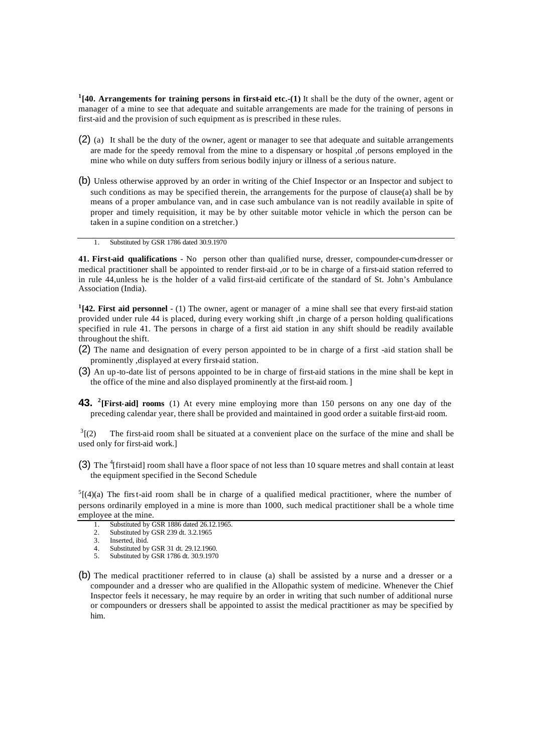[1][40. Arrangements for training persons in first-aid etc.-(1)] It shall be the duty of the owner, agent or manager of a mine to see that adequate and suitable arrangements are made for the training of persons in first-aid and the provision of such equipment as is prescribed in these rules.

(2) (a) It shall be the duty of the owner, agent or manager to see that adequate and suitable arrangements are made for the speedy removal from the mine to a dispensary or hospital ,of persons employed in the mine who while on duty suffers from serious bodily injury or illness of a serious nature.

(b) Unless otherwise approved by an order in writing of the Chief Inspector or an Inspector and subject to such conditions as may be specified therein, the arrangements for the purpose of clause(a) shall be by means of a proper ambulance van, and in case such ambulance van is not readily available in spite of proper and timely requisition, it may be by other suitable motor vehicle in which the person can be taken in a supine condition on a stretcher.)

1. Substituted by GSR 1786 dated 30.9.1970

**41. First-aid qualifications** - No person other than qualified nurse, dresser, compounder-cum-dresser or medical practitioner shall be appointed to render first-aid ,or to be in charge of a first-aid station referred to in rule 44,unless he is the holder of a valid first-aid certificate of the standard of St. John's Ambulance Association (India).

**[1][42. First aid personnel** - (1) The owner, agent or manager of a mine shall see that every first-aid station provided under rule 44 is placed, during every working shift ,in charge of a person holding qualifications specified in rule 41. The persons in charge of a first aid station in any shift should be readily available throughout the shift.

(2) The name and designation of every person appointed to be in charge of a first -aid station shall be prominently ,displayed at every first-aid station.

(3) An up-to-date list of persons appointed to be in charge of first-aid stations in the mine shall be kept in the office of the mine and also displayed prominently at the first-aid room. ]

**43. [2][First-aid] rooms** (1) At every mine employing more than 150 persons on any one day of the preceding calendar year, there shall be provided and maintained in good order a suitable first-aid room.

[3][(2) The first-aid room shall be situated at a convenient place on the surface of the mine and shall be used only for first-aid work.]

(3) The [4][first-aid] room shall have a floor space of not less than 10 square metres and shall contain at least the equipment specified in the Second Schedule

[5][(4)(a) The first-aid room shall be in charge of a qualified medical practitioner, where the number of persons ordinarily employed in a mine is more than 1000, such medical practitioner shall be a whole time employee at the mine.

1. Substituted by GSR 1886 dated 26.12.1965.
2. Substituted by GSR 239 dt. 3.2.1965
3. Inserted, ibid.
4. Substituted by GSR 31 dt. 29.12.1960.
5. Substituted by GSR 1786 dt. 30.9.1970

(b) The medical practitioner referred to in clause (a) shall be assisted by a nurse and a dresser or a compounder and a dresser who are qualified in the Allopathic system of medicine. Whenever the Chief Inspector feels it necessary, he may require by an order in writing that such number of additional nurse or compounders or dressers shall be appointed to assist the medical practitioner as may be specified by him.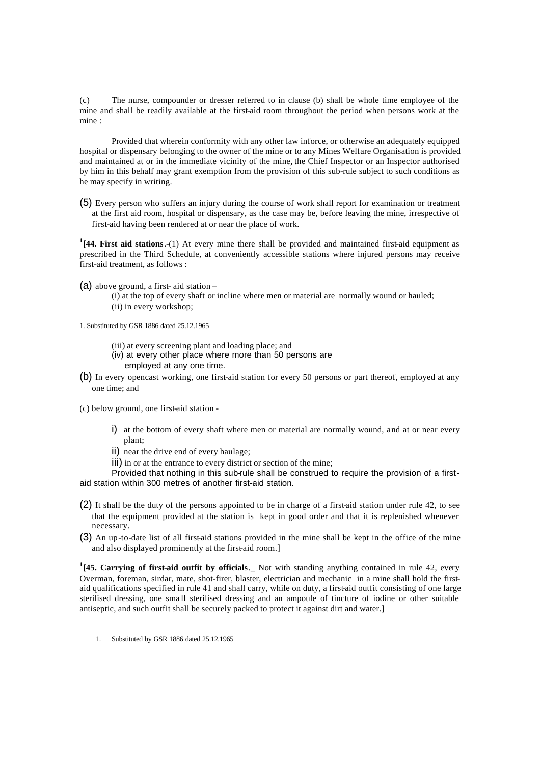(c) The nurse, compounder or dresser referred to in clause (b) shall be whole time employee of the mine and shall be readily available at the first-aid room throughout the period when persons work at the mine :

Provided that wherein conformity with any other law inforce, or otherwise an adequately equipped hospital or dispensary belonging to the owner of the mine or to any Mines Welfare Organisation is provided and maintained at or in the immediate vicinity of the mine, the Chief Inspector or an Inspector authorised by him in this behalf may grant exemption from the provision of this sub-rule subject to such conditions as he may specify in writing.

(5) Every person who suffers an injury during the course of work shall report for examination or treatment at the first aid room, hospital or dispensary, as the case may be, before leaving the mine, irrespective of first-aid having been rendered at or near the place of work.

[1][**44. First aid stations**.-(1) At every mine there shall be provided and maintained first-aid equipment as prescribed in the Third Schedule, at conveniently accessible stations where injured persons may receive first-aid treatment, as follows :

(a) above ground, a first- aid station –

(i) at the top of every shaft or incline where men or material are normally wound or hauled;
(ii) in every workshop;
(iii) at every screening plant and loading place; and
(iv) at every other place where more than 50 persons are employed at any one time.

(b) In every opencast working, one first-aid station for every 50 persons or part thereof, employed at any one time; and

(c) below ground, one first-aid station -

i) at the bottom of every shaft where men or material are normally wound, and at or near every plant;
ii) near the drive end of every haulage;
iii) in or at the entrance to every district or section of the mine;

Provided that nothing in this sub-rule shall be construed to require the provision of a first-aid station within 300 metres of another first-aid station.

(2) It shall be the duty of the persons appointed to be in charge of a first-aid station under rule 42, to see that the equipment provided at the station is kept in good order and that it is replenished whenever necessary.

(3) An up-to-date list of all first-aid stations provided in the mine shall be kept in the office of the mine and also displayed prominently at the first-aid room.]

[1][**45. Carrying of first-aid outfit by officials**.\_ Not with standing anything contained in rule 42, every Overman, foreman, sirdar, mate, shot-firer, blaster, electrician and mechanic in a mine shall hold the first-aid qualifications specified in rule 41 and shall carry, while on duty, a first-aid outfit consisting of one large sterilised dressing, one small sterilised dressing and an ampoule of tincture of iodine or other suitable antiseptic, and such outfit shall be securely packed to protect it against dirt and water.]

---

1. Substituted by GSR 1886 dated 25.12.1965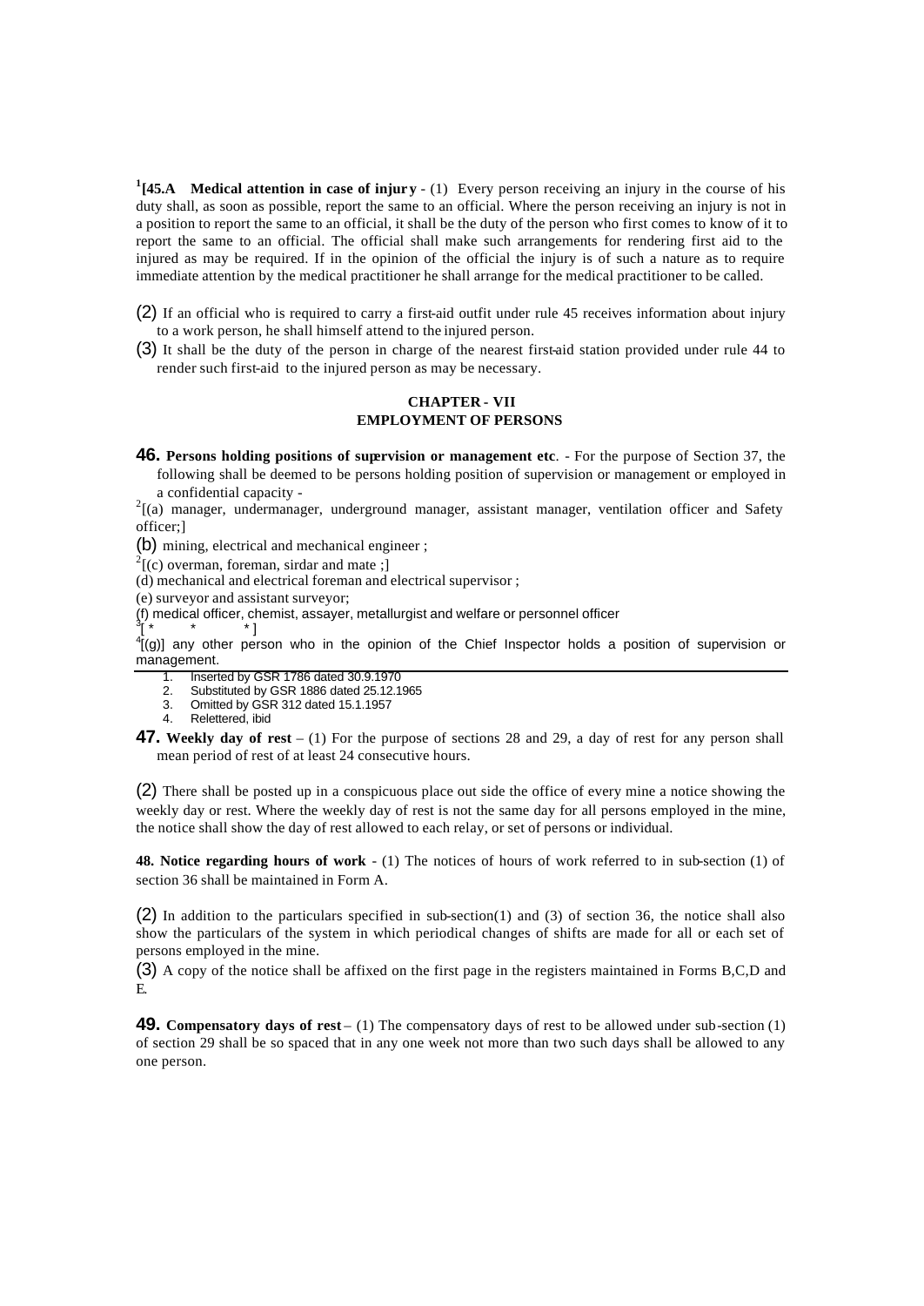[1][45.A **Medical attention in case of injury** - (1) Every person receiving an injury in the course of his duty shall, as soon as possible, report the same to an official. Where the person receiving an injury is not in a position to report the same to an official, it shall be the duty of the person who first comes to know of it to report the same to an official. The official shall make such arrangements for rendering first aid to the injured as may be required. If in the opinion of the official the injury is of such a nature as to require immediate attention by the medical practitioner he shall arrange for the medical practitioner to be called.

(2) If an official who is required to carry a first-aid outfit under rule 45 receives information about injury to a work person, he shall himself attend to the injured person.

(3) It shall be the duty of the person in charge of the nearest first-aid station provided under rule 44 to render such first-aid to the injured person as may be necessary.

## CHAPTER - VII
## EMPLOYMENT OF PERSONS

**46. Persons holding positions of supervision or management etc**. - For the purpose of Section 37, the following shall be deemed to be persons holding position of supervision or management or employed in a confidential capacity -

[2][(a) manager, undermanager, underground manager, assistant manager, ventilation officer and Safety officer;]

(b) mining, electrical and mechanical engineer ;

[2][(c) overman, foreman, sirdar and mate ;]

(d) mechanical and electrical foreman and electrical supervisor ;

(e) surveyor and assistant surveyor;

(f) medical officer, chemist, assayer, metallurgist and welfare or personnel officer

[3][ * * * ]

[4][(g)] any other person who in the opinion of the Chief Inspector holds a position of supervision or management.

---

1. Inserted by GSR 1786 dated 30.9.1970
2. Substituted by GSR 1886 dated 25.12.1965
3. Omitted by GSR 312 dated 15.1.1957
4. Relettered, ibid

**47. Weekly day of rest** – (1) For the purpose of sections 28 and 29, a day of rest for any person shall mean period of rest of at least 24 consecutive hours.

(2) There shall be posted up in a conspicuous place out side the office of every mine a notice showing the weekly day or rest. Where the weekly day of rest is not the same day for all persons employed in the mine, the notice shall show the day of rest allowed to each relay, or set of persons or individual.

**48. Notice regarding hours of work** - (1) The notices of hours of work referred to in sub-section (1) of section 36 shall be maintained in Form A.

(2) In addition to the particulars specified in sub-section(1) and (3) of section 36, the notice shall also show the particulars of the system in which periodical changes of shifts are made for all or each set of persons employed in the mine.

(3) A copy of the notice shall be affixed on the first page in the registers maintained in Forms B,C,D and E.

**49. Compensatory days of rest** – (1) The compensatory days of rest to be allowed under sub-section (1) of section 29 shall be so spaced that in any one week not more than two such days shall be allowed to any one person.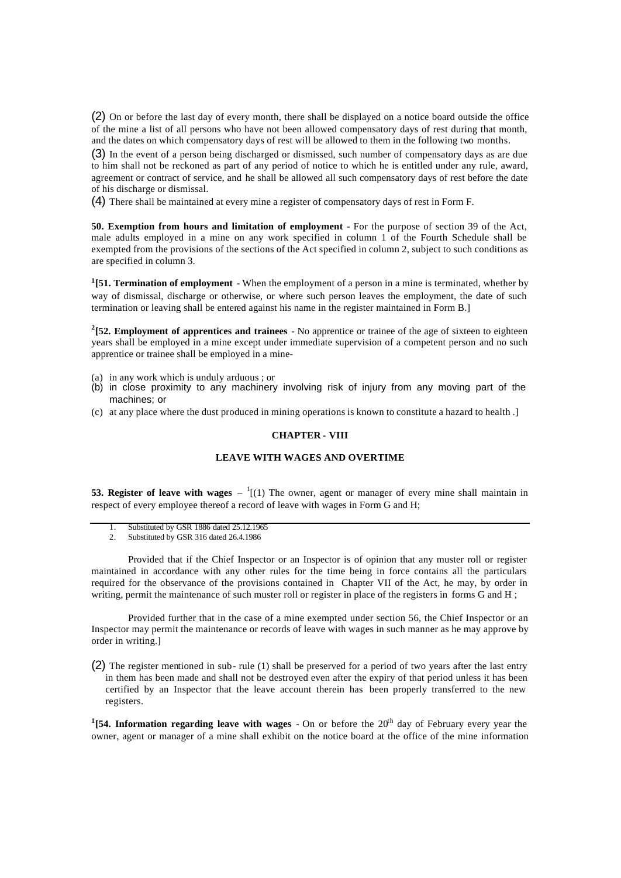(2) On or before the last day of every month, there shall be displayed on a notice board outside the office of the mine a list of all persons who have not been allowed compensatory days of rest during that month, and the dates on which compensatory days of rest will be allowed to them in the following two months.

(3) In the event of a person being discharged or dismissed, such number of compensatory days as are due to him shall not be reckoned as part of any period of notice to which he is entitled under any rule, award, agreement or contract of service, and he shall be allowed all such compensatory days of rest before the date of his discharge or dismissal.

(4) There shall be maintained at every mine a register of compensatory days of rest in Form F.

**50. Exemption from hours and limitation of employment** - For the purpose of section 39 of the Act, male adults employed in a mine on any work specified in column 1 of the Fourth Schedule shall be exempted from the provisions of the sections of the Act specified in column 2, subject to such conditions as are specified in column 3.

[1][**51. Termination of employment** - When the employment of a person in a mine is terminated, whether by way of dismissal, discharge or otherwise, or where such person leaves the employment, the date of such termination or leaving shall be entered against his name in the register maintained in Form B.]

[2][**52. Employment of apprentices and trainees** - No apprentice or trainee of the age of sixteen to eighteen years shall be employed in a mine except under immediate supervision of a competent person and no such apprentice or trainee shall be employed in a mine-

(a) in any work which is unduly arduous ; or
(b) in close proximity to any machinery involving risk of injury from any moving part of the machines; or
(c) at any place where the dust produced in mining operations is known to constitute a hazard to health .]

## CHAPTER - VIII

## LEAVE WITH WAGES AND OVERTIME

**53. Register of leave with wages** – [1][(1) The owner, agent or manager of every mine shall maintain in respect of every employee thereof a record of leave with wages in Form G and H;

1. Substituted by GSR 1886 dated 25.12.1965
2. Substituted by GSR 316 dated 26.4.1986

Provided that if the Chief Inspector or an Inspector is of opinion that any muster roll or register maintained in accordance with any other rules for the time being in force contains all the particulars required for the observance of the provisions contained in Chapter VII of the Act, he may, by order in writing, permit the maintenance of such muster roll or register in place of the registers in forms G and H ;

Provided further that in the case of a mine exempted under section 56, the Chief Inspector or an Inspector may permit the maintenance or records of leave with wages in such manner as he may approve by order in writing.]

(2) The register mentioned in sub-rule (1) shall be preserved for a period of two years after the last entry in them has been made and shall not be destroyed even after the expiry of that period unless it has been certified by an Inspector that the leave account therein has been properly transferred to the new registers.

[1][**54. Information regarding leave with wages** - On or before the 20th day of February every year the owner, agent or manager of a mine shall exhibit on the notice board at the office of the mine information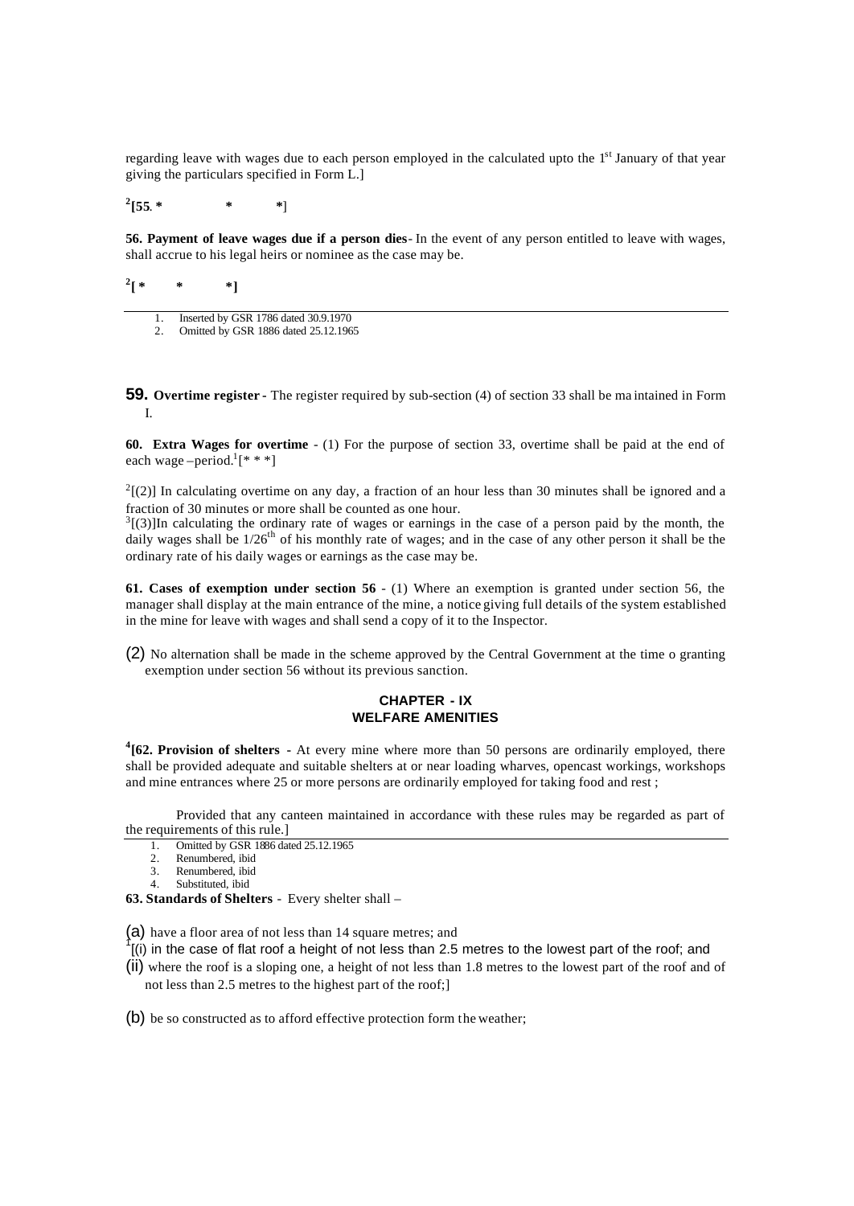regarding leave with wages due to each person employed in the calculated upto the 1st January of that year giving the particulars specified in Form L.]

[2][55. *          *          *]

**56. Payment of leave wages due if a person dies**- In the event of any person entitled to leave with wages, shall accrue to his legal heirs or nominee as the case may be.

[2][ *          *          *]

---

1. Inserted by GSR 1786 dated 30.9.1970
2. Omitted by GSR 1886 dated 25.12.1965

**59. Overtime register** - The register required by sub-section (4) of section 33 shall be maintained in Form I.

**60. Extra Wages for overtime** - (1) For the purpose of section 33, overtime shall be paid at the end of each wage –period.[1][* * *]

[2][(2)] In calculating overtime on any day, a fraction of an hour less than 30 minutes shall be ignored and a fraction of 30 minutes or more shall be counted as one hour.

[3][(3)]In calculating the ordinary rate of wages or earnings in the case of a person paid by the month, the daily wages shall be 1/26th of his monthly rate of wages; and in the case of any other person it shall be the ordinary rate of his daily wages or earnings as the case may be.

**61. Cases of exemption under section 56** - (1) Where an exemption is granted under section 56, the manager shall display at the main entrance of the mine, a notice giving full details of the system established in the mine for leave with wages and shall send a copy of it to the Inspector.

(2) No alternation shall be made in the scheme approved by the Central Government at the time o granting exemption under section 56 without its previous sanction.

## CHAPTER - IX
## WELFARE AMENITIES

[4]**[62. Provision of shelters** - At every mine where more than 50 persons are ordinarily employed, there shall be provided adequate and suitable shelters at or near loading wharves, opencast workings, workshops and mine entrances where 25 or more persons are ordinarily employed for taking food and rest ;

Provided that any canteen maintained in accordance with these rules may be regarded as part of the requirements of this rule.]

---

1. Omitted by GSR 1886 dated 25.12.1965
2. Renumbered, ibid
3. Renumbered, ibid
4. Substituted, ibid

**63. Standards of Shelters** - Every shelter shall –

(a) have a floor area of not less than 14 square metres; and

[1][(i) in the case of flat roof a height of not less than 2.5 metres to the lowest part of the roof; and

(ii) where the roof is a sloping one, a height of not less than 1.8 metres to the lowest part of the roof and of not less than 2.5 metres to the highest part of the roof;]

(b) be so constructed as to afford effective protection form the weather;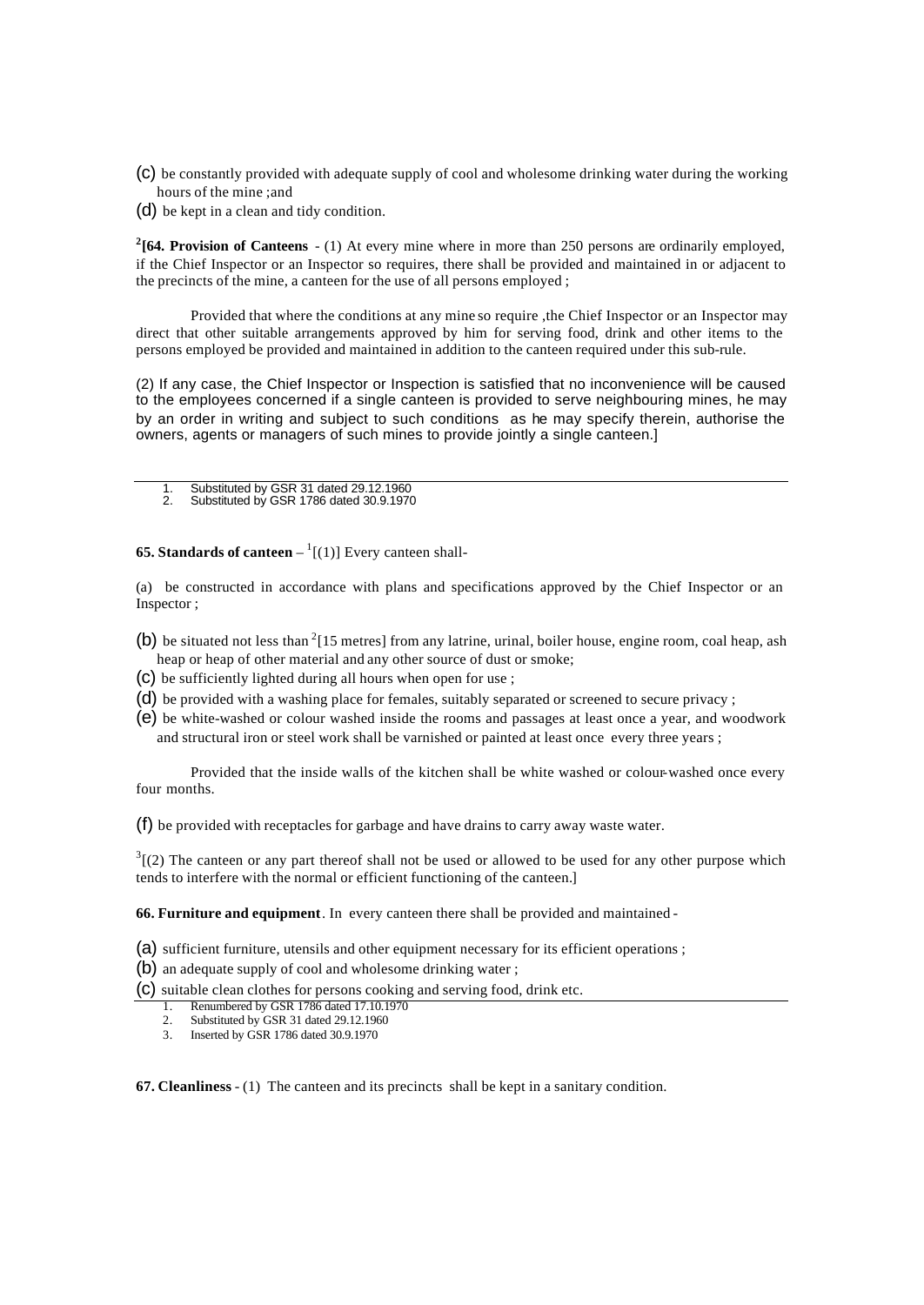(c) be constantly provided with adequate supply of cool and wholesome drinking water during the working hours of the mine ;and

(d) be kept in a clean and tidy condition.

[2][**64. Provision of Canteens** - (1) At every mine where in more than 250 persons are ordinarily employed, if the Chief Inspector or an Inspector so requires, there shall be provided and maintained in or adjacent to the precincts of the mine, a canteen for the use of all persons employed ;

Provided that where the conditions at any mine so require ,the Chief Inspector or an Inspector may direct that other suitable arrangements approved by him for serving food, drink and other items to the persons employed be provided and maintained in addition to the canteen required under this sub-rule.

(2) If any case, the Chief Inspector or Inspection is satisfied that no inconvenience will be caused to the employees concerned if a single canteen is provided to serve neighbouring mines, he may by an order in writing and subject to such conditions as he may specify therein, authorise the owners, agents or managers of such mines to provide jointly a single canteen.]

1. Substituted by GSR 31 dated 29.12.1960
2. Substituted by GSR 1786 dated 30.9.1970

**65. Standards of canteen** – [1][(1)] Every canteen shall-

(a) be constructed in accordance with plans and specifications approved by the Chief Inspector or an Inspector ;

(b) be situated not less than [2][15 metres] from any latrine, urinal, boiler house, engine room, coal heap, ash heap or heap of other material and any other source of dust or smoke;

(c) be sufficiently lighted during all hours when open for use ;

(d) be provided with a washing place for females, suitably separated or screened to secure privacy ;

(e) be white-washed or colour washed inside the rooms and passages at least once a year, and woodwork and structural iron or steel work shall be varnished or painted at least once every three years ;

Provided that the inside walls of the kitchen shall be white washed or colour-washed once every four months.

(f) be provided with receptacles for garbage and have drains to carry away waste water.

[3][(2) The canteen or any part thereof shall not be used or allowed to be used for any other purpose which tends to interfere with the normal or efficient functioning of the canteen.]

**66. Furniture and equipment**. In every canteen there shall be provided and maintained -

(a) sufficient furniture, utensils and other equipment necessary for its efficient operations ;

(b) an adequate supply of cool and wholesome drinking water ;

(c) suitable clean clothes for persons cooking and serving food, drink etc.

1. Renumbered by GSR 1786 dated 17.10.1970
2. Substituted by GSR 31 dated 29.12.1960
3. Inserted by GSR 1786 dated 30.9.1970

**67. Cleanliness** - (1) The canteen and its precincts shall be kept in a sanitary condition.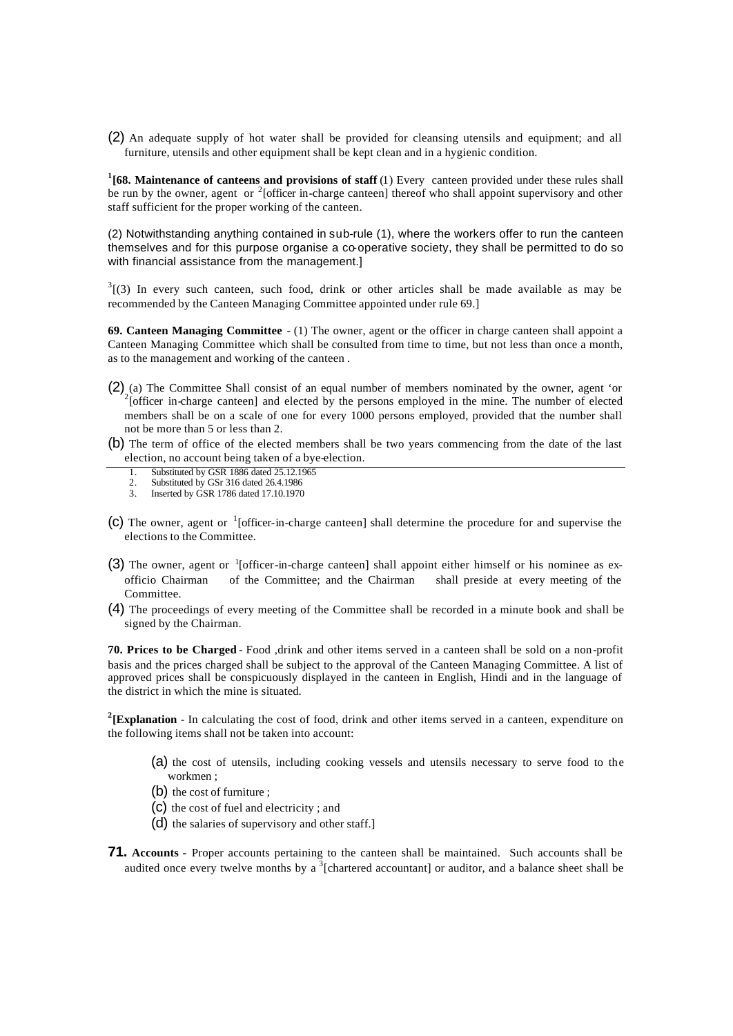(2) An adequate supply of hot water shall be provided for cleansing utensils and equipment; and all furniture, utensils and other equipment shall be kept clean and in a hygienic condition.

[1][**68. Maintenance of canteens and provisions of staff** (1) Every canteen provided under these rules shall be run by the owner, agent or [2][officer in-charge canteen] thereof who shall appoint supervisory and other staff sufficient for the proper working of the canteen.

(2) Notwithstanding anything contained in sub-rule (1), where the workers offer to run the canteen themselves and for this purpose organise a co-operative society, they shall be permitted to do so with financial assistance from the management.]

[3][(3) In every such canteen, such food, drink or other articles shall be made available as may be recommended by the Canteen Managing Committee appointed under rule 69.]

**69. Canteen Managing Committee** - (1) The owner, agent or the officer in charge canteen shall appoint a Canteen Managing Committee which shall be consulted from time to time, but not less than once a month, as to the management and working of the canteen .

(2) (a) The Committee Shall consist of an equal number of members nominated by the owner, agent 'or [2][officer in-charge canteen] and elected by the persons employed in the mine. The number of elected members shall be on a scale of one for every 1000 persons employed, provided that the number shall not be more than 5 or less than 2.

(b) The term of office of the elected members shall be two years commencing from the date of the last election, no account being taken of a bye-election.

1. Substituted by GSR 1886 dated 25.12.1965
2. Substituted by GSr 316 dated 26.4.1986
3. Inserted by GSR 1786 dated 17.10.1970

(c) The owner, agent or [1][officer-in-charge canteen] shall determine the procedure for and supervise the elections to the Committee.

(3) The owner, agent or [1][officer-in-charge canteen] shall appoint either himself or his nominee as ex-officio Chairman of the Committee; and the Chairman shall preside at every meeting of the Committee.

(4) The proceedings of every meeting of the Committee shall be recorded in a minute book and shall be signed by the Chairman.

**70. Prices to be Charged** - Food ,drink and other items served in a canteen shall be sold on a non-profit basis and the prices charged shall be subject to the approval of the Canteen Managing Committee. A list of approved prices shall be conspicuously displayed in the canteen in English, Hindi and in the language of the district in which the mine is situated.

[2][**Explanation** - In calculating the cost of food, drink and other items served in a canteen, expenditure on the following items shall not be taken into account:

(a) the cost of utensils, including cooking vessels and utensils necessary to serve food to the workmen ;

(b) the cost of furniture ;

(c) the cost of fuel and electricity ; and

(d) the salaries of supervisory and other staff.]

**71. Accounts** - Proper accounts pertaining to the canteen shall be maintained. Such accounts shall be audited once every twelve months by a [3][chartered accountant] or auditor, and a balance sheet shall be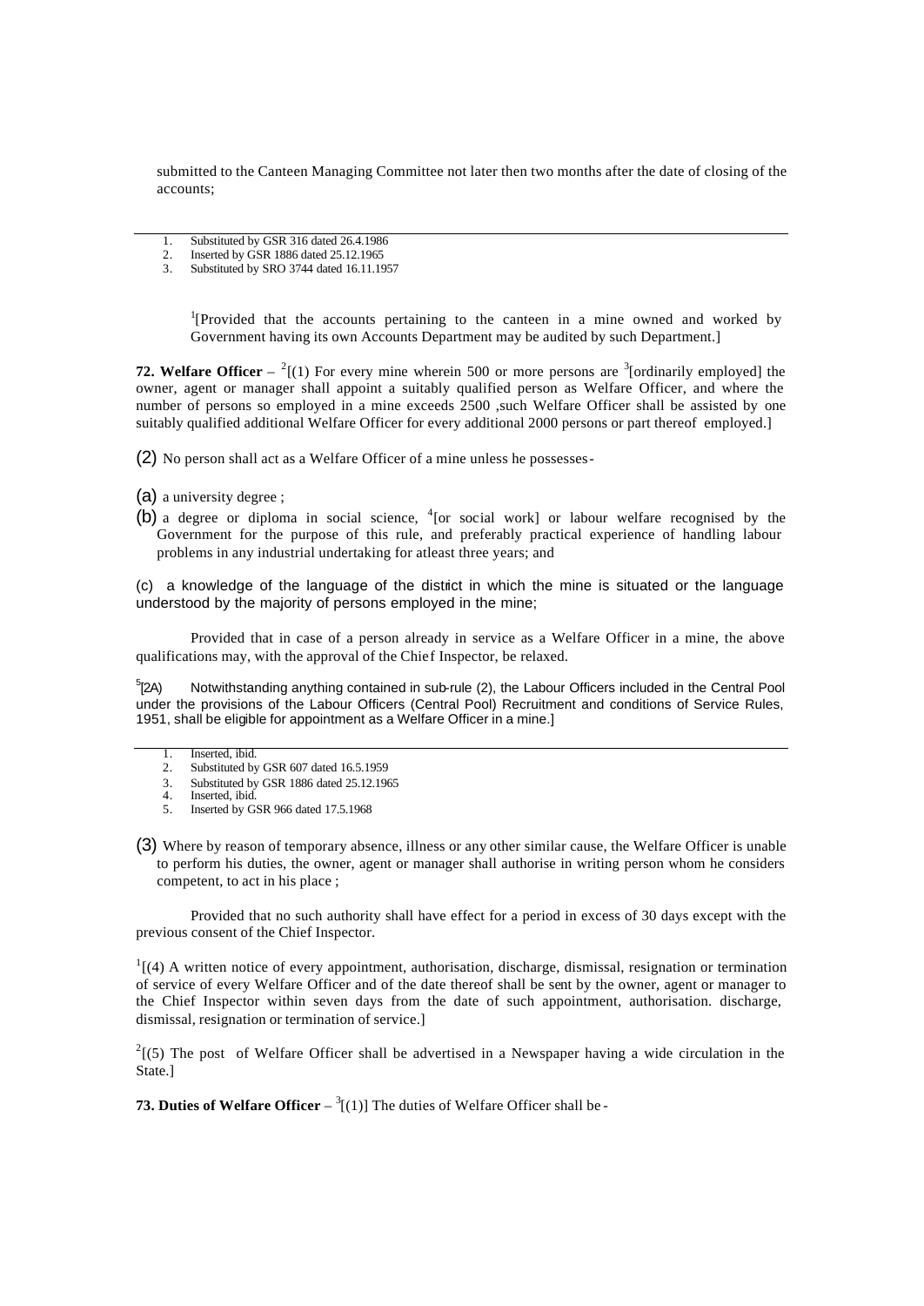submitted to the Canteen Managing Committee not later then two months after the date of closing of the accounts;

1. Substituted by GSR 316 dated 26.4.1986
2. Inserted by GSR 1886 dated 25.12.1965
3. Substituted by SRO 3744 dated 16.11.1957

[1][Provided that the accounts pertaining to the canteen in a mine owned and worked by Government having its own Accounts Department may be audited by such Department.]

**72. Welfare Officer** – [2][(1) For every mine wherein 500 or more persons are [3][ordinarily employed] the owner, agent or manager shall appoint a suitably qualified person as Welfare Officer, and where the number of persons so employed in a mine exceeds 2500 ,such Welfare Officer shall be assisted by one suitably qualified additional Welfare Officer for every additional 2000 persons or part thereof employed.]

(2) No person shall act as a Welfare Officer of a mine unless he possesses-

(a) a university degree ;

(b) a degree or diploma in social science, [4][or social work] or labour welfare recognised by the Government for the purpose of this rule, and preferably practical experience of handling labour problems in any industrial undertaking for atleast three years; and

(c) a knowledge of the language of the district in which the mine is situated or the language understood by the majority of persons employed in the mine;

Provided that in case of a person already in service as a Welfare Officer in a mine, the above qualifications may, with the approval of the Chief Inspector, be relaxed.

[5][2A) Notwithstanding anything contained in sub-rule (2), the Labour Officers included in the Central Pool under the provisions of the Labour Officers (Central Pool) Recruitment and conditions of Service Rules, 1951, shall be eligible for appointment as a Welfare Officer in a mine.]

1. Inserted, ibid.
2. Substituted by GSR 607 dated 16.5.1959
3. Substituted by GSR 1886 dated 25.12.1965
4. Inserted, ibid.
5. Inserted by GSR 966 dated 17.5.1968

(3) Where by reason of temporary absence, illness or any other similar cause, the Welfare Officer is unable to perform his duties, the owner, agent or manager shall authorise in writing person whom he considers competent, to act in his place ;

Provided that no such authority shall have effect for a period in excess of 30 days except with the previous consent of the Chief Inspector.

[1][(4) A written notice of every appointment, authorisation, discharge, dismissal, resignation or termination of service of every Welfare Officer and of the date thereof shall be sent by the owner, agent or manager to the Chief Inspector within seven days from the date of such appointment, authorisation. discharge, dismissal, resignation or termination of service.]

[2][(5) The post of Welfare Officer shall be advertised in a Newspaper having a wide circulation in the State.]

**73. Duties of Welfare Officer** – [3][(1)] The duties of Welfare Officer shall be -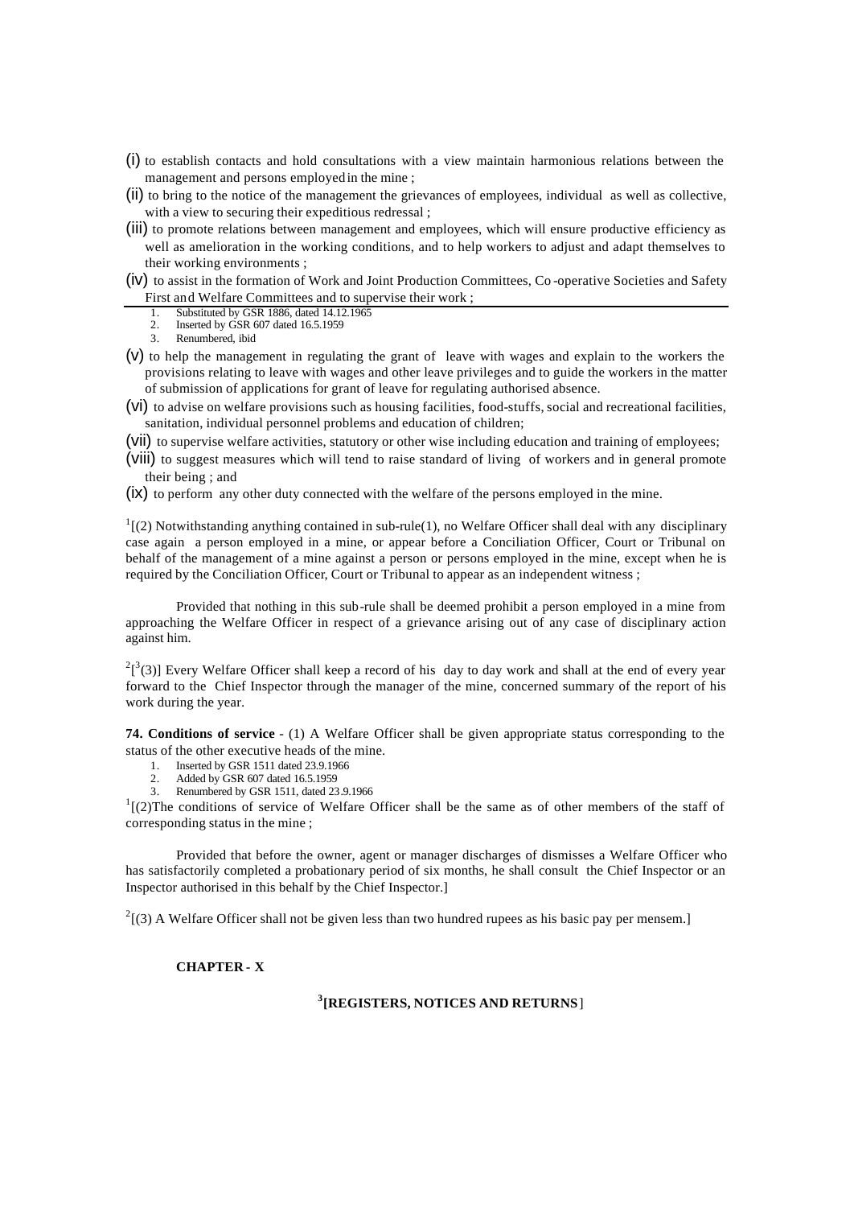(i) to establish contacts and hold consultations with a view maintain harmonious relations between the management and persons employed in the mine ;

(ii) to bring to the notice of the management the grievances of employees, individual as well as collective, with a view to securing their expeditious redressal ;

(iii) to promote relations between management and employees, which will ensure productive efficiency as well as amelioration in the working conditions, and to help workers to adjust and adapt themselves to their working environments ;

(iv) to assist in the formation of Work and Joint Production Committees, Co-operative Societies and Safety First and Welfare Committees and to supervise their work ;

1. Substituted by GSR 1886, dated 14.12.1965
2. Inserted by GSR 607 dated 16.5.1959
3. Renumbered, ibid

(v) to help the management in regulating the grant of leave with wages and explain to the workers the provisions relating to leave with wages and other leave privileges and to guide the workers in the matter of submission of applications for grant of leave for regulating authorised absence.

(vi) to advise on welfare provisions such as housing facilities, food-stuffs, social and recreational facilities, sanitation, individual personnel problems and education of children;

(vii) to supervise welfare activities, statutory or other wise including education and training of employees;

(viii) to suggest measures which will tend to raise standard of living of workers and in general promote their being ; and

(ix) to perform any other duty connected with the welfare of the persons employed in the mine.

[1][(2) Notwithstanding anything contained in sub-rule(1), no Welfare Officer shall deal with any disciplinary case again a person employed in a mine, or appear before a Conciliation Officer, Court or Tribunal on behalf of the management of a mine against a person or persons employed in the mine, except when he is required by the Conciliation Officer, Court or Tribunal to appear as an independent witness ;

Provided that nothing in this sub-rule shall be deemed prohibit a person employed in a mine from approaching the Welfare Officer in respect of a grievance arising out of any case of disciplinary action against him.

[2][[3](3)] Every Welfare Officer shall keep a record of his day to day work and shall at the end of every year forward to the Chief Inspector through the manager of the mine, concerned summary of the report of his work during the year.

**74. Conditions of service** - (1) A Welfare Officer shall be given appropriate status corresponding to the status of the other executive heads of the mine.

1. Inserted by GSR 1511 dated 23.9.1966
2. Added by GSR 607 dated 16.5.1959
3. Renumbered by GSR 1511, dated 23.9.1966

[1][(2)The conditions of service of Welfare Officer shall be the same as of other members of the staff of corresponding status in the mine ;

Provided that before the owner, agent or manager discharges of dismisses a Welfare Officer who has satisfactorily completed a probationary period of six months, he shall consult the Chief Inspector or an Inspector authorised in this behalf by the Chief Inspector.]

[2][(3) A Welfare Officer shall not be given less than two hundred rupees as his basic pay per mensem.]

## CHAPTER - X

## [3][REGISTERS, NOTICES AND RETURNS]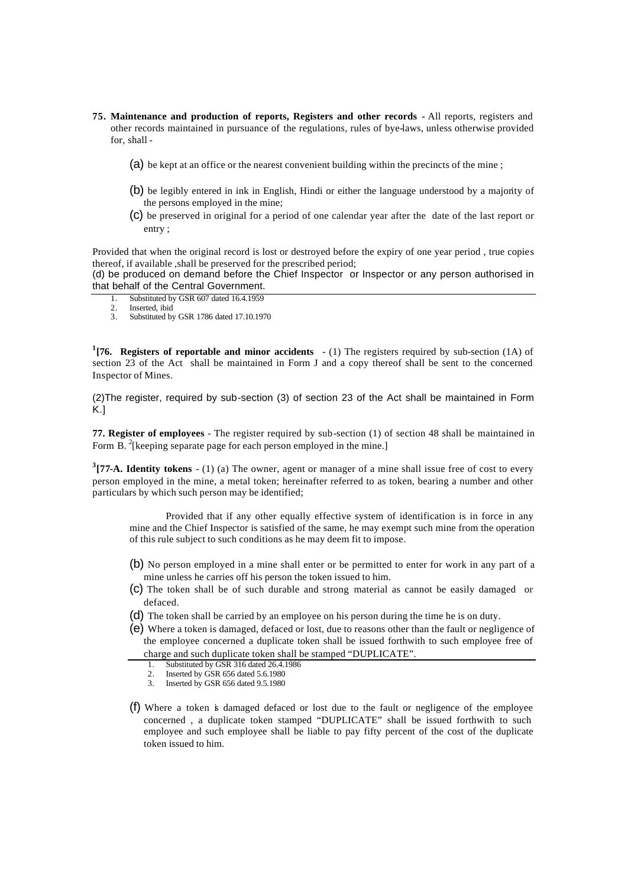**75. Maintenance and production of reports, Registers and other records -** All reports, registers and other records maintained in pursuance of the regulations, rules of bye-laws, unless otherwise provided for, shall -

(a) be kept at an office or the nearest convenient building within the precincts of the mine ;

(b) be legibly entered in ink in English, Hindi or either the language understood by a majority of the persons employed in the mine;

(c) be preserved in original for a period of one calendar year after the date of the last report or entry ;

Provided that when the original record is lost or destroyed before the expiry of one year period , true copies thereof, if available ,shall be preserved for the prescribed period;

(d) be produced on demand before the Chief Inspector or Inspector or any person authorised in that behalf of the Central Government.

1. Substituted by GSR 607 dated 16.4.1959
2. Inserted, ibid
3. Substituted by GSR 1786 dated 17.10.1970

[1][**76. Registers of reportable and minor accidents** - (1) The registers required by sub-section (1A) of section 23 of the Act shall be maintained in Form J and a copy thereof shall be sent to the concerned Inspector of Mines.

(2)The register, required by sub-section (3) of section 23 of the Act shall be maintained in Form K.]

**77. Register of employees** - The register required by sub-section (1) of section 48 shall be maintained in Form B. [2][keeping separate page for each person employed in the mine.]

[3][**77-A. Identity tokens** - (1) (a) The owner, agent or manager of a mine shall issue free of cost to every person employed in the mine, a metal token; hereinafter referred to as token, bearing a number and other particulars by which such person may be identified;

Provided that if any other equally effective system of identification is in force in any mine and the Chief Inspector is satisfied of the same, he may exempt such mine from the operation of this rule subject to such conditions as he may deem fit to impose.

(b) No person employed in a mine shall enter or be permitted to enter for work in any part of a mine unless he carries off his person the token issued to him.

(c) The token shall be of such durable and strong material as cannot be easily damaged or defaced.

(d) The token shall be carried by an employee on his person during the time he is on duty.

(e) Where a token is damaged, defaced or lost, due to reasons other than the fault or negligence of the employee concerned a duplicate token shall be issued forthwith to such employee free of charge and such duplicate token shall be stamped "DUPLICATE".

1. Substituted by GSR 316 dated 26.4.1986
2. Inserted by GSR 656 dated 5.6.1980
3. Inserted by GSR 656 dated 9.5.1980

(f) Where a token is damaged defaced or lost due to the fault or negligence of the employee concerned , a duplicate token stamped "DUPLICATE" shall be issued forthwith to such employee and such employee shall be liable to pay fifty percent of the cost of the duplicate token issued to him.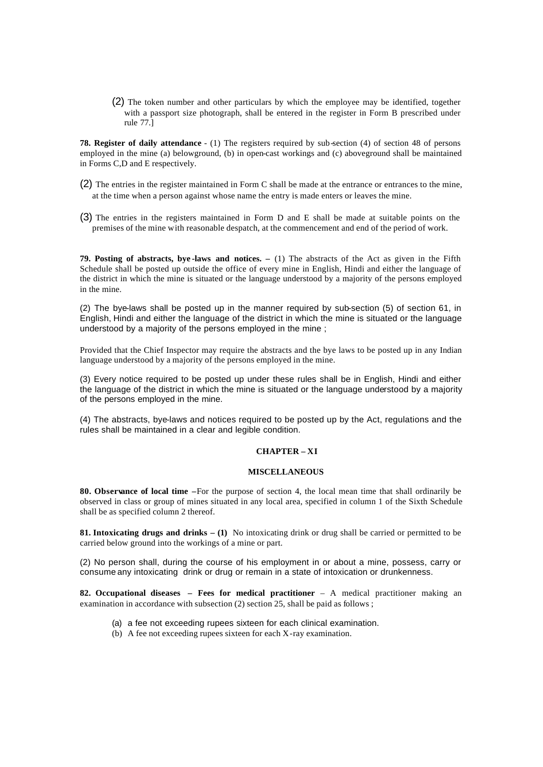(2) The token number and other particulars by which the employee may be identified, together with a passport size photograph, shall be entered in the register in Form B prescribed under rule 77.]

**78. Register of daily attendance** - (1) The registers required by sub-section (4) of section 48 of persons employed in the mine (a) belowground, (b) in open-cast workings and (c) aboveground shall be maintained in Forms C,D and E respectively.

(2) The entries in the register maintained in Form C shall be made at the entrance or entrances to the mine, at the time when a person against whose name the entry is made enters or leaves the mine.

(3) The entries in the registers maintained in Form D and E shall be made at suitable points on the premises of the mine with reasonable despatch, at the commencement and end of the period of work.

**79. Posting of abstracts, bye-laws and notices. –** (1) The abstracts of the Act as given in the Fifth Schedule shall be posted up outside the office of every mine in English, Hindi and either the language of the district in which the mine is situated or the language understood by a majority of the persons employed in the mine.

(2) The bye-laws shall be posted up in the manner required by sub-section (5) of section 61, in English, Hindi and either the language of the district in which the mine is situated or the language understood by a majority of the persons employed in the mine ;

Provided that the Chief Inspector may require the abstracts and the bye laws to be posted up in any Indian language understood by a majority of the persons employed in the mine.

(3) Every notice required to be posted up under these rules shall be in English, Hindi and either the language of the district in which the mine is situated or the language understood by a majority of the persons employed in the mine.

(4) The abstracts, bye-laws and notices required to be posted up by the Act, regulations and the rules shall be maintained in a clear and legible condition.

## CHAPTER – XI

## MISCELLANEOUS

**80. Observance of local time –**For the purpose of section 4, the local mean time that shall ordinarily be observed in class or group of mines situated in any local area, specified in column 1 of the Sixth Schedule shall be as specified column 2 thereof.

**81. Intoxicating drugs and drinks – (1)** No intoxicating drink or drug shall be carried or permitted to be carried below ground into the workings of a mine or part.

(2) No person shall, during the course of his employment in or about a mine, possess, carry or consume any intoxicating drink or drug or remain in a state of intoxication or drunkenness.

**82. Occupational diseases – Fees for medical practitioner** – A medical practitioner making an examination in accordance with subsection (2) section 25, shall be paid as follows ;

(a) a fee not exceeding rupees sixteen for each clinical examination.
(b) A fee not exceeding rupees sixteen for each X-ray examination.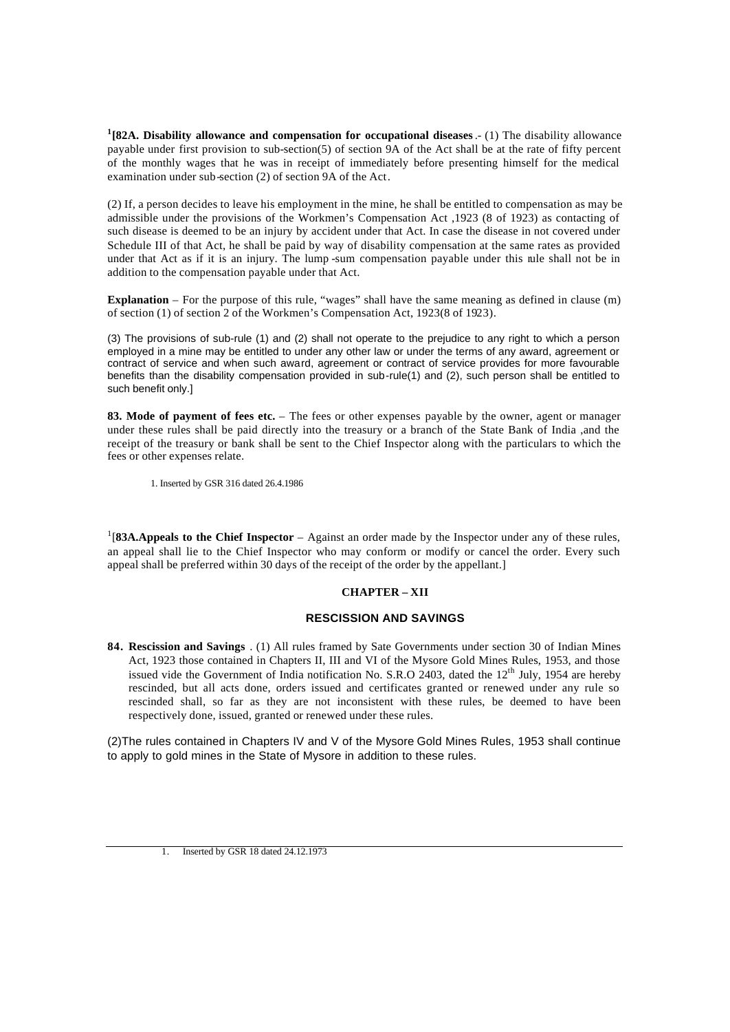[1][**82A. Disability allowance and compensation for occupational diseases**.- (1) The disability allowance payable under first provision to sub-section(5) of section 9A of the Act shall be at the rate of fifty percent of the monthly wages that he was in receipt of immediately before presenting himself for the medical examination under sub-section (2) of section 9A of the Act.

(2) If, a person decides to leave his employment in the mine, he shall be entitled to compensation as may be admissible under the provisions of the Workmen's Compensation Act ,1923 (8 of 1923) as contacting of such disease is deemed to be an injury by accident under that Act. In case the disease in not covered under Schedule III of that Act, he shall be paid by way of disability compensation at the same rates as provided under that Act as if it is an injury. The lump -sum compensation payable under this rule shall not be in addition to the compensation payable under that Act.

**Explanation** – For the purpose of this rule, "wages" shall have the same meaning as defined in clause (m) of section (1) of section 2 of the Workmen's Compensation Act, 1923(8 of 1923).

(3) The provisions of sub-rule (1) and (2) shall not operate to the prejudice to any right to which a person employed in a mine may be entitled to under any other law or under the terms of any award, agreement or contract of service and when such award, agreement or contract of service provides for more favourable benefits than the disability compensation provided in sub-rule(1) and (2), such person shall be entitled to such benefit only.]

**83. Mode of payment of fees etc.** – The fees or other expenses payable by the owner, agent or manager under these rules shall be paid directly into the treasury or a branch of the State Bank of India ,and the receipt of the treasury or bank shall be sent to the Chief Inspector along with the particulars to which the fees or other expenses relate.

1. Inserted by GSR 316 dated 26.4.1986

[1][**83A.Appeals to the Chief Inspector** – Against an order made by the Inspector under any of these rules, an appeal shall lie to the Chief Inspector who may conform or modify or cancel the order. Every such appeal shall be preferred within 30 days of the receipt of the order by the appellant.]

## CHAPTER – XII

## RESCISSION AND SAVINGS

**84. Rescission and Savings** . (1) All rules framed by Sate Governments under section 30 of Indian Mines Act, 1923 those contained in Chapters II, III and VI of the Mysore Gold Mines Rules, 1953, and those issued vide the Government of India notification No. S.R.O 2403, dated the 12th July, 1954 are hereby rescinded, but all acts done, orders issued and certificates granted or renewed under any rule so rescinded shall, so far as they are not inconsistent with these rules, be deemed to have been respectively done, issued, granted or renewed under these rules.

(2)The rules contained in Chapters IV and V of the Mysore Gold Mines Rules, 1953 shall continue to apply to gold mines in the State of Mysore in addition to these rules.

1. Inserted by GSR 18 dated 24.12.1973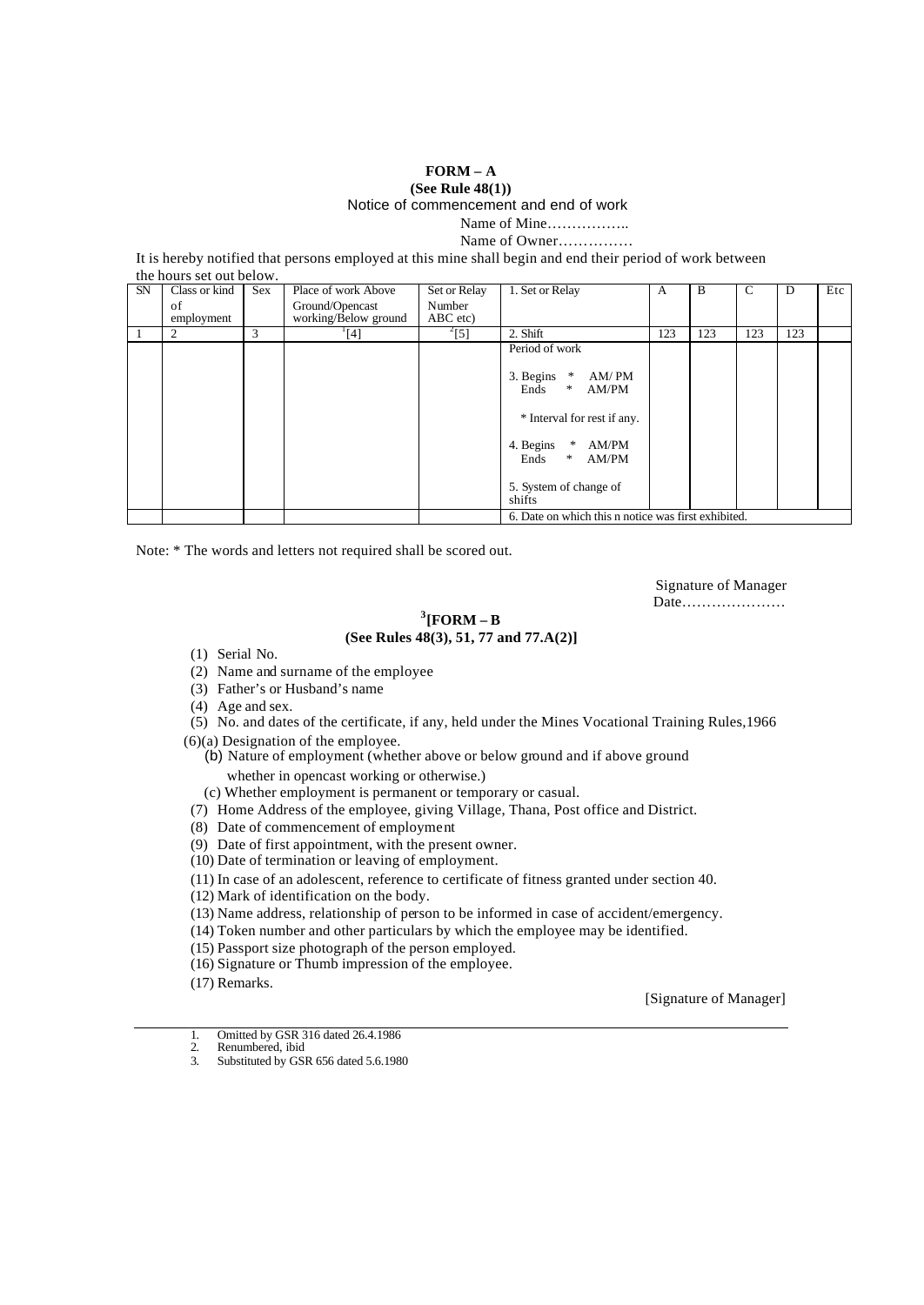**FORM – A**
**(See Rule 48(1))**
Notice of commencement and end of work

Name of Mine……………..
Name of Owner……………

It is hereby notified that persons employed at this mine shall begin and end their period of work between the hours set out below.

| SN | Class or kind of employment | Sex | Place of work Above Ground/Opencast working/Below ground | Set or Relay Number ABC etc) | 1. Set or Relay | A | B | C | D | Etc |
|---|---|---|---|---|---|---|---|---|---|---|
| 1 | 2 | 3 | [1][4] | [2][5] | 2. Shift | 123 | 123 | 123 | 123 | |
| | | | | | Period of work<br><br>3. Begins * AM/ PM<br>Ends * AM/PM<br><br>* Interval for rest if any.<br><br>4. Begins * AM/PM<br>Ends * AM/PM<br><br>5. System of change of shifts | | | | | |
| | | | | | 6. Date on which this n notice was first exhibited. | | | | | |

Note: * The words and letters not required shall be scored out.

Signature of Manager
Date…………………

**[3][FORM – B**
**(See Rules 48(3), 51, 77 and 77.A(2)]**

(1) Serial No.
(2) Name and surname of the employee
(3) Father's or Husband's name
(4) Age and sex.
(5) No. and dates of the certificate, if any, held under the Mines Vocational Training Rules,1966
(6)(a) Designation of the employee.
(b) Nature of employment (whether above or below ground and if above ground whether in opencast working or otherwise.)
(c) Whether employment is permanent or temporary or casual.
(7) Home Address of the employee, giving Village, Thana, Post office and District.
(8) Date of commencement of employment
(9) Date of first appointment, with the present owner.
(10) Date of termination or leaving of employment.
(11) In case of an adolescent, reference to certificate of fitness granted under section 40.
(12) Mark of identification on the body.
(13) Name address, relationship of person to be informed in case of accident/emergency.
(14) Token number and other particulars by which the employee may be identified.
(15) Passport size photograph of the person employed.
(16) Signature or Thumb impression of the employee.
(17) Remarks.

[Signature of Manager]

1. Omitted by GSR 316 dated 26.4.1986
2. Renumbered, ibid
3. Substituted by GSR 656 dated 5.6.1980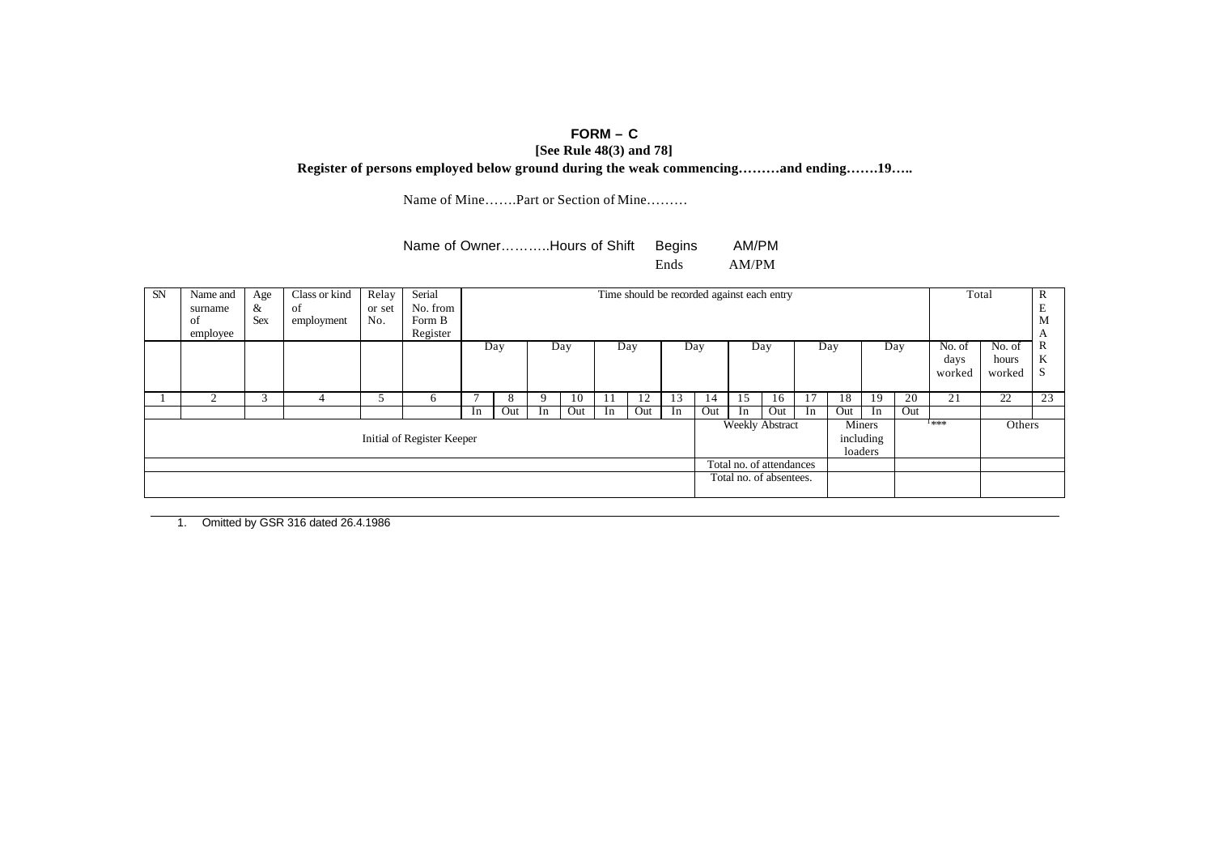# FORM – C

**[See Rule 48(3) and 78]**

**Register of persons employed below ground during the weak commencing………and ending…….19…..**

Name of Mine…….Part or Section of Mine………

Name of Owner………..Hours of Shift Begins AM/PM
Ends AM/PM

| SN | Name and surname of employee | Age & Sex | Class or kind of employment | Relay or set No. | Serial No. from Form B Register | Time should be recorded against each entry | | | | | | | | | | | | | | Total | | REMARKS |
|---|---|---|---|---|---|---|---|---|---|---|---|---|---|---|---|---|---|---|---|---|---|---|
| | | | | | | Day | | Day | | Day | | Day | | Day | | Day | | Day | | No. of days worked | No. of hours worked | |
| 1 | 2 | 3 | 4 | 5 | 6 | 7 | 8 | 9 | 10 | 11 | 12 | 13 | 14 | 15 | 16 | 17 | 18 | 19 | 20 | 21 | 22 | 23 |
| | | | | | | In | Out | In | Out | In | Out | In | Out | In | Out | In | Out | In | Out | | | |
| Initial of Register Keeper | | | | | | | | | | | | | Weekly Abstract | | | | Miners including loaders | | | ***[1] | Others | |
| | | | | | | | | | | | | | Total no. of attendances | | | | | | | | | |
| | | | | | | | | | | | | | Total no. of absentees. | | | | | | | | | |

1. Omitted by GSR 316 dated 26.4.1986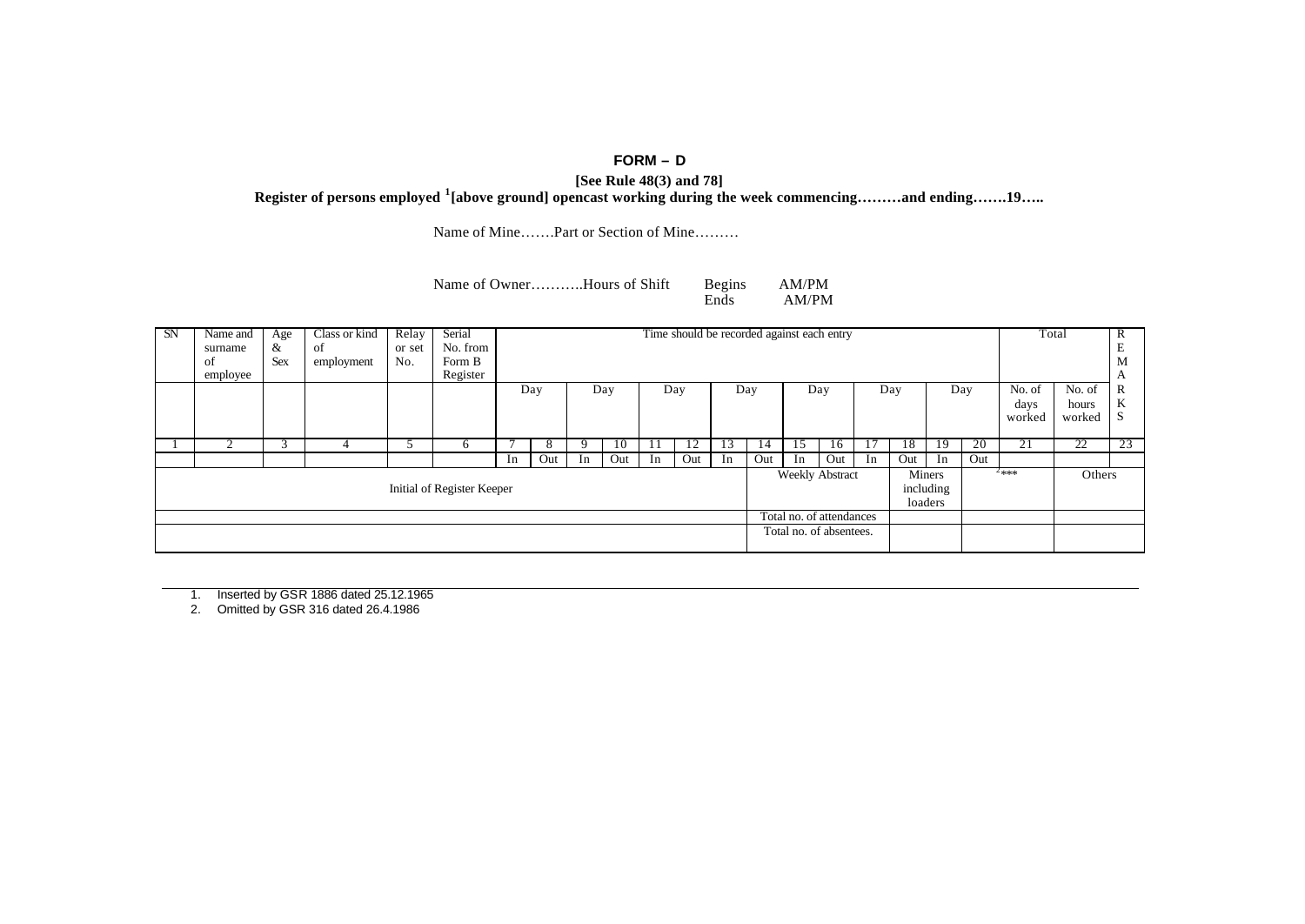# FORM – D

**[See Rule 48(3) and 78]**

**Register of persons employed [1][above ground] opencast working during the week commencing………and ending…….19…..**

Name of Mine…….Part or Section of Mine………

Name of Owner………..Hours of Shift Begins AM/PM
Ends AM/PM

| SN | Name and surname of employee | Age & Sex | Class or kind of employment | Relay or set No. | Serial No. from Form B Register | Time should be recorded against each entry | | | | | | | | | | | | | | Total | | REMARKS |
|---|---|---|---|---|---|---|---|---|---|---|---|---|---|---|---|---|---|---|---|---|---|---|
| | | | | | | Day | | Day | | Day | | Day | | Day | | Day | | Day | | No. of days worked | No. of hours worked | |
| 1 | 2 | 3 | 4 | 5 | 6 | 7 | 8 | 9 | 10 | 11 | 12 | 13 | 14 | 15 | 16 | 17 | 18 | 19 | 20 | 21 | 22 | 23 |
| | | | | | | In | Out | In | Out | In | Out | In | Out | In | Out | In | Out | In | Out | | | |
| Initial of Register Keeper | | | | | | | | | | | | | | Weekly Abstract | | | Miners including loaders | | | [2]*** | Others | |
| | | | | | | | | | | | | | | Total no. of attendances | | | | | | | | |
| | | | | | | | | | | | | | | Total no. of absentees. | | | | | | | | |

1. Inserted by GSR 1886 dated 25.12.1965
2. Omitted by GSR 316 dated 26.4.1986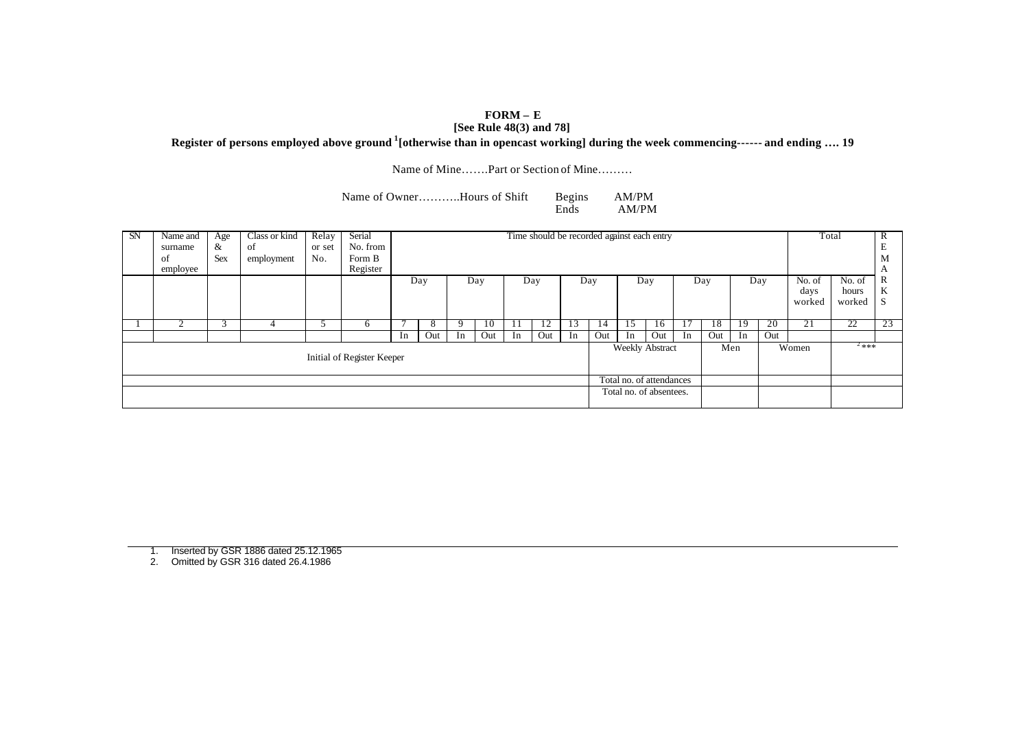# FORM – E

**[See Rule 48(3) and 78]**

**Register of persons employed above ground [1][otherwise than in opencast working] during the week commencing------ and ending …. 19**

Name of Mine…….Part or Section of Mine………

Name of Owner………..Hours of Shift Begins AM/PM
Ends AM/PM

| SN | Name and surname of employee | Age & Sex | Class or kind of employment | Relay or set No. | Serial No. from Form B Register | Time should be recorded against each entry | | | | | | | | | | | | | | Total | | REMARKS |
|---|---|---|---|---|---|---|---|---|---|---|---|---|---|---|---|---|---|---|---|---|---|---|
| | | | | | | Day | | Day | | Day | | Day | | Day | | Day | | Day | | No. of days worked | No. of hours worked | |
| 1 | 2 | 3 | 4 | 5 | 6 | 7 | 8 | 9 | 10 | 11 | 12 | 13 | 14 | 15 | 16 | 17 | 18 | 19 | 20 | 21 | 22 | 23 |
| | | | | | | In | Out | In | Out | In | Out | In | Out | In | Out | In | Out | In | Out | | | |
| Initial of Register Keeper | | | | | | | | | | | | | Weekly Abstract | | | Men | | | Women | | [2]*** | |
| | | | | | | | | | | | | | Total no. of attendances | | | | | | | | | |
| | | | | | | | | | | | | | Total no. of absentees. | | | | | | | | | |

1. Inserted by GSR 1886 dated 25.12.1965
2. Omitted by GSR 316 dated 26.4.1986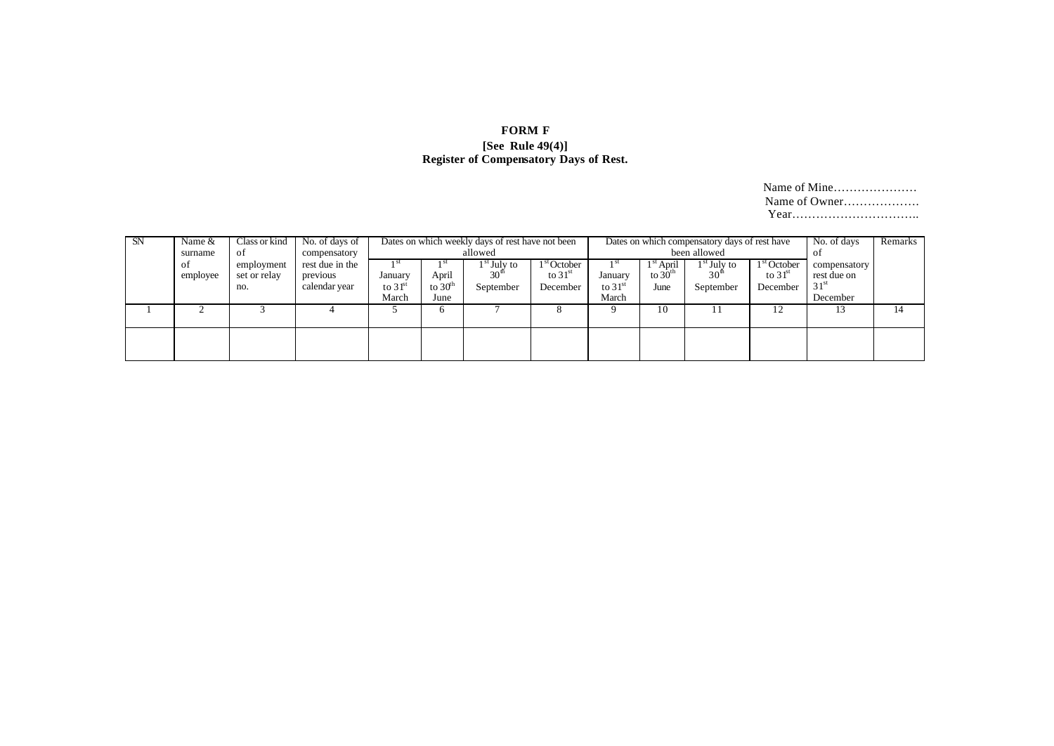# FORM F

**[See Rule 49(4)]**

**Register of Compensatory Days of Rest.**

Name of Mine…………………
Name of Owner………………
Year…………………………..

| SN | Name & surname of employee | Class or kind of employment set or relay no. | No. of days of compensatory rest due in the previous calendar year | Dates on which weekly days of rest have not been allowed | | | | Dates on which compensatory days of rest have been allowed | | | | No. of days of compensatory rest due on 31st December | Remarks |
|---|---|---|---|---|---|---|---|---|---|---|---|---|---|
| | | | | 1st January to 31st March | 1st April to 30th June | 1st July to 30th September | 1st October to 31st December | 1st January to 31st March | 1st April to 30th June | 1st July to 30th September | 1st October to 31st December | | |
| 1 | 2 | 3 | 4 | 5 | 6 | 7 | 8 | 9 | 10 | 11 | 12 | 13 | 14 |
| | | | | | | | | | | | | | |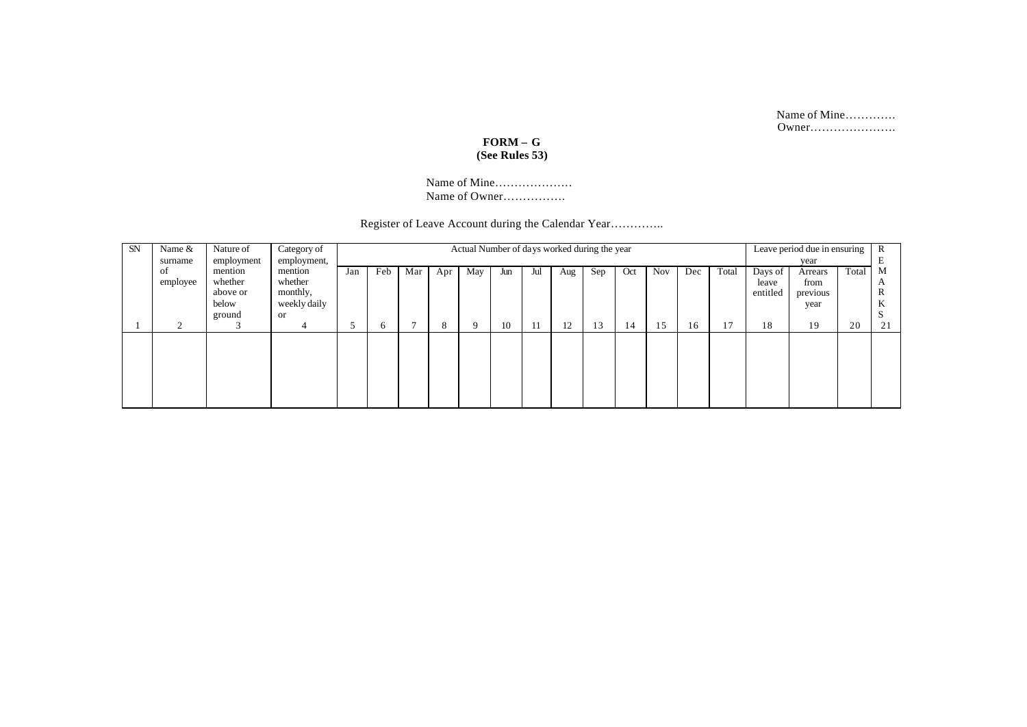Name of Mine…………
Owner………………….

**FORM – G**
**(See Rules 53)**

Name of Mine……………….
Name of Owner…………….

Register of Leave Account during the Calendar Year…………..

| SN | Name & surname of employee | Nature of employment mention whether above or below ground | Category of employment, mention whether monthly, weekly daily or | Actual Number of days worked during the year | | | | | | | | | | | | | Leave period due in ensuring year | | | REMARKS |
|---|---|---|---|---|---|---|---|---|---|---|---|---|---|---|---|---|---|---|---|---|
| | | | | Jan | Feb | Mar | Apr | May | Jun | Jul | Aug | Sep | Oct | Nov | Dec | Total | Days of leave entitled | Arrears from previous year | Total | |
| 1 | 2 | 3 | 4 | 5 | 6 | 7 | 8 | 9 | 10 | 11 | 12 | 13 | 14 | 15 | 16 | 17 | 18 | 19 | 20 | 21 |
| | | | | | | | | | | | | | | | | | | | | |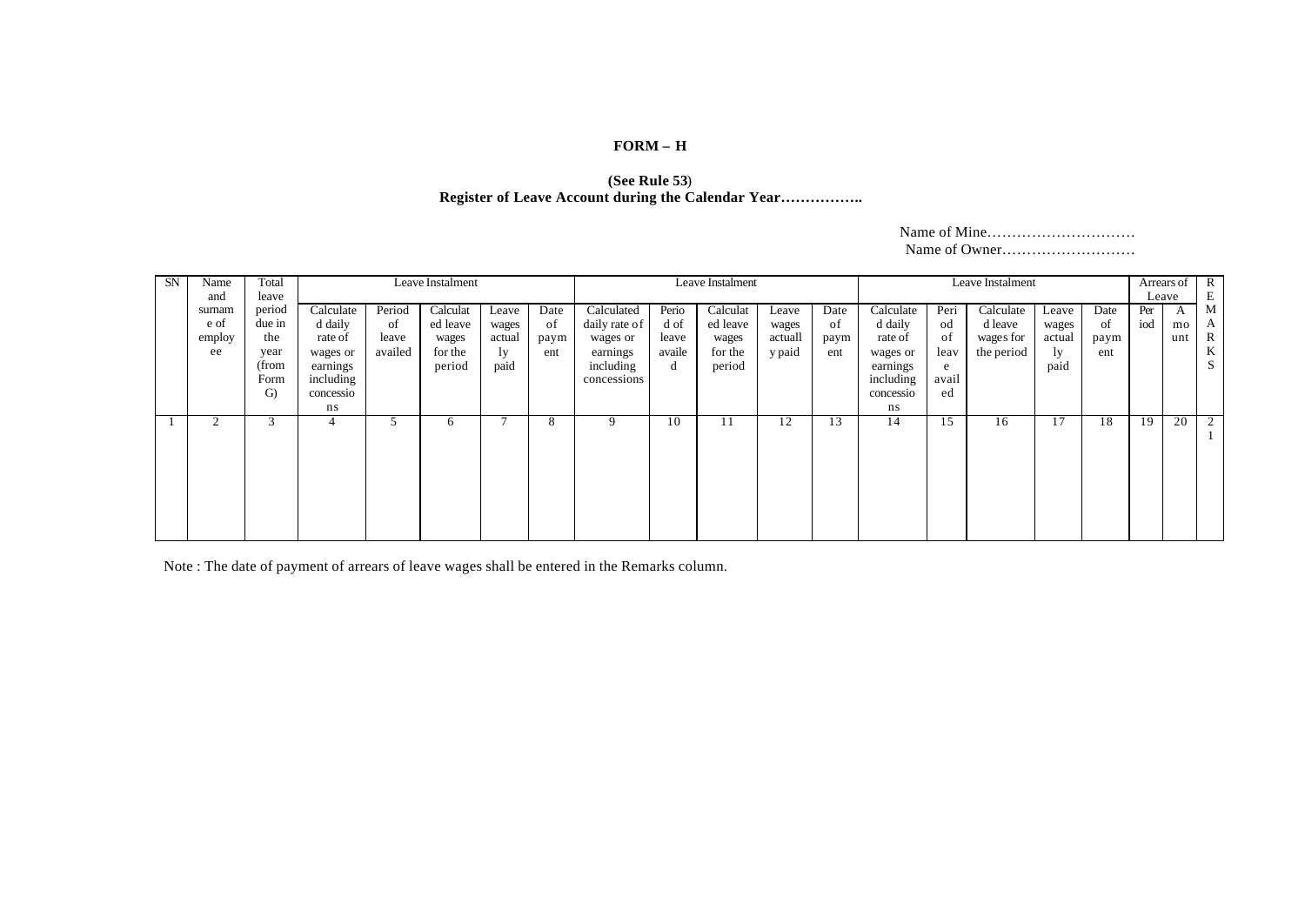**FORM – H**

**(See Rule 53)**
**Register of Leave Account during the Calendar Year……………..**

Name of Mine…………………………
Name of Owner………………………

| SN | Name and surname of employee | Total leave period due in the year (from Form G) | Leave Instalment | | | | | Leave Instalment | | | | | Leave Instalment | | | | | Arrears of Leave | | REMARKS |
|---|---|---|---|---|---|---|---|---|---|---|---|---|---|---|---|---|---|---|---|---|
| | | | Calculated daily rate of wages or earnings including concessions | Period of leave availed | Calculated leave wages for the period | Leave wages actually paid | Date of payment | Calculated daily rate of wages or earnings including concessions | Period of leave availed | Calculated leave wages for the period | Leave wages actually paid | Date of payment | Calculated daily rate of wages or earnings including concessions | Period of leave availed | Calculated leave wages for the period | Leave wages actually paid | Date of payment | Period | Amount | |
| 1 | 2 | 3 | 4 | 5 | 6 | 7 | 8 | 9 | 10 | 11 | 12 | 13 | 14 | 15 | 16 | 17 | 18 | 19 | 20 | 21 |
| | | | | | | | | | | | | | | | | | | | | |

Note : The date of payment of arrears of leave wages shall be entered in the Remarks column.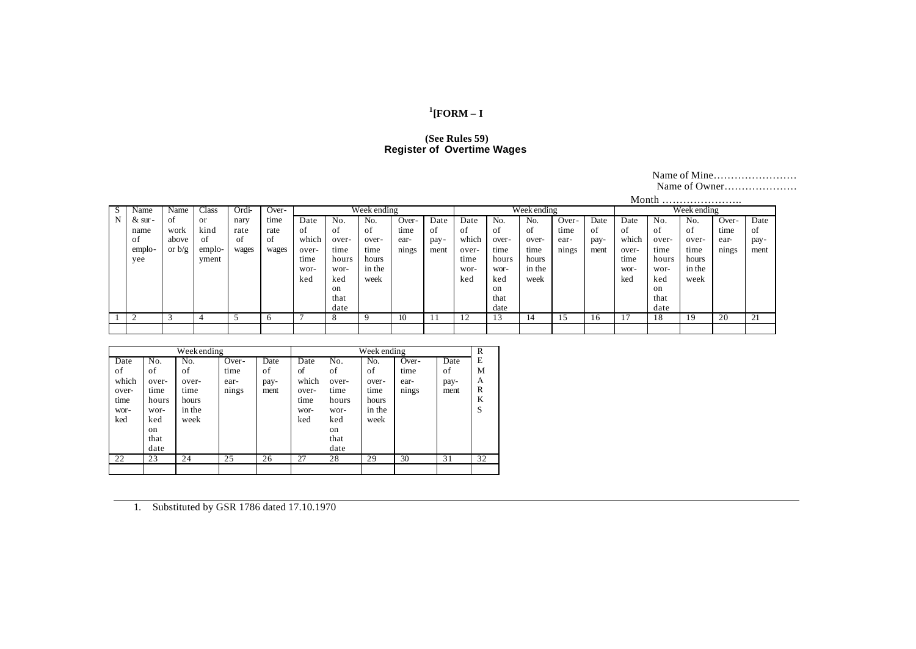# [1][FORM – I

**(See Rules 59)**
**Register of Overtime Wages**

Name of Mine……………………
Name of Owner…………………
Month …………………..

| S N | Name & sur-name of emplo-yee | Name of work above or b/g | Class or kind of emplo-yment | Ordi-nary rate of wages | Over-time rate of wages | Week ending | | | | | Week ending | | | | | Week ending | | | | |
|---|---|---|---|---|---|---|---|---|---|---|---|---|---|---|---|---|---|---|---|---|
| | | | | | | Date of which over-time wor-ked | No. of over-time hours wor-ked on that date | No. of over-time hours in the week | Over-time ear-nings | Date of pay-ment | Date of which over-time wor-ked | No. of over-time hours wor-ked on that date | No. of over-time hours in the week | Over-time ear-nings | Date of pay-ment | Date of which over-time wor-ked | No. of over-time hours wor-ked on that date | No. of over-time hours in the week | Over-time ear-nings | Date of pay-ment |
| 1 | 2 | 3 | 4 | 5 | 6 | 7 | 8 | 9 | 10 | 11 | 12 | 13 | 14 | 15 | 16 | 17 | 18 | 19 | 20 | 21 |
| | | | | | | | | | | | | | | | | | | | | |

| Week ending | | | | | Week ending | | | | | REMARKS |
|---|---|---|---|---|---|---|---|---|---|---|
| Date of which over-time wor-ked | No. of over-time hours wor-ked on that date | No. of over-time hours in the week | Over-time ear-nings | Date of pay-ment | Date of which over-time wor-ked | No. of over-time hours wor-ked on that date | No. of over-time hours in the week | Over-time ear-nings | Date of pay-ment | |
| 22 | 23 | 24 | 25 | 26 | 27 | 28 | 29 | 30 | 31 | 32 |
| | | | | | | | | | | |

1. Substituted by GSR 1786 dated 17.10.1970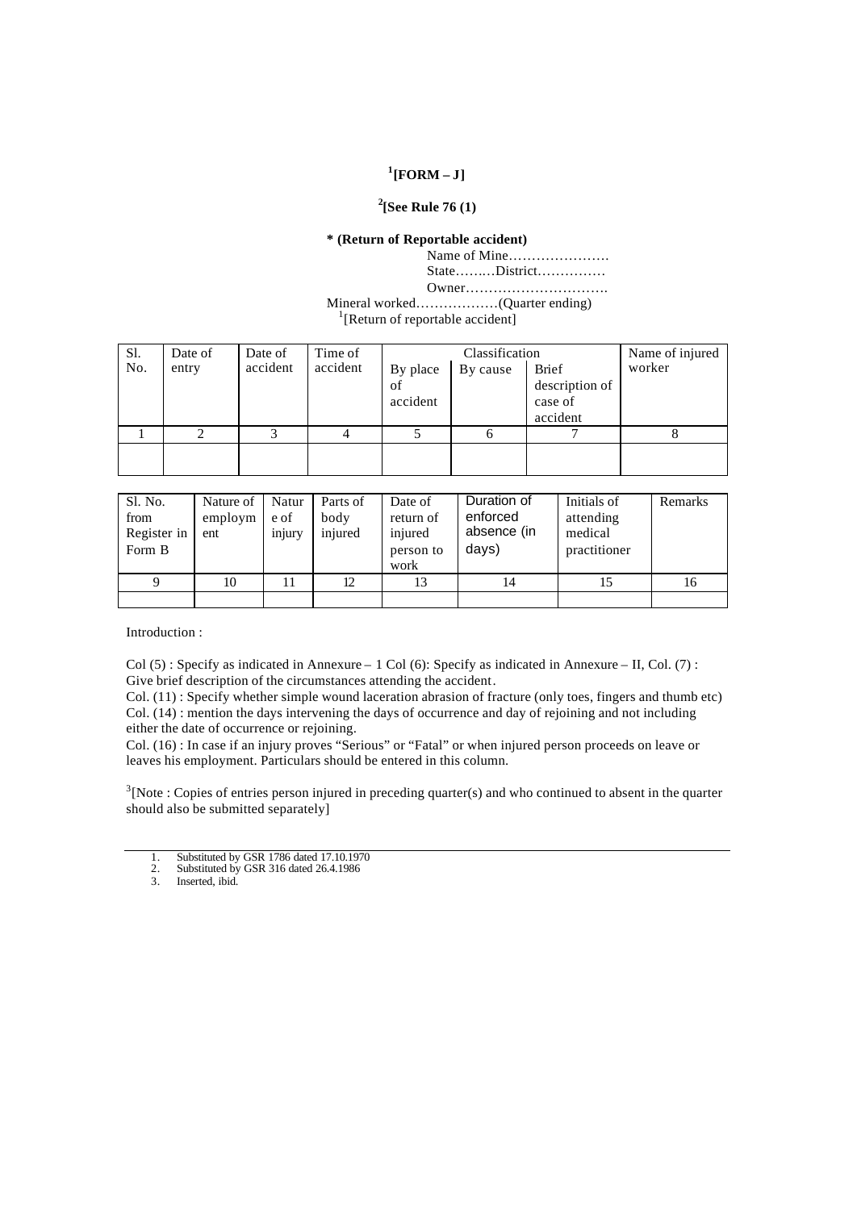## [1][FORM – J]

### [2][See Rule 76 (1)

**\* (Return of Reportable accident)**

Name of Mine………………….
State……..District……………
Owner………………………….
Mineral worked………………(Quarter ending)
[1][Return of reportable accident]

| Sl. No. | Date of entry | Date of accident | Time of accident | Classification | | | Name of injured worker |
|---|---|---|---|---|---|---|---|
| | | | | By place of accident | By cause | Brief description of case of accident | |
| 1 | 2 | 3 | 4 | 5 | 6 | 7 | 8 |
| | | | | | | | |

| Sl. No. from Register in Form B | Nature of employment | Nature of injury | Parts of body injured | Date of return of injured person to work | Duration of enforced absence (in days) | Initials of attending medical practitioner | Remarks |
|---|---|---|---|---|---|---|---|
| 9 | 10 | 11 | 12 | 13 | 14 | 15 | 16 |
| | | | | | | | |

Introduction :

Col (5) : Specify as indicated in Annexure – 1 Col (6): Specify as indicated in Annexure – II, Col. (7) : Give brief description of the circumstances attending the accident.
Col. (11) : Specify whether simple wound laceration abrasion of fracture (only toes, fingers and thumb etc)
Col. (14) : mention the days intervening the days of occurrence and day of rejoining and not including either the date of occurrence or rejoining.
Col. (16) : In case if an injury proves "Serious" or "Fatal" or when injured person proceeds on leave or leaves his employment. Particulars should be entered in this column.

[3][Note : Copies of entries person injured in preceding quarter(s) and who continued to absent in the quarter should also be submitted separately]

---

1. Substituted by GSR 1786 dated 17.10.1970
2. Substituted by GSR 316 dated 26.4.1986
3. Inserted, ibid.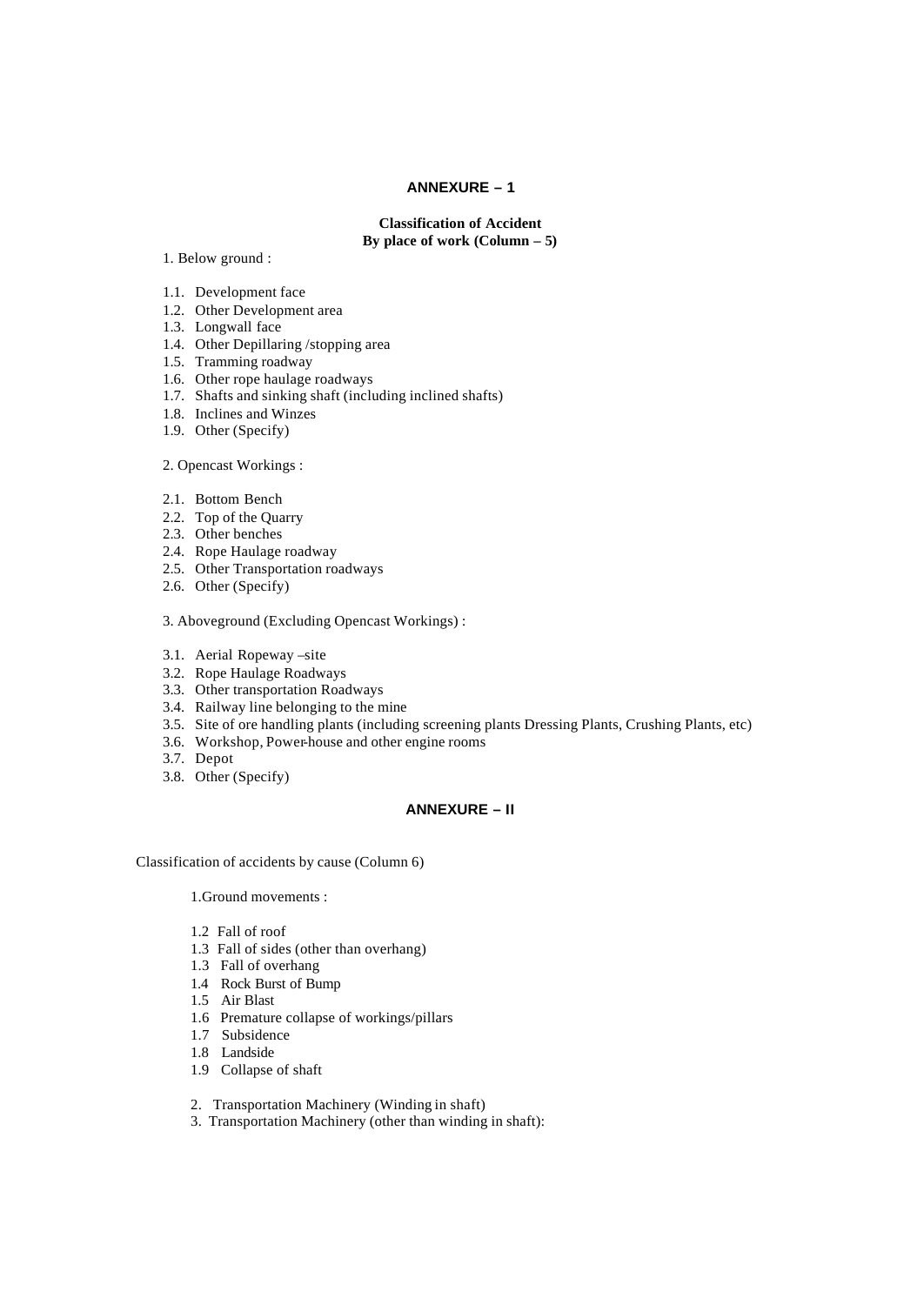## ANNEXURE – 1

**Classification of Accident**
**By place of work (Column – 5)**

1. Below ground :

1.1. Development face
1.2. Other Development area
1.3. Longwall face
1.4. Other Depillaring /stopping area
1.5. Tramming roadway
1.6. Other rope haulage roadways
1.7. Shafts and sinking shaft (including inclined shafts)
1.8. Inclines and Winzes
1.9. Other (Specify)

2. Opencast Workings :

2.1. Bottom Bench
2.2. Top of the Quarry
2.3. Other benches
2.4. Rope Haulage roadway
2.5. Other Transportation roadways
2.6. Other (Specify)

3. Aboveground (Excluding Opencast Workings) :

3.1. Aerial Ropeway –site
3.2. Rope Haulage Roadways
3.3. Other transportation Roadways
3.4. Railway line belonging to the mine
3.5. Site of ore handling plants (including screening plants Dressing Plants, Crushing Plants, etc)
3.6. Workshop, Power-house and other engine rooms
3.7. Depot
3.8. Other (Specify)

## ANNEXURE – II

Classification of accidents by cause (Column 6)

1.Ground movements :

1.2 Fall of roof
1.3 Fall of sides (other than overhang)
1.3 Fall of overhang
1.4 Rock Burst of Bump
1.5 Air Blast
1.6 Premature collapse of workings/pillars
1.7 Subsidence
1.8 Landside
1.9 Collapse of shaft

2. Transportation Machinery (Winding in shaft)
3. Transportation Machinery (other than winding in shaft):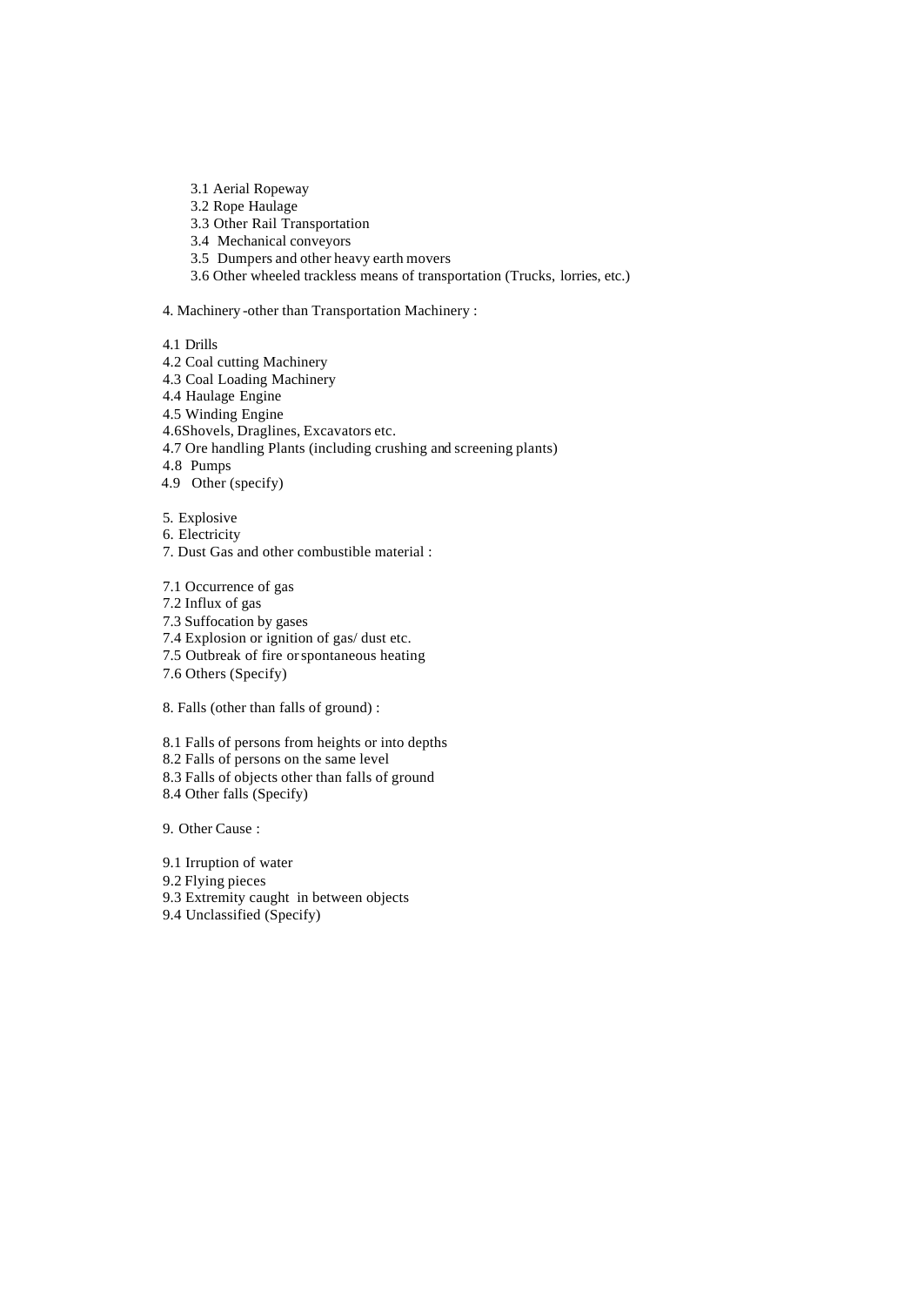3.1 Aerial Ropeway
3.2 Rope Haulage
3.3 Other Rail Transportation
3.4 Mechanical conveyors
3.5 Dumpers and other heavy earth movers
3.6 Other wheeled trackless means of transportation (Trucks, lorries, etc.)

4. Machinery -other than Transportation Machinery :

4.1 Drills
4.2 Coal cutting Machinery
4.3 Coal Loading Machinery
4.4 Haulage Engine
4.5 Winding Engine
4.6Shovels, Draglines, Excavators etc.
4.7 Ore handling Plants (including crushing and screening plants)
4.8 Pumps
4.9 Other (specify)

5. Explosive
6. Electricity
7. Dust Gas and other combustible material :

7.1 Occurrence of gas
7.2 Influx of gas
7.3 Suffocation by gases
7.4 Explosion or ignition of gas/ dust etc.
7.5 Outbreak of fire or spontaneous heating
7.6 Others (Specify)

8. Falls (other than falls of ground) :

8.1 Falls of persons from heights or into depths
8.2 Falls of persons on the same level
8.3 Falls of objects other than falls of ground
8.4 Other falls (Specify)

9. Other Cause :

9.1 Irruption of water
9.2 Flying pieces
9.3 Extremity caught in between objects
9.4 Unclassified (Specify)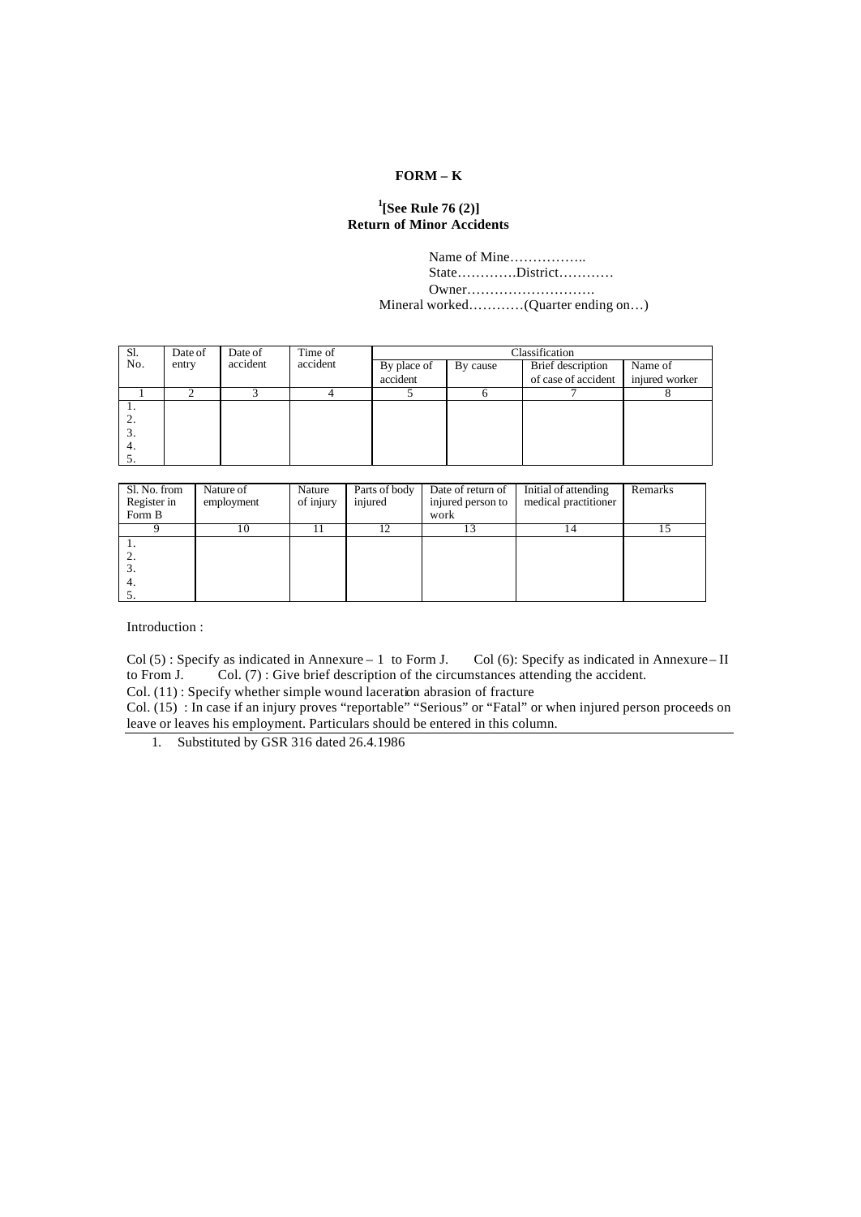**FORM – K**

**[1][See Rule 76 (2)]**
**Return of Minor Accidents**

Name of Mine……………..
State…………District…………
Owner……………………….
Mineral worked…………(Quarter ending on…)

| Sl. No. | Date of entry | Date of accident | Time of accident | Classification | | | |
|---|---|---|---|---|---|---|---|
| | | | | By place of accident | By cause | Brief description of case of accident | Name of injured worker |
| 1 | 2 | 3 | 4 | 5 | 6 | 7 | 8 |
| 1. | | | | | | | |
| 2. | | | | | | | |
| 3. | | | | | | | |
| 4. | | | | | | | |
| 5. | | | | | | | |

| Sl. No. from Register in Form B | Nature of employment | Nature of injury | Parts of body injured | Date of return of injured person to work | Initial of attending medical practitioner | Remarks |
|---|---|---|---|---|---|---|
| 9 | 10 | 11 | 12 | 13 | 14 | 15 |
| 1. | | | | | | |
| 2. | | | | | | |
| 3. | | | | | | |
| 4. | | | | | | |
| 5. | | | | | | |

Introduction :

Col (5) : Specify as indicated in Annexure – 1 to Form J. Col (6): Specify as indicated in Annexure – II to From J. Col. (7) : Give brief description of the circumstances attending the accident.
Col. (11) : Specify whether simple wound laceration abrasion of fracture
Col. (15) : In case if an injury proves "reportable" "Serious" or "Fatal" or when injured person proceeds on leave or leaves his employment. Particulars should be entered in this column.

1. Substituted by GSR 316 dated 26.4.1986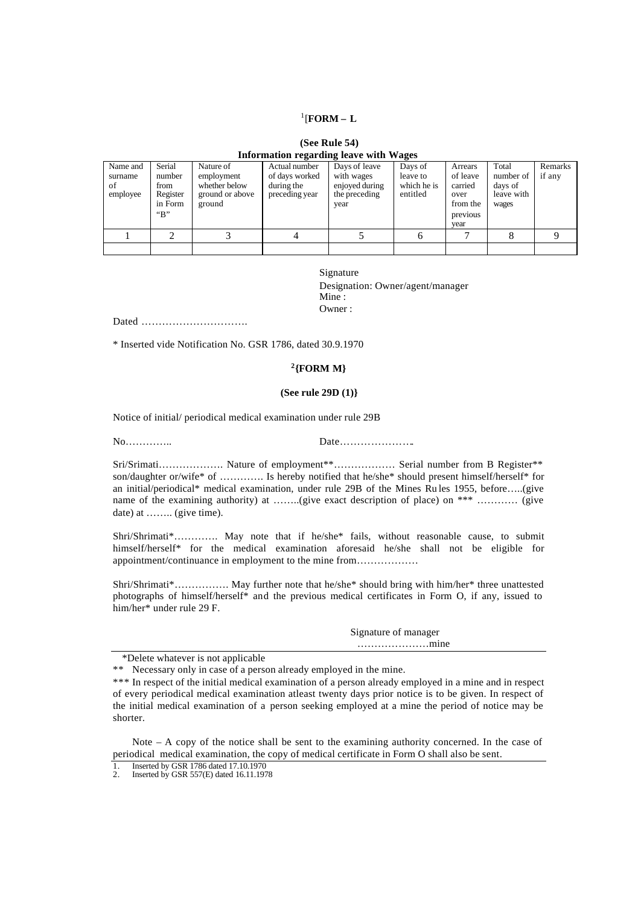[1][**FORM – L**

**(See Rule 54)**

**Information regarding leave with Wages**

| Name and surname of employee | Serial number from Register in Form "B" | Nature of employment whether below ground or above ground | Actual number of days worked during the preceding year | Days of leave with wages enjoyed during the preceding year | Days of leave to which he is entitled | Arrears of leave carried over from the previous year | Total number of days of leave with wages | Remarks if any |
|---|---|---|---|---|---|---|---|---|
| 1 | 2 | 3 | 4 | 5 | 6 | 7 | 8 | 9 |
| | | | | | | | | |

Signature
Designation: Owner/agent/manager
Mine :
Owner :

Dated ………………………….

* Inserted vide Notification No. GSR 1786, dated 30.9.1970

**[2]{FORM M}**

**(See rule 29D (1)}**

Notice of initial/ periodical medical examination under rule 29B

No………….. Date…………………..

Sri/Srimati………………. Nature of employment**……………… Serial number from B Register** son/daughter or/wife* of …………. Is hereby notified that he/she* should present himself/herself* for an initial/periodical* medical examination, under rule 29B of the Mines Ru les 1955, before…..(give name of the examining authority) at ……..(give exact description of place) on *** ………… (give date) at …….. (give time).

Shri/Shrimati*…………. May note that if he/she* fails, without reasonable cause, to submit himself/herself* for the medical examination aforesaid he/she shall not be eligible for appointment/continuance in employment to the mine from………………

Shri/Shrimati*……………. May further note that he/she* should bring with him/her* three unattested photographs of himself/herself* and the previous medical certificates in Form O, if any, issued to him/her* under rule 29 F.

Signature of manager
…………………mine

*Delete whatever is not applicable

** Necessary only in case of a person already employed in the mine.

*** In respect of the initial medical examination of a person already employed in a mine and in respect of every periodical medical examination atleast twenty days prior notice is to be given. In respect of the initial medical examination of a person seeking employed at a mine the period of notice may be shorter.

Note – A copy of the notice shall be sent to the examining authority concerned. In the case of periodical medical examination, the copy of medical certificate in Form O shall also be sent.

1. Inserted by GSR 1786 dated 17.10.1970
2. Inserted by GSR 557(E) dated 16.11.1978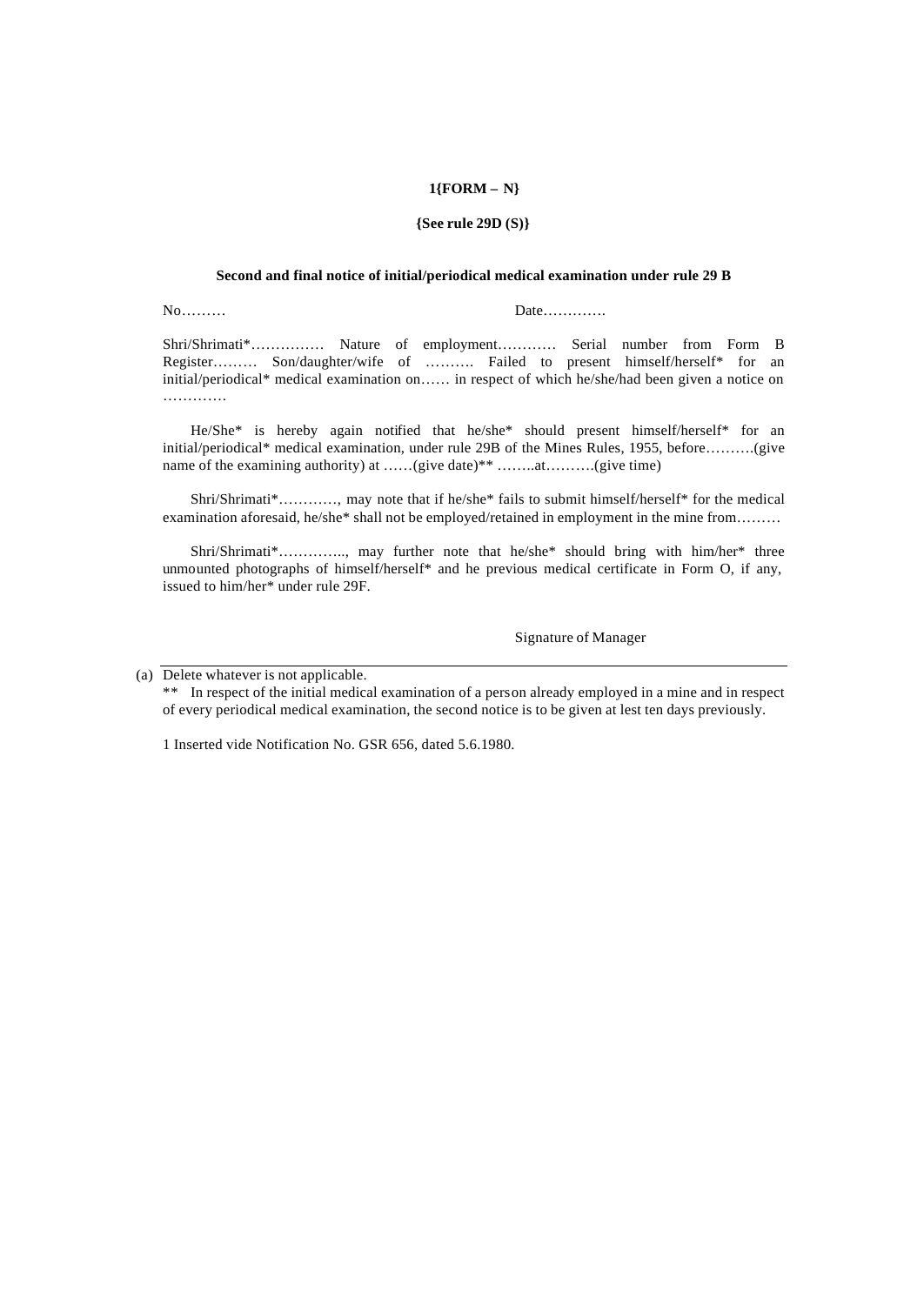**1{FORM – N}**

**{See rule 29D (S)}**

**Second and final notice of initial/periodical medical examination under rule 29 B**

No……… Date………….

Shri/Shrimati*…………… Nature of employment………… Serial number from Form B Register……… Son/daughter/wife of ………. Failed to present himself/herself* for an initial/periodical* medical examination on…… in respect of which he/she/had been given a notice on ………….

He/She* is hereby again notified that he/she* should present himself/herself* for an initial/periodical* medical examination, under rule 29B of the Mines Rules, 1955, before……….(give name of the examining authority) at ……(give date)** ……..at……….(give time)

Shri/Shrimati*…………, may note that if he/she* fails to submit himself/herself* for the medical examination aforesaid, he/she* shall not be employed/retained in employment in the mine from………

Shri/Shrimati*………….., may further note that he/she* should bring with him/her* three unmounted photographs of himself/herself* and he previous medical certificate in Form O, if any, issued to him/her* under rule 29F.

Signature of Manager

---

(a) Delete whatever is not applicable.

** In respect of the initial medical examination of a person already employed in a mine and in respect of every periodical medical examination, the second notice is to be given at lest ten days previously.

1 Inserted vide Notification No. GSR 656, dated 5.6.1980.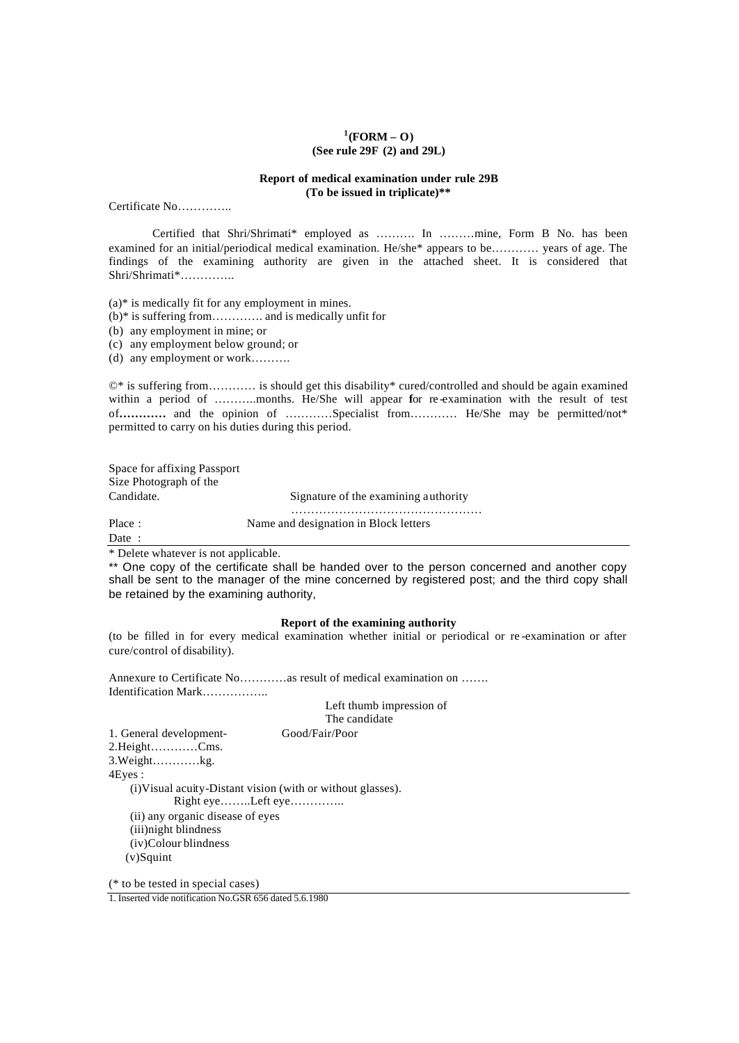**[1](FORM – O)**
**(See rule 29F (2) and 29L)**

**Report of medical examination under rule 29B**
**(To be issued in triplicate)****

Certificate No…………..

Certified that Shri/Shrimati* employed as ………. In ………mine, Form B No. has been examined for an initial/periodical medical examination. He/she* appears to be………… years of age. The findings of the examining authority are given in the attached sheet. It is considered that Shri/Shrimati*…………..

(a)* is medically fit for any employment in mines.
(b)* is suffering from…………. and is medically unfit for
(b) any employment in mine; or
(c) any employment below ground; or
(d) any employment or work……….

©* is suffering from………… is should get this disability* cured/controlled and should be again examined within a period of ………..months. He/She will appear for re-examination with the result of test of………… and the opinion of …………Specialist from………… He/She may be permitted/not* permitted to carry on his duties during this period.

Space for affixing Passport Size Photograph of the Candidate.

Signature of the examining authority
……………………………………………

Place :
Name and designation in Block letters

Date :

* Delete whatever is not applicable.

** One copy of the certificate shall be handed over to the person concerned and another copy shall be sent to the manager of the mine concerned by registered post; and the third copy shall be retained by the examining authority,

**Report of the examining authority**

(to be filled in for every medical examination whether initial or periodical or re-examination or after cure/control of disability).

Annexure to Certificate No…………as result of medical examination on …….
Identification Mark……………..

Left thumb impression of
The candidate

1. General development- Good/Fair/Poor
2.Height…………Cms.
3.Weight…………kg.
4Eyes :
 (i)Visual acuity-Distant vision (with or without glasses).
  Right eye……..Left eye…………..
 (ii) any organic disease of eyes
 (iii)night blindness
 (iv)Colour blindness
 (v)Squint

(* to be tested in special cases)

1. Inserted vide notification No.GSR 656 dated 5.6.1980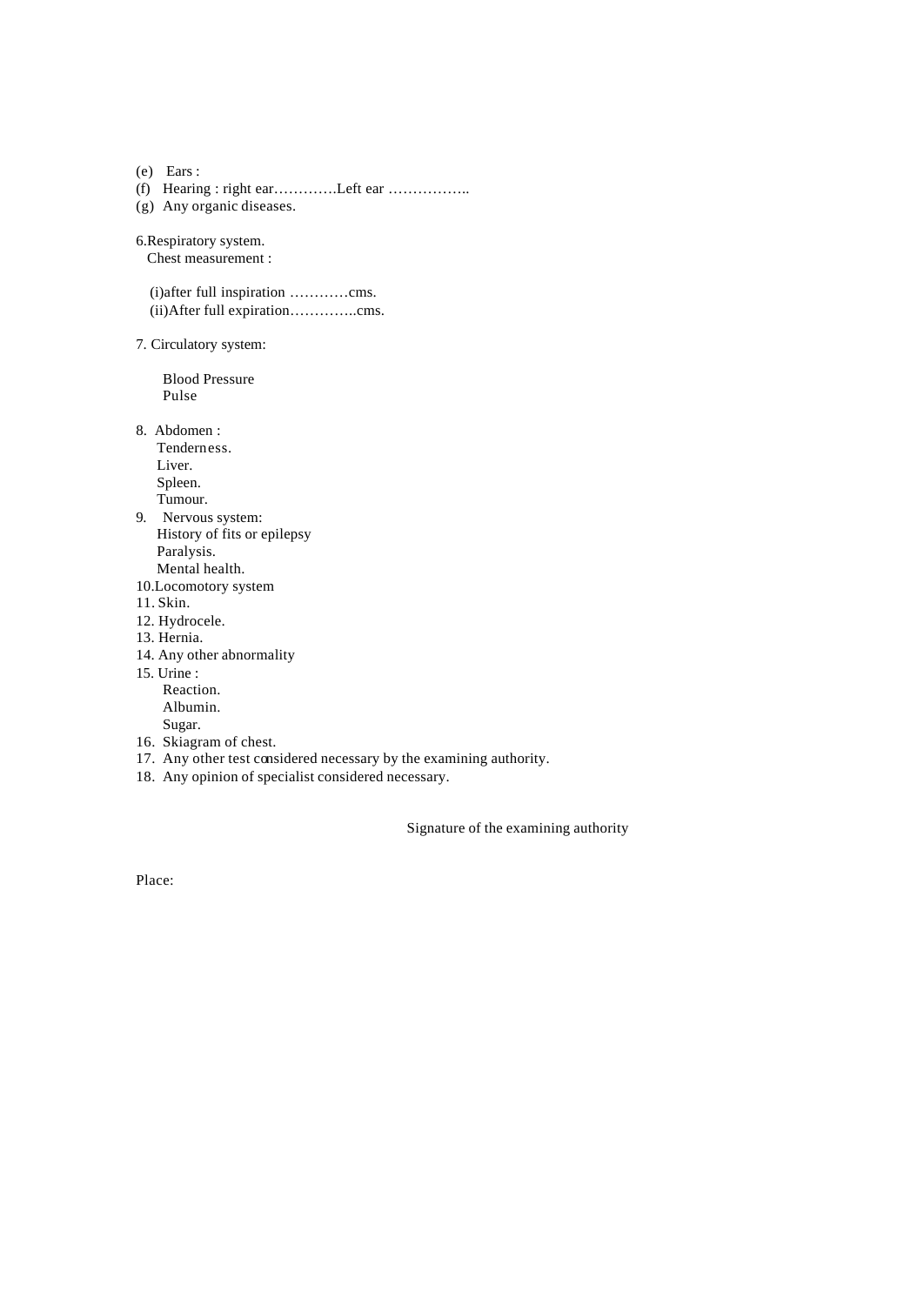(e) Ears :

(f) Hearing : right ear………….Left ear ……………..

(g) Any organic diseases.

6.Respiratory system.

Chest measurement :

(i)after full inspiration …………cms.

(ii)After full expiration…………..cms.

7. Circulatory system:

Blood Pressure

Pulse

8. Abdomen :

Tenderness.

Liver.

Spleen.

Tumour.

9. Nervous system:

History of fits or epilepsy

Paralysis.

Mental health.

10.Locomotory system

11. Skin.

12. Hydrocele.

13. Hernia.

14. Any other abnormality

15. Urine :

Reaction.

Albumin.

Sugar.

16. Skiagram of chest.

17. Any other test considered necessary by the examining authority.

18. Any opinion of specialist considered necessary.

Signature of the examining authority

Place: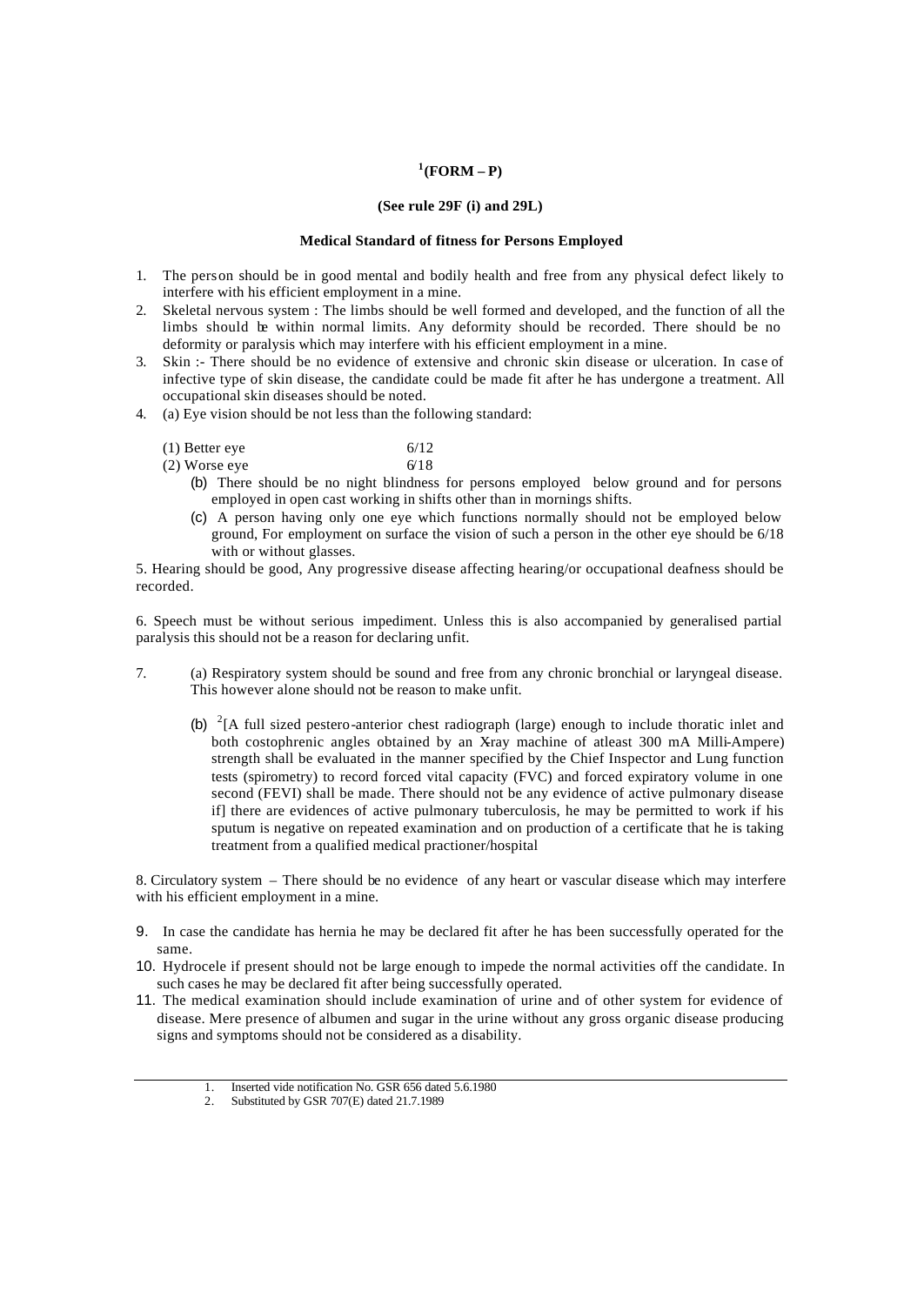**[1](FORM – P)**

**(See rule 29F (i) and 29L)**

**Medical Standard of fitness for Persons Employed**

1. The person should be in good mental and bodily health and free from any physical defect likely to interfere with his efficient employment in a mine.
2. Skeletal nervous system : The limbs should be well formed and developed, and the function of all the limbs should be within normal limits. Any deformity should be recorded. There should be no deformity or paralysis which may interfere with his efficient employment in a mine.
3. Skin :- There should be no evidence of extensive and chronic skin disease or ulceration. In case of infective type of skin disease, the candidate could be made fit after he has undergone a treatment. All occupational skin diseases should be noted.
4. (a) Eye vision should be not less than the following standard:

   (1) Better eye 6/12
   (2) Worse eye 6/18

   (b) There should be no night blindness for persons employed below ground and for persons employed in open cast working in shifts other than in mornings shifts.

   (c) A person having only one eye which functions normally should not be employed below ground, For employment on surface the vision of such a person in the other eye should be 6/18 with or without glasses.

5. Hearing should be good, Any progressive disease affecting hearing/or occupational deafness should be recorded.

6. Speech must be without serious impediment. Unless this is also accompanied by generalised partial paralysis this should not be a reason for declaring unfit.

7. (a) Respiratory system should be sound and free from any chronic bronchial or laryngeal disease. This however alone should not be reason to make unfit.

   (b) [2][A full sized pestero-anterior chest radiograph (large) enough to include thoratic inlet and both costophrenic angles obtained by an X-ray machine of atleast 300 mA Milli-Ampere) strength shall be evaluated in the manner specified by the Chief Inspector and Lung function tests (spirometry) to record forced vital capacity (FVC) and forced expiratory volume in one second (FEVI) shall be made. There should not be any evidence of active pulmonary disease if] there are evidences of active pulmonary tuberculosis, he may be permitted to work if his sputum is negative on repeated examination and on production of a certificate that he is taking treatment from a qualified medical practioner/hospital

8. Circulatory system – There should be no evidence of any heart or vascular disease which may interfere with his efficient employment in a mine.

9. In case the candidate has hernia he may be declared fit after he has been successfully operated for the same.
10. Hydrocele if present should not be large enough to impede the normal activities off the candidate. In such cases he may be declared fit after being successfully operated.
11. The medical examination should include examination of urine and of other system for evidence of disease. Mere presence of albumen and sugar in the urine without any gross organic disease producing signs and symptoms should not be considered as a disability.

---

1. Inserted vide notification No. GSR 656 dated 5.6.1980
2. Substituted by GSR 707(E) dated 21.7.1989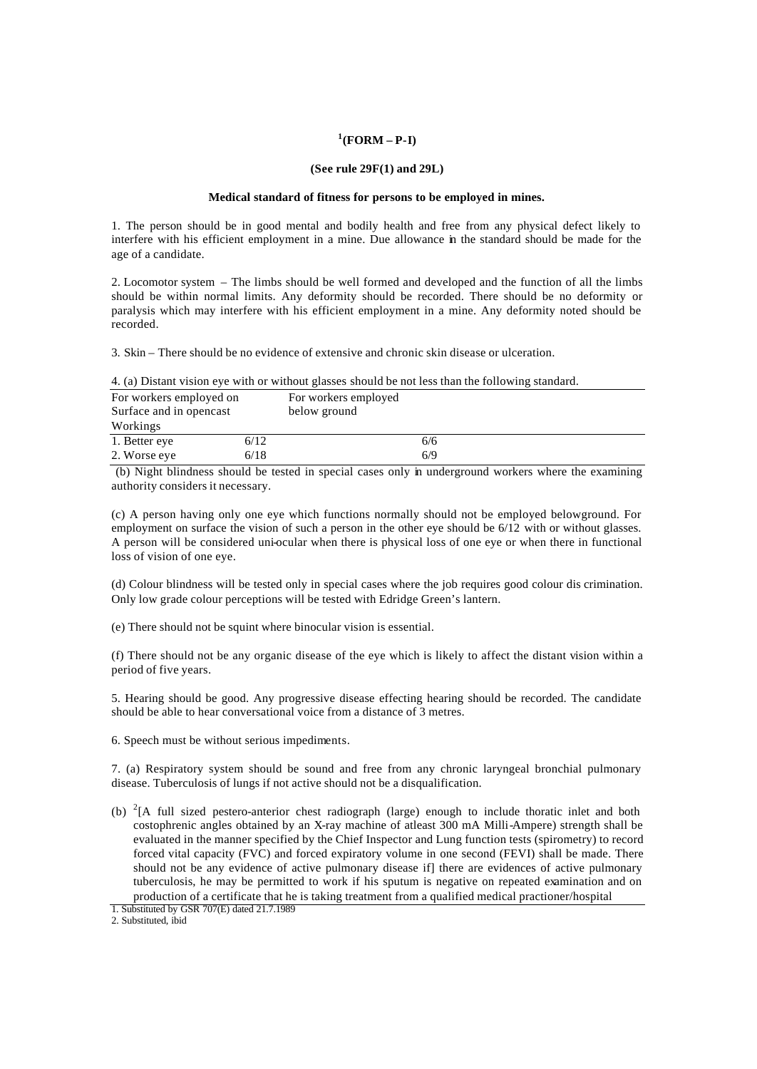## [1](FORM – P-I)

### (See rule 29F(1) and 29L)

### Medical standard of fitness for persons to be employed in mines.

1. The person should be in good mental and bodily health and free from any physical defect likely to interfere with his efficient employment in a mine. Due allowance in the standard should be made for the age of a candidate.

2. Locomotor system – The limbs should be well formed and developed and the function of all the limbs should be within normal limits. Any deformity should be recorded. There should be no deformity or paralysis which may interfere with his efficient employment in a mine. Any deformity noted should be recorded.

3. Skin – There should be no evidence of extensive and chronic skin disease or ulceration.

4. (a) Distant vision eye with or without glasses should be not less than the following standard.

| For workers employed on Surface and in opencast Workings | | For workers employed below ground |
|---|---|---|
| 1. Better eye | 6/12 | 6/6 |
| 2. Worse eye | 6/18 | 6/9 |

(b) Night blindness should be tested in special cases only in underground workers where the examining authority considers it necessary.

(c) A person having only one eye which functions normally should not be employed belowground. For employment on surface the vision of such a person in the other eye should be 6/12 with or without glasses. A person will be considered uni-ocular when there is physical loss of one eye or when there in functional loss of vision of one eye.

(d) Colour blindness will be tested only in special cases where the job requires good colour dis crimination. Only low grade colour perceptions will be tested with Edridge Green's lantern.

(e) There should not be squint where binocular vision is essential.

(f) There should not be any organic disease of the eye which is likely to affect the distant vision within a period of five years.

5. Hearing should be good. Any progressive disease effecting hearing should be recorded. The candidate should be able to hear conversational voice from a distance of 3 metres.

6. Speech must be without serious impediments.

7. (a) Respiratory system should be sound and free from any chronic laryngeal bronchial pulmonary disease. Tuberculosis of lungs if not active should not be a disqualification.

(b) [2][A full sized pestero-anterior chest radiograph (large) enough to include thoratic inlet and both costophrenic angles obtained by an X-ray machine of atleast 300 mA Milli-Ampere) strength shall be evaluated in the manner specified by the Chief Inspector and Lung function tests (spirometry) to record forced vital capacity (FVC) and forced expiratory volume in one second (FEVI) shall be made. There should not be any evidence of active pulmonary disease if] there are evidences of active pulmonary tuberculosis, he may be permitted to work if his sputum is negative on repeated examination and on production of a certificate that he is taking treatment from a qualified medical practioner/hospital

1. Substituted by GSR 707(E) dated 21.7.1989

2. Substituted, ibid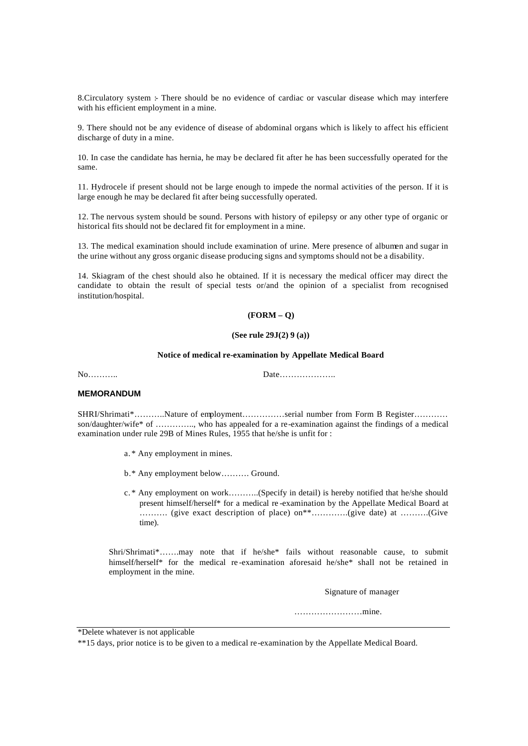8.Circulatory system :- There should be no evidence of cardiac or vascular disease which may interfere with his efficient employment in a mine.

9. There should not be any evidence of disease of abdominal organs which is likely to affect his efficient discharge of duty in a mine.

10. In case the candidate has hernia, he may be declared fit after he has been successfully operated for the same.

11. Hydrocele if present should not be large enough to impede the normal activities of the person. If it is large enough he may be declared fit after being successfully operated.

12. The nervous system should be sound. Persons with history of epilepsy or any other type of organic or historical fits should not be declared fit for employment in a mine.

13. The medical examination should include examination of urine. Mere presence of albumen and sugar in the urine without any gross organic disease producing signs and symptoms should not be a disability.

14. Skiagram of the chest should also he obtained. If it is necessary the medical officer may direct the candidate to obtain the result of special tests or/and the opinion of a specialist from recognised institution/hospital.

**(FORM – Q)**

**(See rule 29J(2) 9 (a))**

**Notice of medical re-examination by Appellate Medical Board**

No……….. Date………………..

**MEMORANDUM**

SHRI/Shrimati*………..Nature of employment……………serial number from Form B Register………… son/daughter/wife* of ………….., who has appealed for a re-examination against the findings of a medical examination under rule 29B of Mines Rules, 1955 that he/she is unfit for :

a. * Any employment in mines.

b. * Any employment below………. Ground.

c. * Any employment on work………..(Specify in detail) is hereby notified that he/she should present himself/herself* for a medical re-examination by the Appellate Medical Board at ………. (give exact description of place) on**………….(give date) at ……….(Give time).

Shri/Shrimati*…….may note that if he/she* fails without reasonable cause, to submit himself/herself* for the medical re-examination aforesaid he/she* shall not be retained in employment in the mine.

Signature of manager

……………………mine.

---

*Delete whatever is not applicable

**15 days, prior notice is to be given to a medical re-examination by the Appellate Medical Board.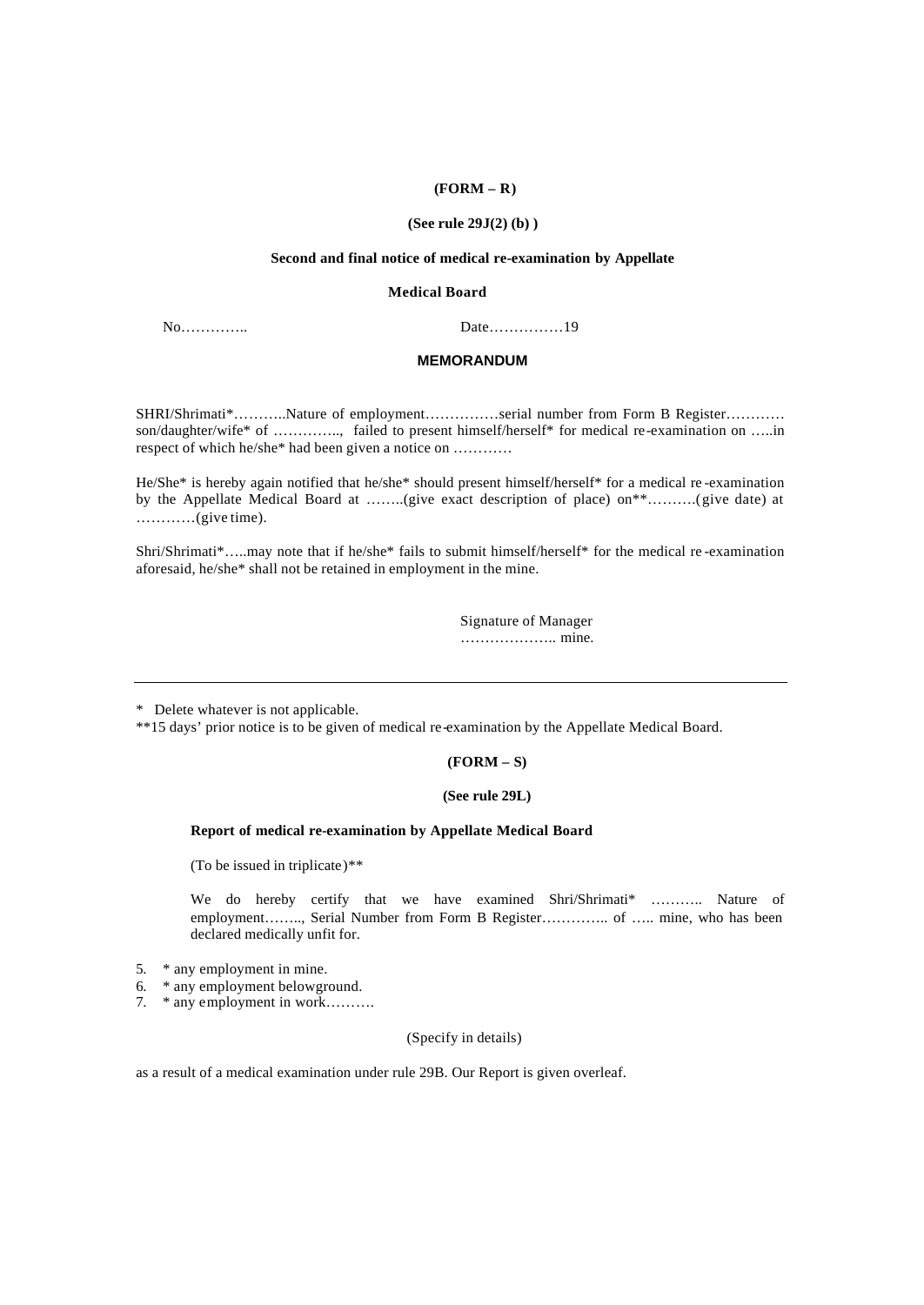**(FORM – R)**

**(See rule 29J(2) (b) )**

**Second and final notice of medical re-examination by Appellate Medical Board**

No………….. Date……………19

**MEMORANDUM**

SHRI/Shrimati*………..Nature of employment……………serial number from Form B Register………… son/daughter/wife* of ………….., failed to present himself/herself* for medical re-examination on …..in respect of which he/she* had been given a notice on …………

He/She* is hereby again notified that he/she* should present himself/herself* for a medical re-examination by the Appellate Medical Board at ……..(give exact description of place) on**……….(give date) at …………(give time).

Shri/Shrimati*…..may note that if he/she* fails to submit himself/herself* for the medical re-examination aforesaid, he/she* shall not be retained in employment in the mine.

Signature of Manager
……………….. mine.

---

* Delete whatever is not applicable.

**15 days' prior notice is to be given of medical re-examination by the Appellate Medical Board.

**(FORM – S)**

**(See rule 29L)**

**Report of medical re-examination by Appellate Medical Board**

(To be issued in triplicate)**

We do hereby certify that we have examined Shri/Shrimati* ……….. Nature of employment…….., Serial Number from Form B Register………….. of ….. mine, who has been declared medically unfit for.

5. * any employment in mine.
6. * any employment belowground.
7. * any employment in work……….

(Specify in details)

as a result of a medical examination under rule 29B. Our Report is given overleaf.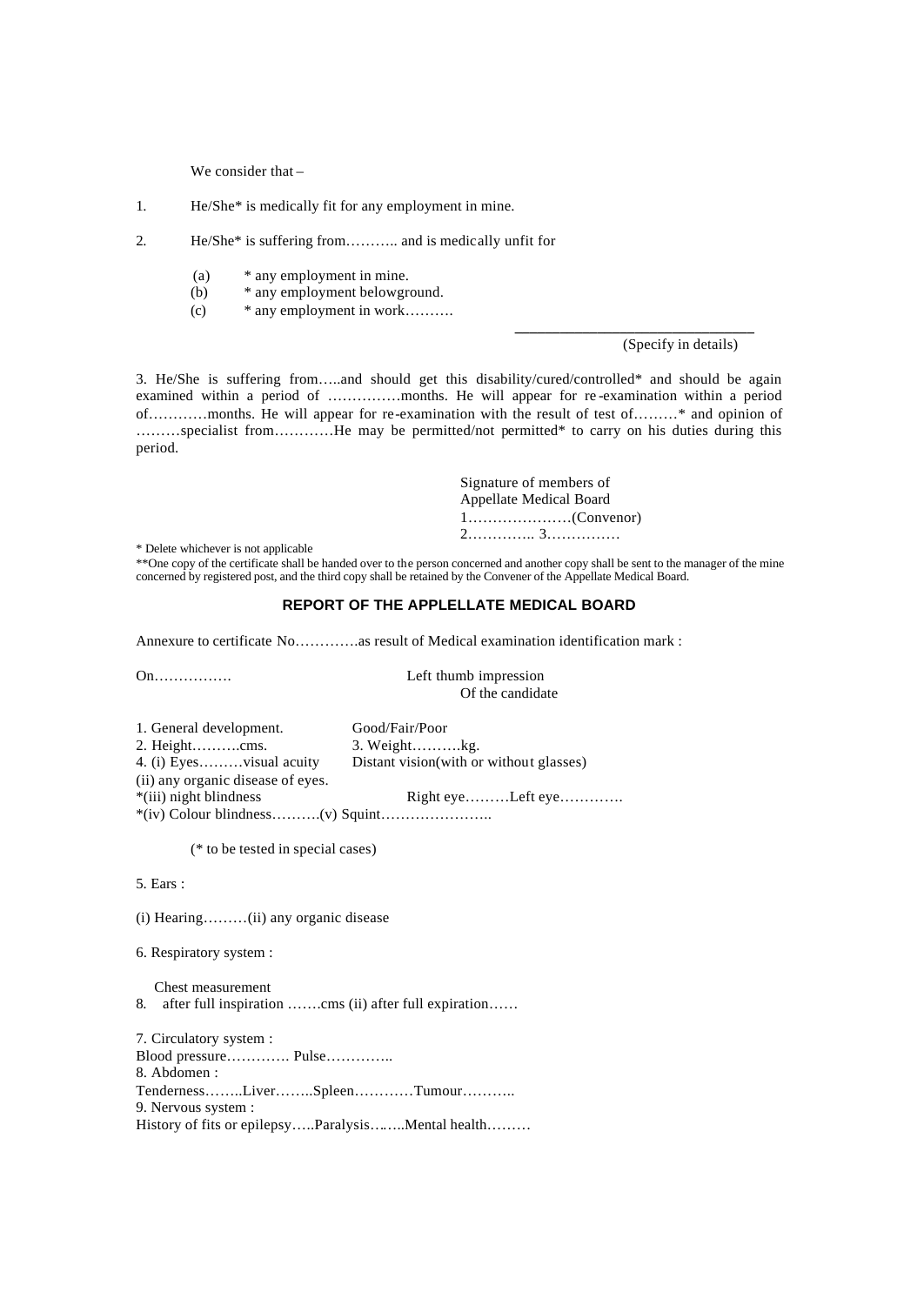We consider that –

1. He/She* is medically fit for any employment in mine.

2. He/She* is suffering from……….. and is medically unfit for

   (a) * any employment in mine.
   (b) * any employment belowground.
   (c) * any employment in work……….

   ______________________________
   (Specify in details)

3. He/She is suffering from…..and should get this disability/cured/controlled* and should be again examined within a period of ……………months. He will appear for re-examination within a period of…………months. He will appear for re-examination with the result of test of………* and opinion of ………specialist from…………He may be permitted/not permitted* to carry on his duties during this period.

Signature of members of
Appellate Medical Board
1…………………(Convenor)
2………….. 3……………

* Delete whichever is not applicable

**One copy of the certificate shall be handed over to the person concerned and another copy shall be sent to the manager of the mine concerned by registered post, and the third copy shall be retained by the Convener of the Appellate Medical Board.

## REPORT OF THE APPELLATE MEDICAL BOARD

Annexure to certificate No………….as result of Medical examination identification mark :

On…………….

Left thumb impression
Of the candidate

1. General development. Good/Fair/Poor
2. Height……….cms. 3. Weight……….kg.
4. (i) Eyes………visual acuity Distant vision(with or without glasses)
(ii) any organic disease of eyes.
*(iii) night blindness Right eye………Left eye………….
*(iv) Colour blindness……….(v) Squint…………………..

(* to be tested in special cases)

5. Ears :

(i) Hearing………(ii) any organic disease

6. Respiratory system :

Chest measurement
8. after full inspiration …….cms (ii) after full expiration……

7. Circulatory system :
Blood pressure…………. Pulse…………..
8. Abdomen :
Tenderness……..Liver……..Spleen…………Tumour………..
9. Nervous system :
History of fits or epilepsy…..Paralysis……..Mental health………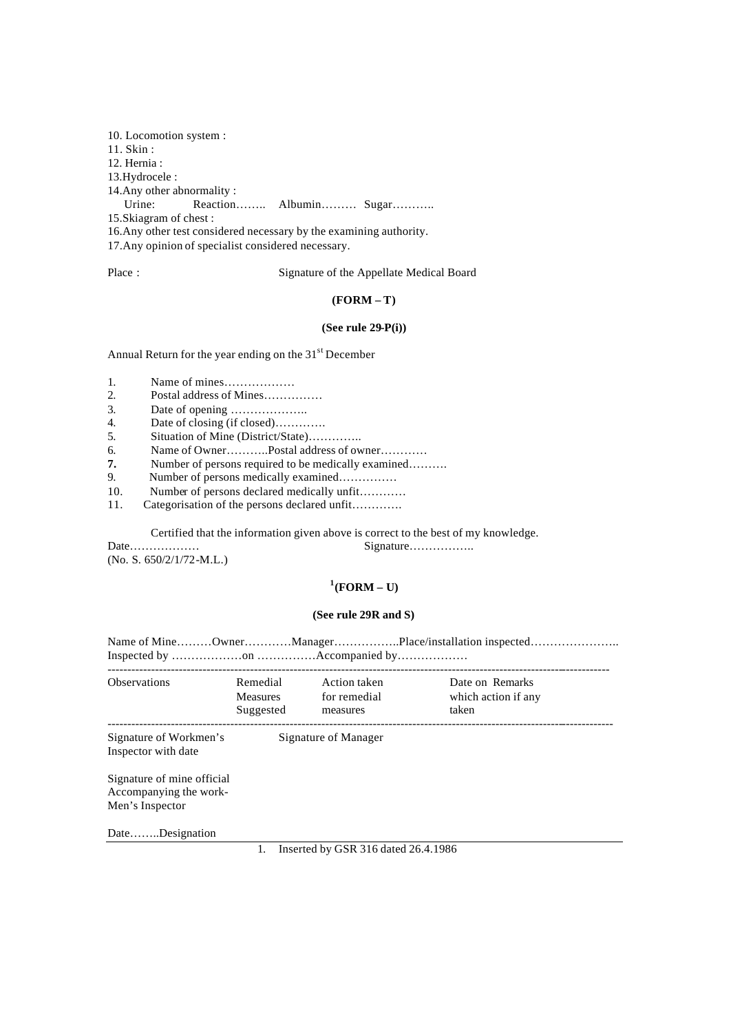10. Locomotion system :
11. Skin :
12. Hernia :
13.Hydrocele :
14.Any other abnormality :
    Urine: Reaction…….. Albumin……… Sugar………..
15.Skiagram of chest :
16.Any other test considered necessary by the examining authority.
17.Any opinion of specialist considered necessary.

Place : Signature of the Appellate Medical Board

**(FORM – T)**

**(See rule 29-P(i))**

Annual Return for the year ending on the 31st December

1. Name of mines………………
2. Postal address of Mines……………
3. Date of opening ………………..
4. Date of closing (if closed)………….
5. Situation of Mine (District/State)…………..
6. Name of Owner………..Postal address of owner…………
**7.** Number of persons required to be medically examined……….
9. Number of persons medically examined……………
10. Number of persons declared medically unfit…………
11. Categorisation of the persons declared unfit………….

Certified that the information given above is correct to the best of my knowledge.

Date……………… Signature……………..

(No. S. 650/2/1/72-M.L.)

**[1](FORM – U)**

**(See rule 29R and S)**

Name of Mine………Owner…………Manager……………..Place/installation inspected…………………..
Inspected by ………………on ……………Accompanied by………………

| Observations | Remedial Measures Suggested | Action taken for remedial measures | Date on which action taken | Remarks if any |
|---|---|---|---|---|

Signature of Workmen's Inspector with date

Signature of Manager

Signature of mine official Accompanying the work-Men's Inspector

Date……..Designation

1. Inserted by GSR 316 dated 26.4.1986